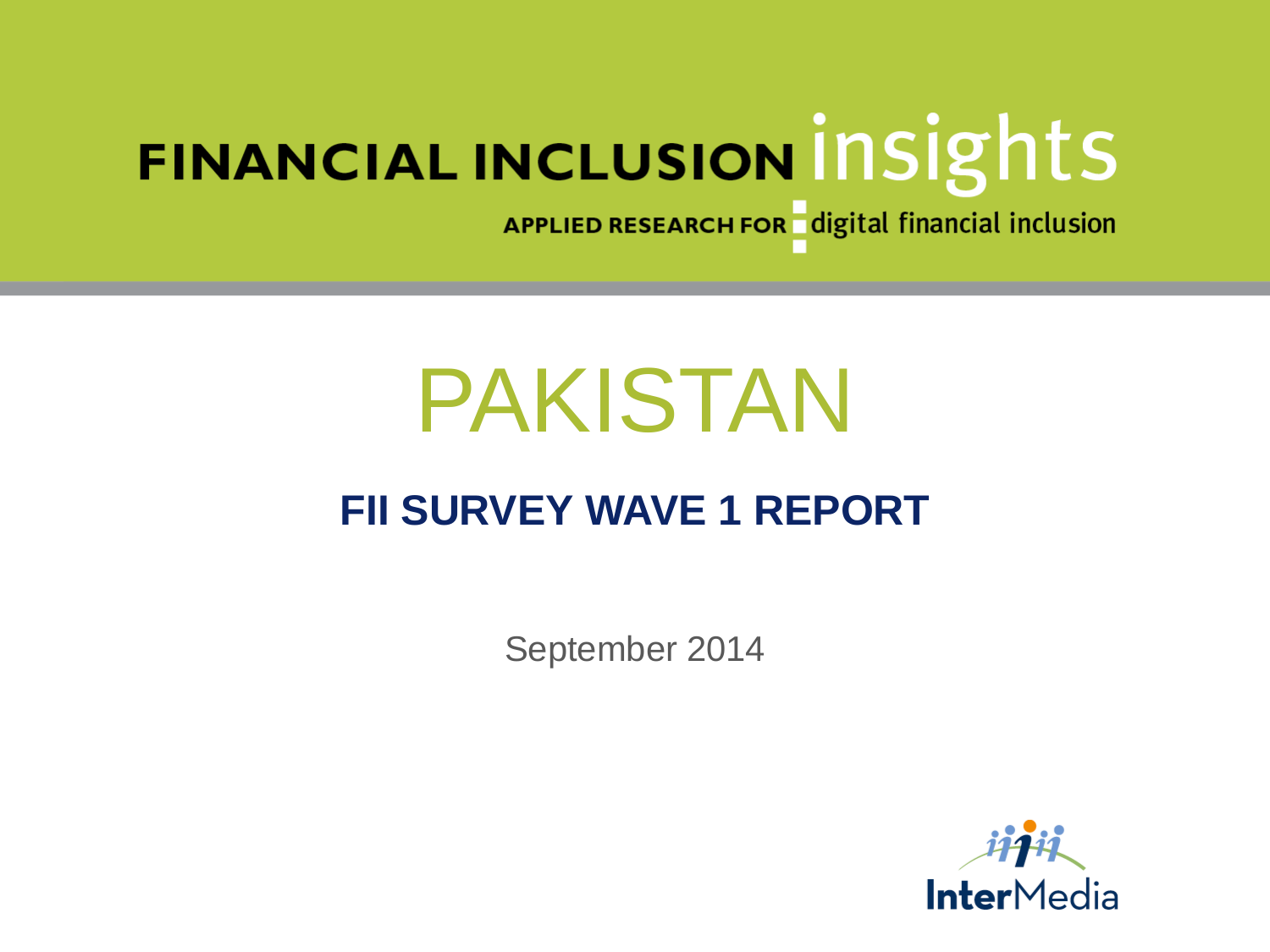FINANCIAL INCLUSION insights

APPLIED RESEARCH FOR digital financial inclusion

# PAKISTAN

## FII SURVEY WAVE 1 REPORT

September 2014

InterMedia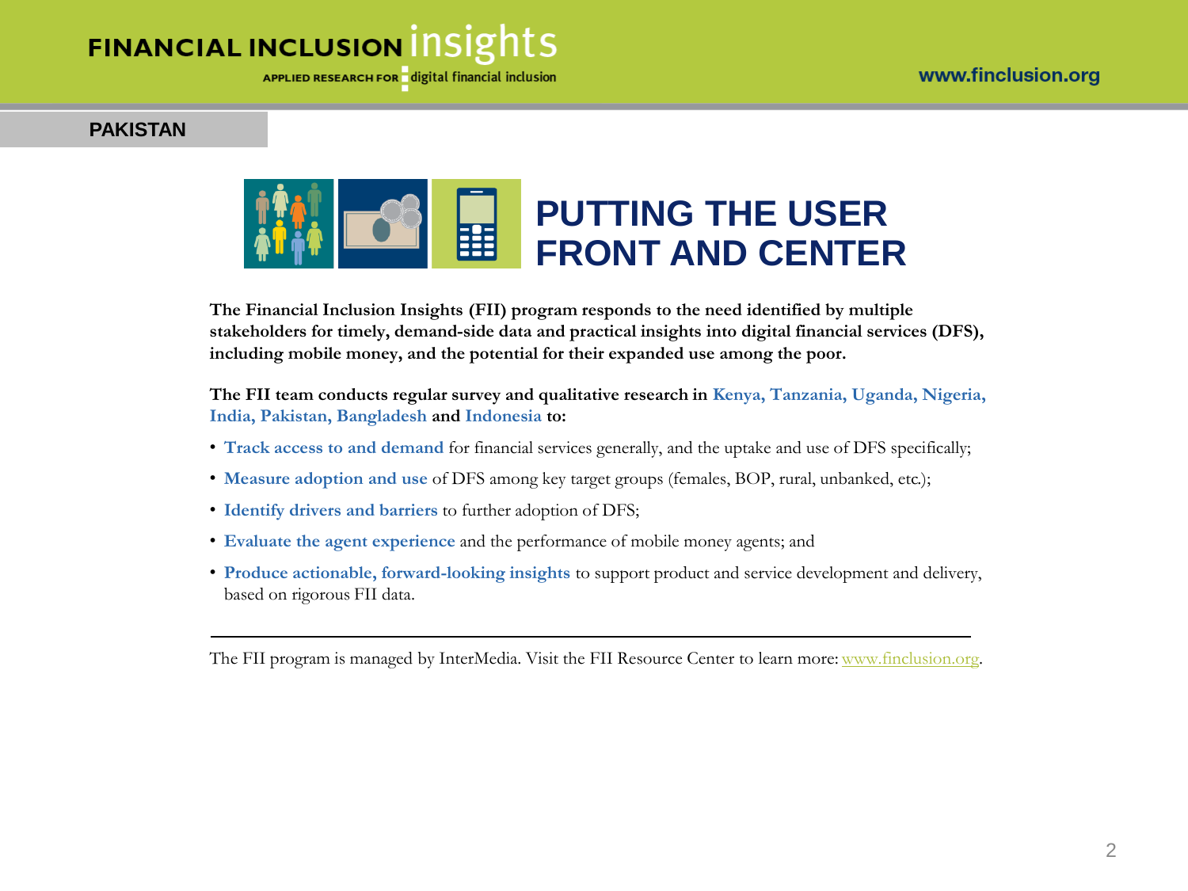PAKISTAN

# PUTTING THE USER FRONT AND CENTER

**The Financial Inclusion Insights (FII) program responds to the need identified by multiple stakeholders for timely, demand-side data and practical insights into digital financial services (DFS), including mobile money, and the potential for their expanded use among the poor.**

**The FII team conducts regular survey and qualitative research in Kenya, Tanzania, Uganda, Nigeria, India, Pakistan, Bangladesh and Indonesia to:**

- **Track access to and demand** for financial services generally, and the uptake and use of DFS specifically;
- **Measure adoption and use** of DFS among key target groups (females, BOP, rural, unbanked, etc.);
- **Identify drivers and barriers** to further adoption of DFS;
- **Evaluate the agent experience** and the performance of mobile money agents; and
- **Produce actionable, forward-looking insights** to support product and service development and delivery, based on rigorous FII data.

---

The FII program is managed by InterMedia. Visit the FII Resource Center to learn more: www.finclusion.org.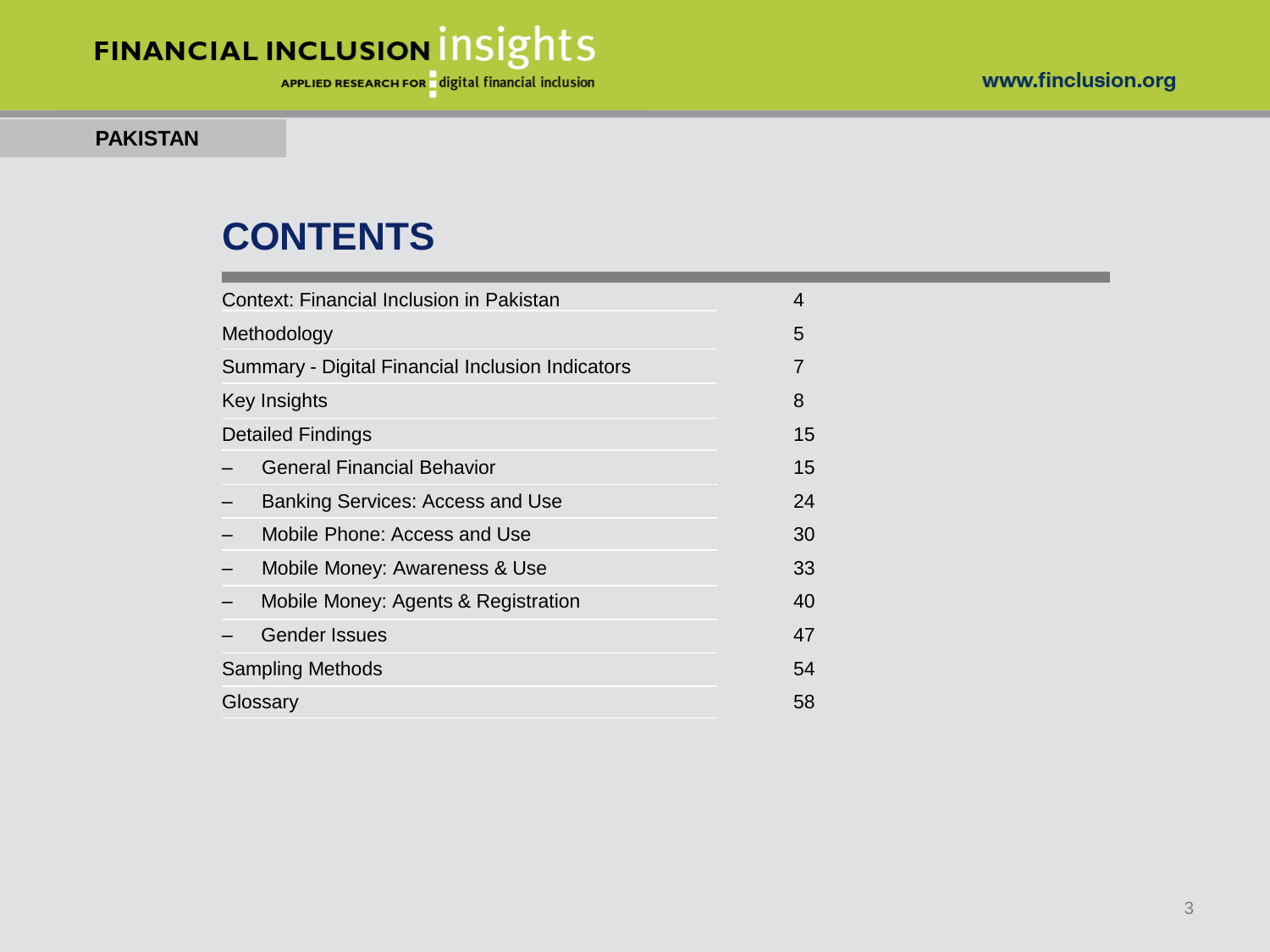PAKISTAN

# CONTENTS

| | |
|---|---|
| Context: Financial Inclusion in Pakistan | 4 |
| Methodology | 5 |
| Summary - Digital Financial Inclusion Indicators | 7 |
| Key Insights | 8 |
| Detailed Findings | 15 |
| – General Financial Behavior | 15 |
| – Banking Services: Access and Use | 24 |
| – Mobile Phone: Access and Use | 30 |
| – Mobile Money: Awareness & Use | 33 |
| – Mobile Money: Agents & Registration | 40 |
| – Gender Issues | 47 |
| Sampling Methods | 54 |
| Glossary | 58 |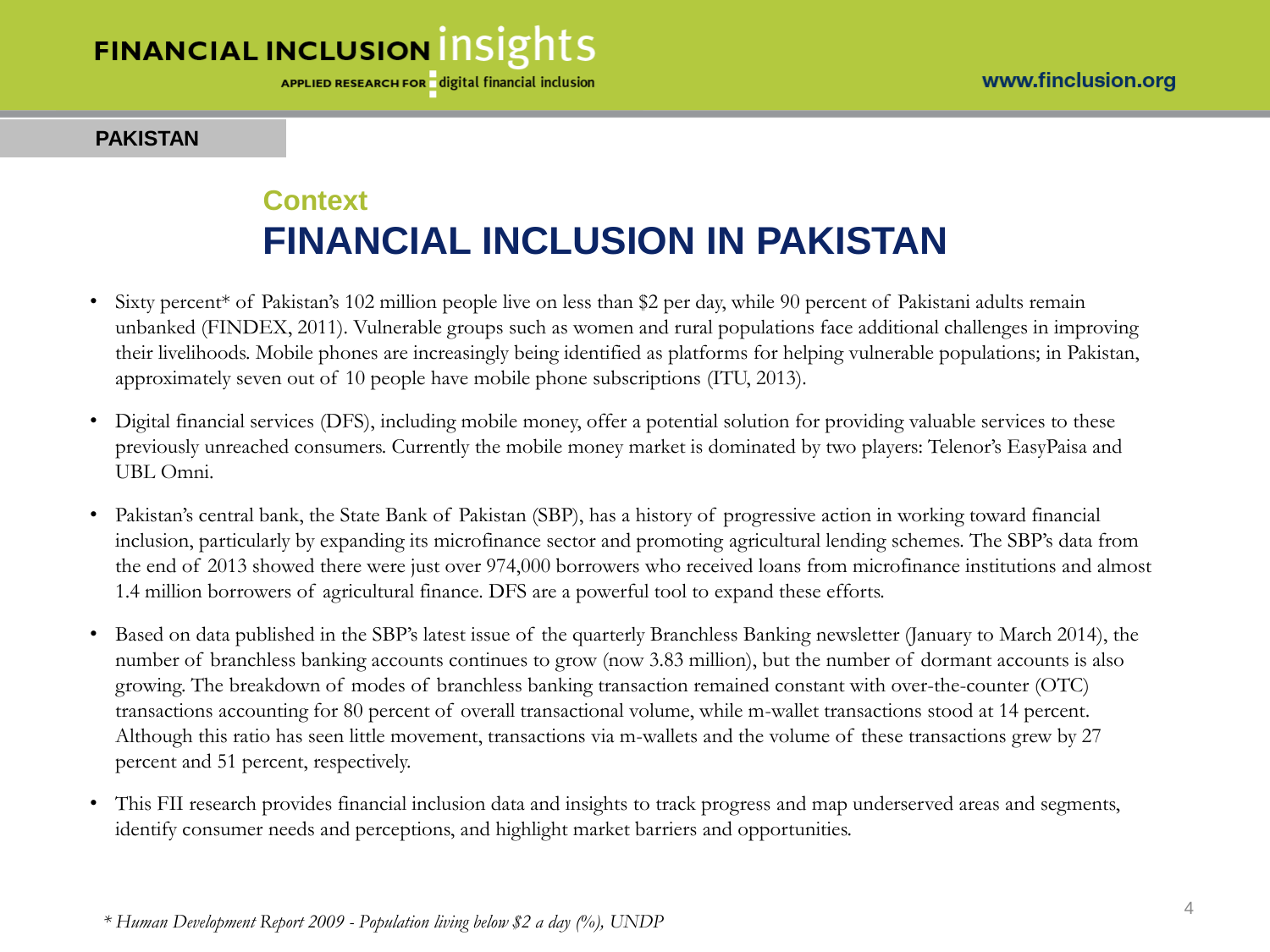PAKISTAN

## Context

# FINANCIAL INCLUSION IN PAKISTAN

- Sixty percent* of Pakistan's 102 million people live on less than $2 per day, while 90 percent of Pakistani adults remain unbanked (FINDEX, 2011). Vulnerable groups such as women and rural populations face additional challenges in improving their livelihoods. Mobile phones are increasingly being identified as platforms for helping vulnerable populations; in Pakistan, approximately seven out of 10 people have mobile phone subscriptions (ITU, 2013).
- Digital financial services (DFS), including mobile money, offer a potential solution for providing valuable services to these previously unreached consumers. Currently the mobile money market is dominated by two players: Telenor's EasyPaisa and UBL Omni.
- Pakistan's central bank, the State Bank of Pakistan (SBP), has a history of progressive action in working toward financial inclusion, particularly by expanding its microfinance sector and promoting agricultural lending schemes. The SBP's data from the end of 2013 showed there were just over 974,000 borrowers who received loans from microfinance institutions and almost 1.4 million borrowers of agricultural finance. DFS are a powerful tool to expand these efforts.
- Based on data published in the SBP's latest issue of the quarterly Branchless Banking newsletter (January to March 2014), the number of branchless banking accounts continues to grow (now 3.83 million), but the number of dormant accounts is also growing. The breakdown of modes of branchless banking transaction remained constant with over-the-counter (OTC) transactions accounting for 80 percent of overall transactional volume, while m-wallet transactions stood at 14 percent. Although this ratio has seen little movement, transactions via m-wallets and the volume of these transactions grew by 27 percent and 51 percent, respectively.
- This FII research provides financial inclusion data and insights to track progress and map underserved areas and segments, identify consumer needs and perceptions, and highlight market barriers and opportunities.

*\* Human Development Report 2009 - Population living below $2 a day (%), UNDP*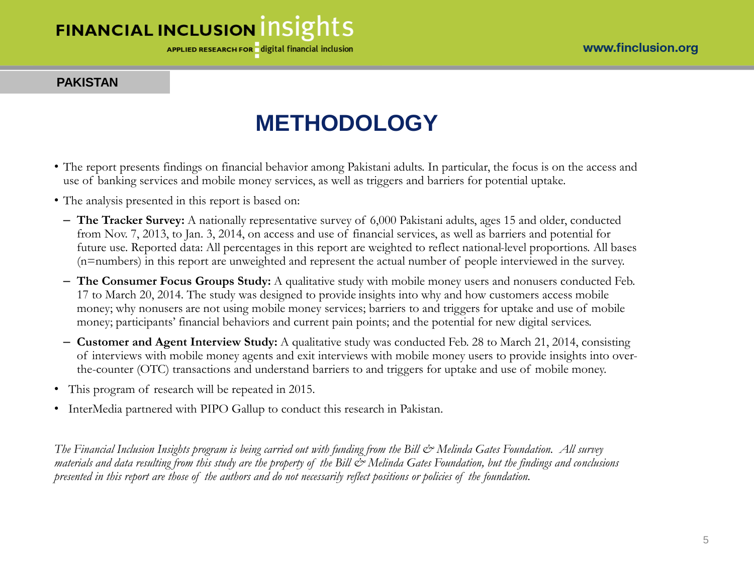PAKISTAN

# METHODOLOGY

- The report presents findings on financial behavior among Pakistani adults. In particular, the focus is on the access and use of banking services and mobile money services, as well as triggers and barriers for potential uptake.
- The analysis presented in this report is based on:
  - **The Tracker Survey:** A nationally representative survey of 6,000 Pakistani adults, ages 15 and older, conducted from Nov. 7, 2013, to Jan. 3, 2014, on access and use of financial services, as well as barriers and potential for future use. Reported data: All percentages in this report are weighted to reflect national-level proportions. All bases (n=numbers) in this report are unweighted and represent the actual number of people interviewed in the survey.
  - **The Consumer Focus Groups Study:** A qualitative study with mobile money users and nonusers conducted Feb. 17 to March 20, 2014. The study was designed to provide insights into why and how customers access mobile money; why nonusers are not using mobile money services; barriers to and triggers for uptake and use of mobile money; participants' financial behaviors and current pain points; and the potential for new digital services.
  - **Customer and Agent Interview Study:** A qualitative study was conducted Feb. 28 to March 21, 2014, consisting of interviews with mobile money agents and exit interviews with mobile money users to provide insights into over-the-counter (OTC) transactions and understand barriers to and triggers for uptake and use of mobile money.
- This program of research will be repeated in 2015.
- InterMedia partnered with PIPO Gallup to conduct this research in Pakistan.

*The Financial Inclusion Insights program is being carried out with funding from the Bill & Melinda Gates Foundation. All survey materials and data resulting from this study are the property of the Bill & Melinda Gates Foundation, but the findings and conclusions presented in this report are those of the authors and do not necessarily reflect positions or policies of the foundation.*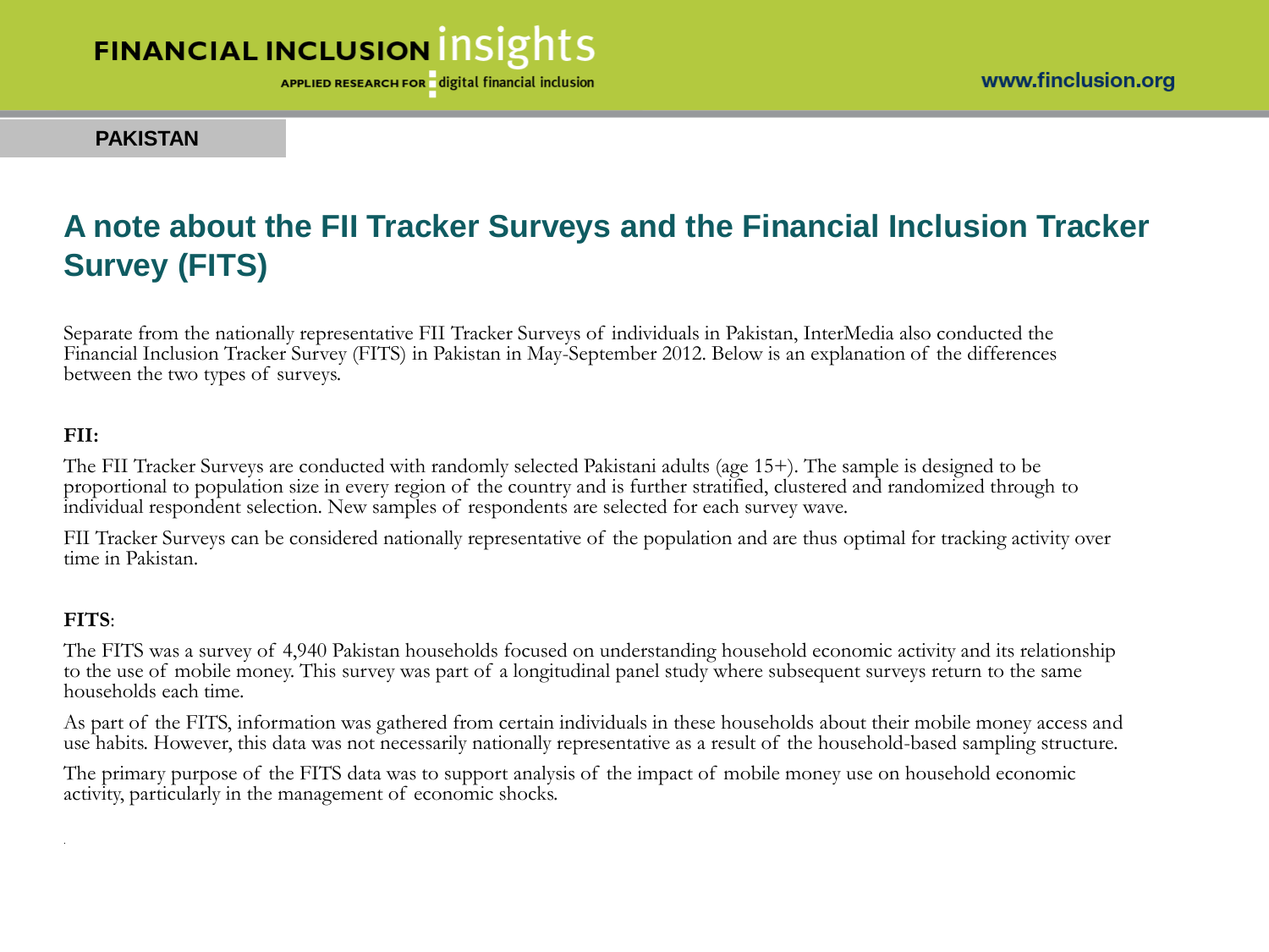PAKISTAN

# A note about the FII Tracker Surveys and the Financial Inclusion Tracker Survey (FITS)

Separate from the nationally representative FII Tracker Surveys of individuals in Pakistan, InterMedia also conducted the Financial Inclusion Tracker Survey (FITS) in Pakistan in May-September 2012. Below is an explanation of the differences between the two types of surveys.

**FII:**

The FII Tracker Surveys are conducted with randomly selected Pakistani adults (age 15+). The sample is designed to be proportional to population size in every region of the country and is further stratified, clustered and randomized through to individual respondent selection. New samples of respondents are selected for each survey wave.

FII Tracker Surveys can be considered nationally representative of the population and are thus optimal for tracking activity over time in Pakistan.

**FITS**:

The FITS was a survey of 4,940 Pakistan households focused on understanding household economic activity and its relationship to the use of mobile money. This survey was part of a longitudinal panel study where subsequent surveys return to the same households each time.

As part of the FITS, information was gathered from certain individuals in these households about their mobile money access and use habits. However, this data was not necessarily nationally representative as a result of the household-based sampling structure.

The primary purpose of the FITS data was to support analysis of the impact of mobile money use on household economic activity, particularly in the management of economic shocks.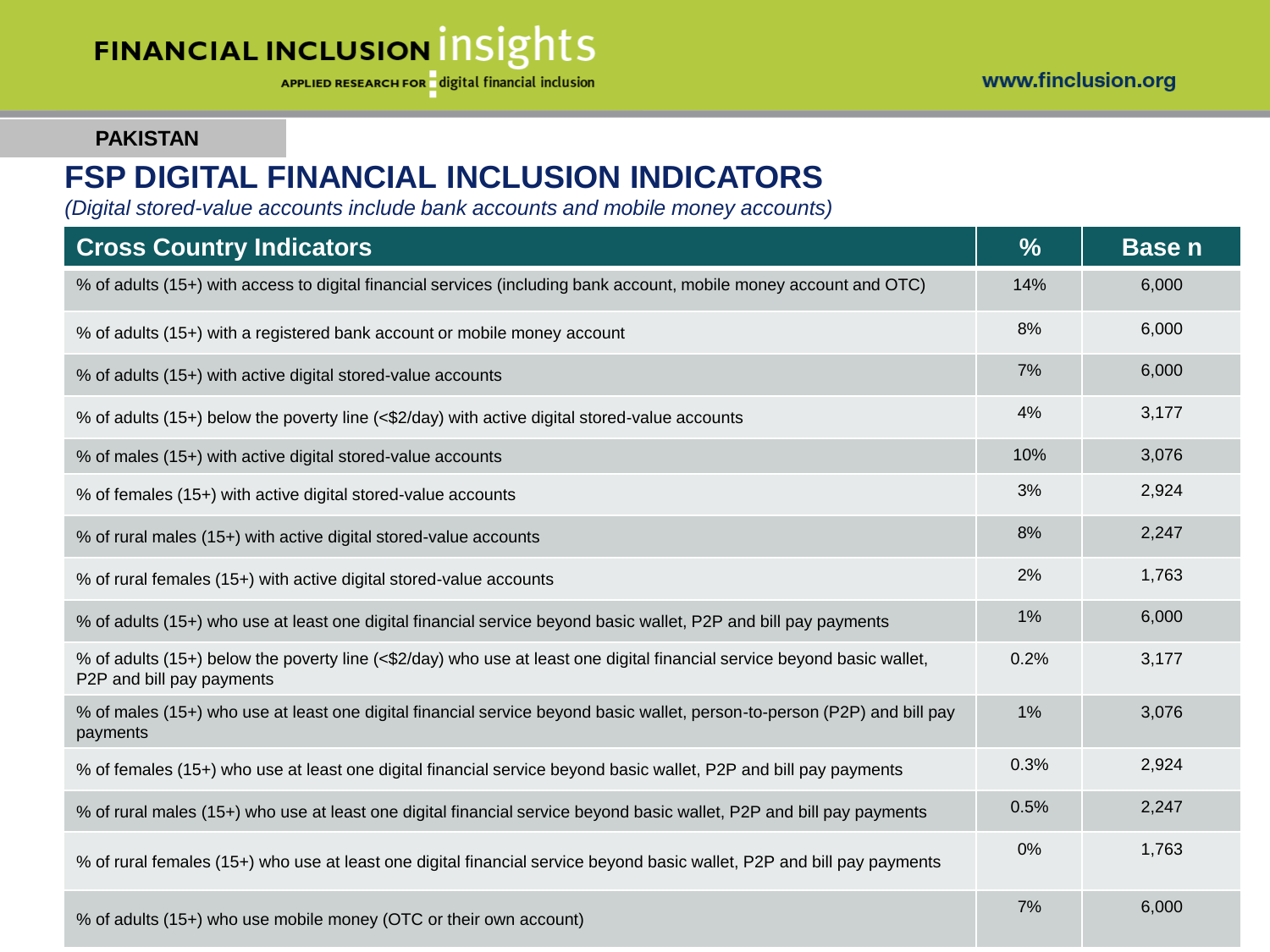PAKISTAN

# FSP DIGITAL FINANCIAL INCLUSION INDICATORS

*(Digital stored-value accounts include bank accounts and mobile money accounts)*

| Cross Country Indicators | % | Base n |
|---|---|---|
| % of adults (15+) with access to digital financial services (including bank account, mobile money account and OTC) | 14% | 6,000 |
| % of adults (15+) with a registered bank account or mobile money account | 8% | 6,000 |
| % of adults (15+) with active digital stored-value accounts | 7% | 6,000 |
| % of adults (15+) below the poverty line (<$2/day) with active digital stored-value accounts | 4% | 3,177 |
| % of males (15+) with active digital stored-value accounts | 10% | 3,076 |
| % of females (15+) with active digital stored-value accounts | 3% | 2,924 |
| % of rural males (15+) with active digital stored-value accounts | 8% | 2,247 |
| % of rural females (15+) with active digital stored-value accounts | 2% | 1,763 |
| % of adults (15+) who use at least one digital financial service beyond basic wallet, P2P and bill pay payments | 1% | 6,000 |
| % of adults (15+) below the poverty line (<$2/day) who use at least one digital financial service beyond basic wallet, P2P and bill pay payments | 0.2% | 3,177 |
| % of males (15+) who use at least one digital financial service beyond basic wallet, person-to-person (P2P) and bill pay payments | 1% | 3,076 |
| % of females (15+) who use at least one digital financial service beyond basic wallet, P2P and bill pay payments | 0.3% | 2,924 |
| % of rural males (15+) who use at least one digital financial service beyond basic wallet, P2P and bill pay payments | 0.5% | 2,247 |
| % of rural females (15+) who use at least one digital financial service beyond basic wallet, P2P and bill pay payments | 0% | 1,763 |
| % of adults (15+) who use mobile money (OTC or their own account) | 7% | 6,000 |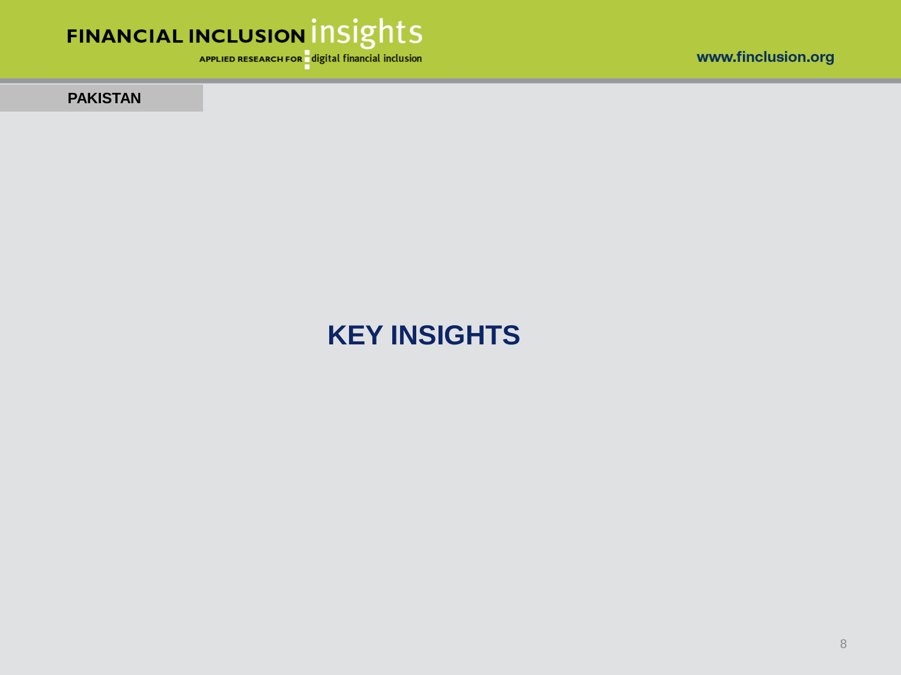PAKISTAN

# KEY INSIGHTS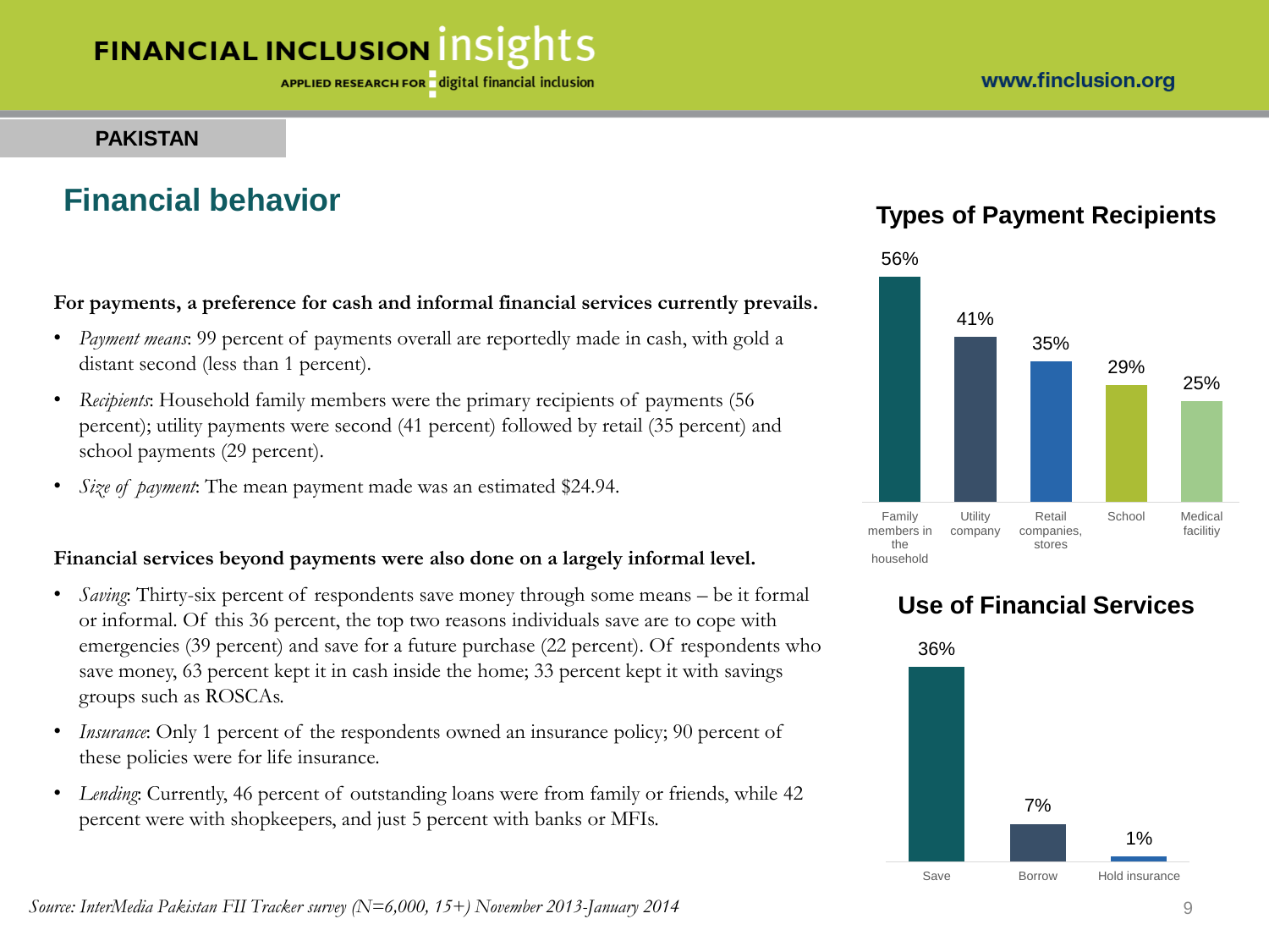## PAKISTAN

# Financial behavior

**For payments, a preference for cash and informal financial services currently prevails.**

- *Payment means*: 99 percent of payments overall are reportedly made in cash, with gold a distant second (less than 1 percent).
- *Recipients*: Household family members were the primary recipients of payments (56 percent); utility payments were second (41 percent) followed by retail (35 percent) and school payments (29 percent).
- *Size of payment*: The mean payment made was an estimated $24.94.

**Financial services beyond payments were also done on a largely informal level.**

- *Saving*: Thirty-six percent of respondents save money through some means – be it formal or informal. Of this 36 percent, the top two reasons individuals save are to cope with emergencies (39 percent) and save for a future purchase (22 percent). Of respondents who save money, 63 percent kept it in cash inside the home; 33 percent kept it with savings groups such as ROSCAs.
- *Insurance*: Only 1 percent of the respondents owned an insurance policy; 90 percent of these policies were for life insurance.
- *Lending*: Currently, 46 percent of outstanding loans were from family or friends, while 42 percent were with shopkeepers, and just 5 percent with banks or MFIs.

### Types of Payment Recipients

| Recipient | Percent |
|---|---|
| Family members in the household | 56% |
| Utility company | 41% |
| Retail companies, stores | 35% |
| School | 29% |
| Medical facilitiy | 25% |

### Use of Financial Services

| Service | Percent |
|---|---|
| Save | 36% |
| Borrow | 7% |
| Hold insurance | 1% |

*Source: InterMedia Pakistan FII Tracker survey (N=6,000, 15+) November 2013-January 2014*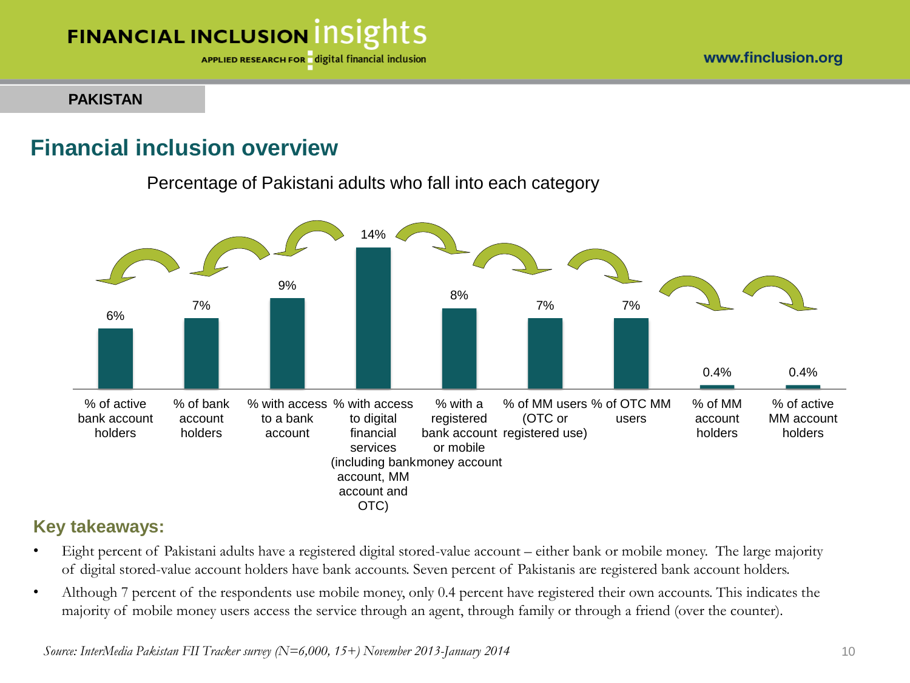PAKISTAN

## Financial inclusion overview

Percentage of Pakistani adults who fall into each category

| Category | Percentage |
|---|---|
| % of active bank account holders | 6% |
| % of bank account holders | 7% |
| % with access to a bank account | 9% |
| % with access to digital financial services (including bank account, MM account and OTC) | 14% |
| % with a registered bank account or mobile money account | 8% |
| % of MM users (OTC or registered use) | 7% |
| % of OTC MM users | 7% |
| % of MM account holders | 0.4% |
| % of active MM account holders | 0.4% |

### Key takeaways:

- Eight percent of Pakistani adults have a registered digital stored-value account – either bank or mobile money. The large majority of digital stored-value account holders have bank accounts. Seven percent of Pakistanis are registered bank account holders.
- Although 7 percent of the respondents use mobile money, only 0.4 percent have registered their own accounts. This indicates the majority of mobile money users access the service through an agent, through family or through a friend (over the counter).

*Source: InterMedia Pakistan FII Tracker survey (N=6,000, 15+) November 2013-January 2014*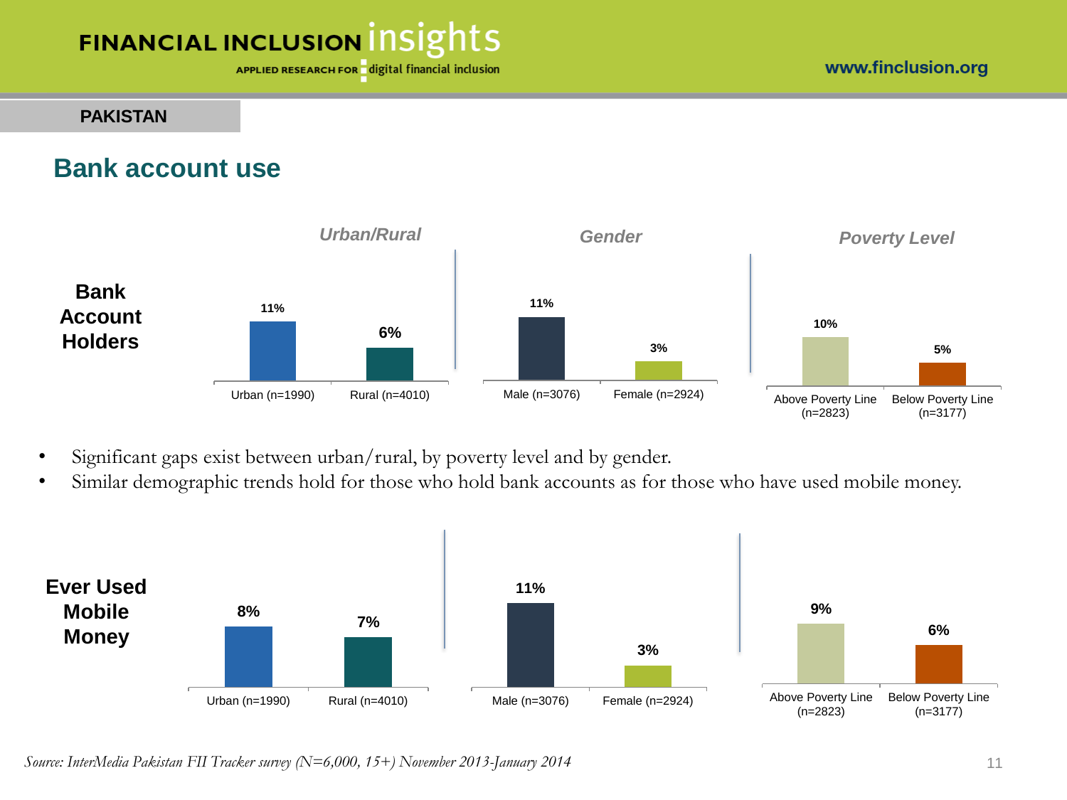## PAKISTAN

# Bank account use

**Bank Account Holders**

| | Urban (n=1990) | Rural (n=4010) | Male (n=3076) | Female (n=2924) | Above Poverty Line (n=2823) | Below Poverty Line (n=3177) |
|---|---|---|---|---|---|---|
| Bank Account Holders | 11% | 6% | 11% | 3% | 10% | 5% |

- Significant gaps exist between urban/rural, by poverty level and by gender.
- Similar demographic trends hold for those who hold bank accounts as for those who have used mobile money.

**Ever Used Mobile Money**

| | Urban (n=1990) | Rural (n=4010) | Male (n=3076) | Female (n=2924) | Above Poverty Line (n=2823) | Below Poverty Line (n=3177) |
|---|---|---|---|---|---|---|
| Ever Used Mobile Money | 8% | 7% | 11% | 3% | 9% | 6% |

*Source: InterMedia Pakistan FII Tracker survey (N=6,000, 15+) November 2013-January 2014*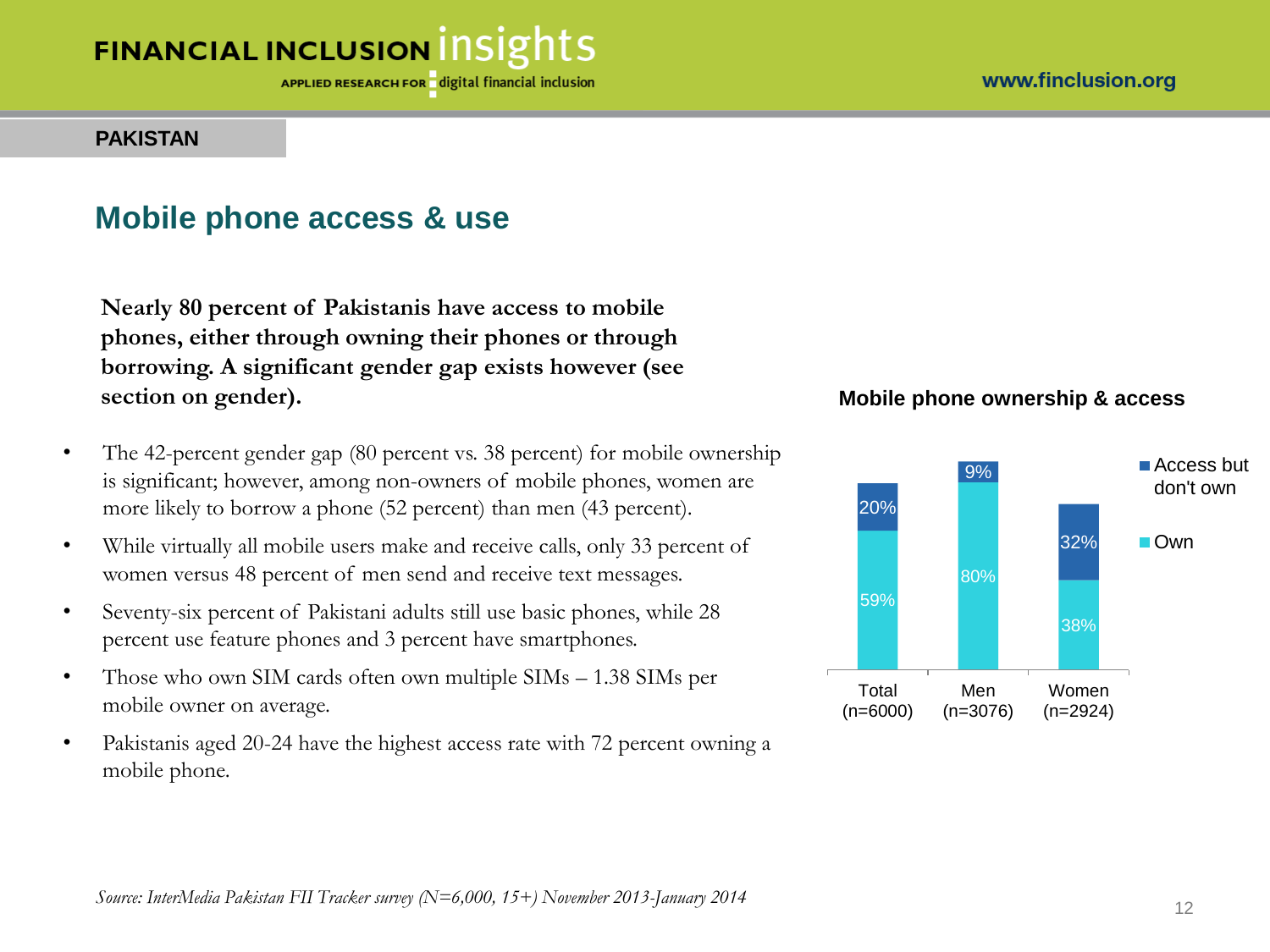**PAKISTAN**

## Mobile phone access & use

**Nearly 80 percent of Pakistanis have access to mobile phones, either through owning their phones or through borrowing. A significant gender gap exists however (see section on gender).**

- The 42-percent gender gap (80 percent vs. 38 percent) for mobile ownership is significant; however, among non-owners of mobile phones, women are more likely to borrow a phone (52 percent) than men (43 percent).
- While virtually all mobile users make and receive calls, only 33 percent of women versus 48 percent of men send and receive text messages.
- Seventy-six percent of Pakistani adults still use basic phones, while 28 percent use feature phones and 3 percent have smartphones.
- Those who own SIM cards often own multiple SIMs – 1.38 SIMs per mobile owner on average.
- Pakistanis aged 20-24 have the highest access rate with 72 percent owning a mobile phone.

**Mobile phone ownership & access**

| | Total (n=6000) | Men (n=3076) | Women (n=2924) |
|---|---|---|---|
| Own | 59% | 80% | 38% |
| Access but don't own | 20% | 9% | 32% |

*Source: InterMedia Pakistan FII Tracker survey (N=6,000, 15+) November 2013-January 2014*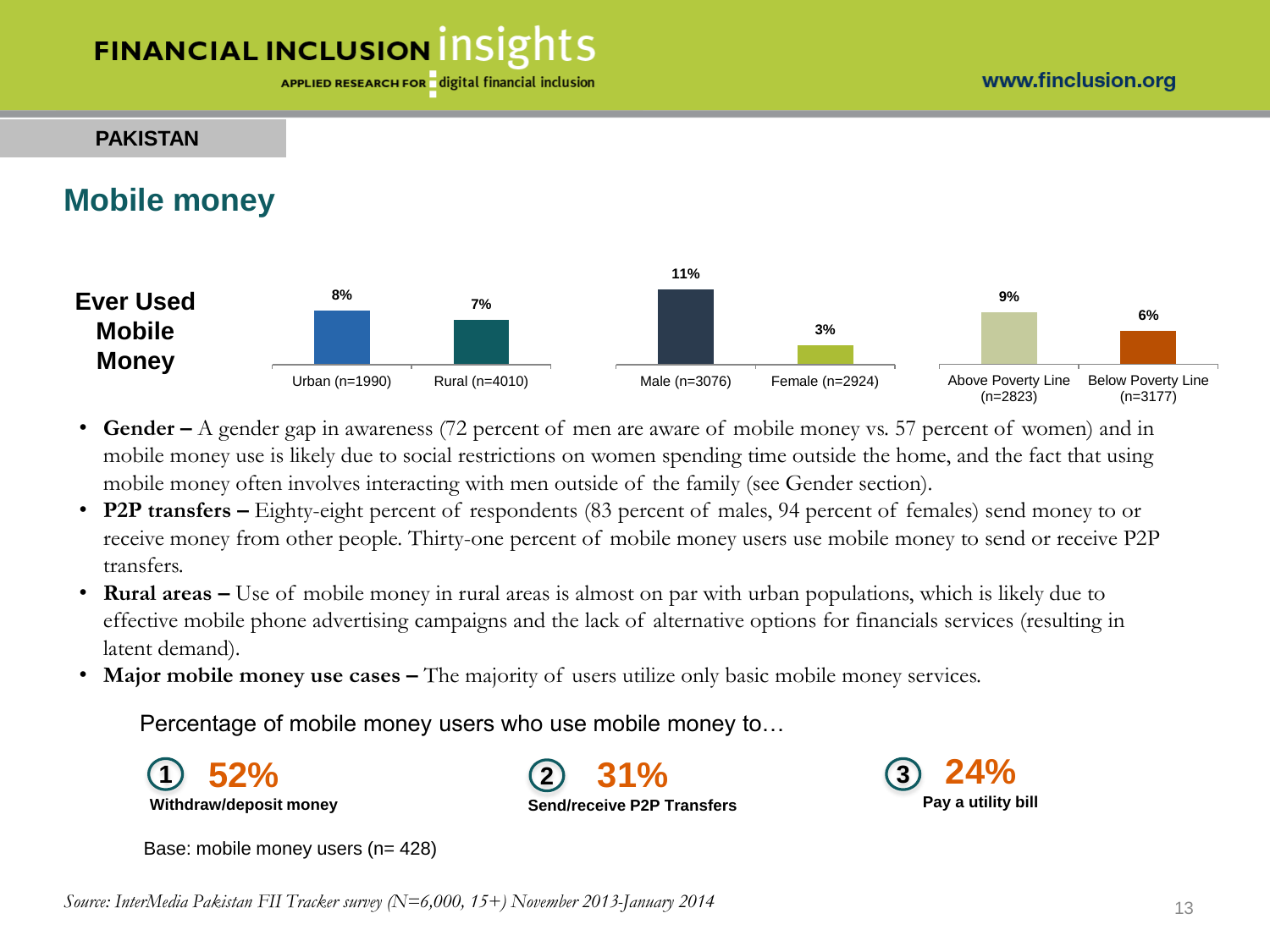**PAKISTAN**

## Mobile money

**Ever Used Mobile Money**

| Group | Ever Used Mobile Money |
|---|---|
| Urban (n=1990) | 8% |
| Rural (n=4010) | 7% |
| Male (n=3076) | 11% |
| Female (n=2924) | 3% |
| Above Poverty Line (n=2823) | 9% |
| Below Poverty Line (n=3177) | 6% |

- **Gender –** A gender gap in awareness (72 percent of men are aware of mobile money vs. 57 percent of women) and in mobile money use is likely due to social restrictions on women spending time outside the home, and the fact that using mobile money often involves interacting with men outside of the family (see Gender section).
- **P2P transfers –** Eighty-eight percent of respondents (83 percent of males, 94 percent of females) send money to or receive money from other people. Thirty-one percent of mobile money users use mobile money to send or receive P2P transfers.
- **Rural areas –** Use of mobile money in rural areas is almost on par with urban populations, which is likely due to effective mobile phone advertising campaigns and the lack of alternative options for financials services (resulting in latent demand).
- **Major mobile money use cases –** The majority of users utilize only basic mobile money services.

Percentage of mobile money users who use mobile money to…

1. **52%** **Withdraw/deposit money**
2. **31%** **Send/receive P2P Transfers**
3. **24%** **Pay a utility bill**

Base: mobile money users (n= 428)

*Source: InterMedia Pakistan FII Tracker survey (N=6,000, 15+) November 2013-January 2014*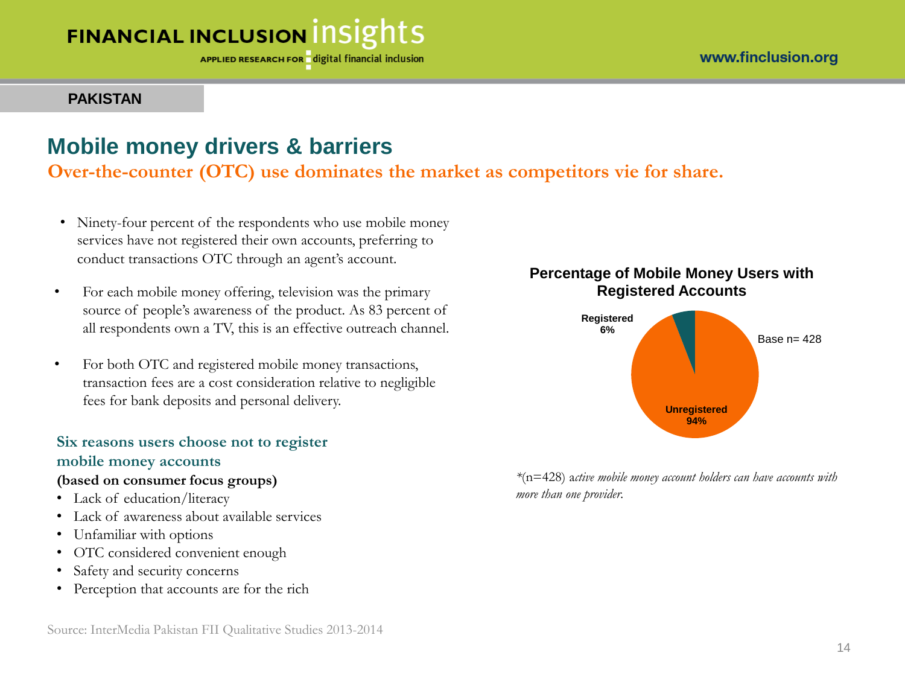PAKISTAN

# Mobile money drivers & barriers

## Over-the-counter (OTC) use dominates the market as competitors vie for share.

- Ninety-four percent of the respondents who use mobile money services have not registered their own accounts, preferring to conduct transactions OTC through an agent's account.
- For each mobile money offering, television was the primary source of people's awareness of the product. As 83 percent of all respondents own a TV, this is an effective outreach channel.
- For both OTC and registered mobile money transactions, transaction fees are a cost consideration relative to negligible fees for bank deposits and personal delivery.

### Six reasons users choose not to register mobile money accounts

**(based on consumer focus groups)**

- Lack of education/literacy
- Lack of awareness about available services
- Unfamiliar with options
- OTC considered convenient enough
- Safety and security concerns
- Perception that accounts are for the rich

**Percentage of Mobile Money Users with Registered Accounts**

Base n= 428

| Category | Percentage |
| --- | --- |
| Registered | 6% |
| Unregistered | 94% |

*(n=428) *active mobile money account holders can have accounts with more than one provider.*

Source: InterMedia Pakistan FII Qualitative Studies 2013-2014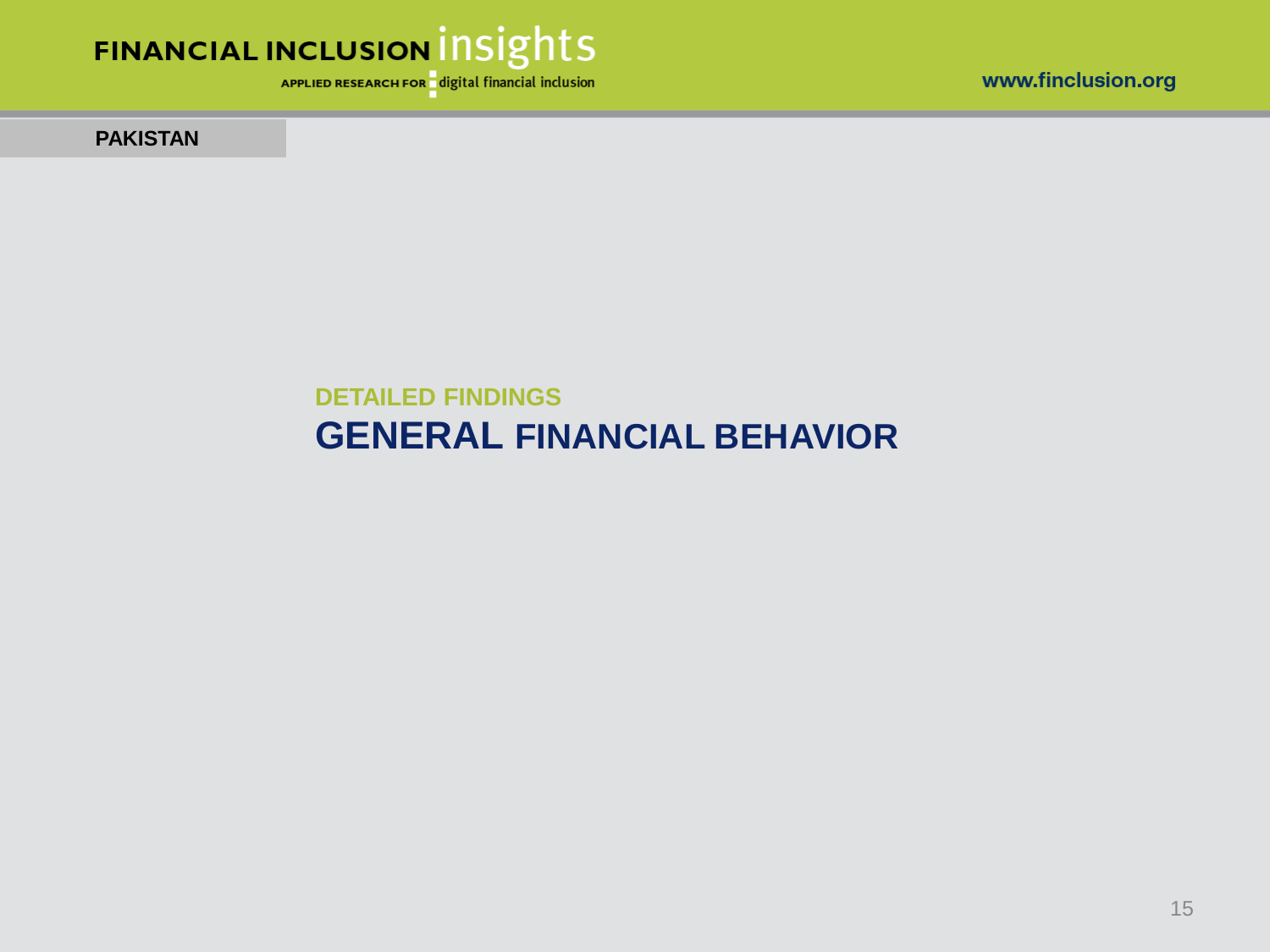PAKISTAN

## DETAILED FINDINGS

# GENERAL FINANCIAL BEHAVIOR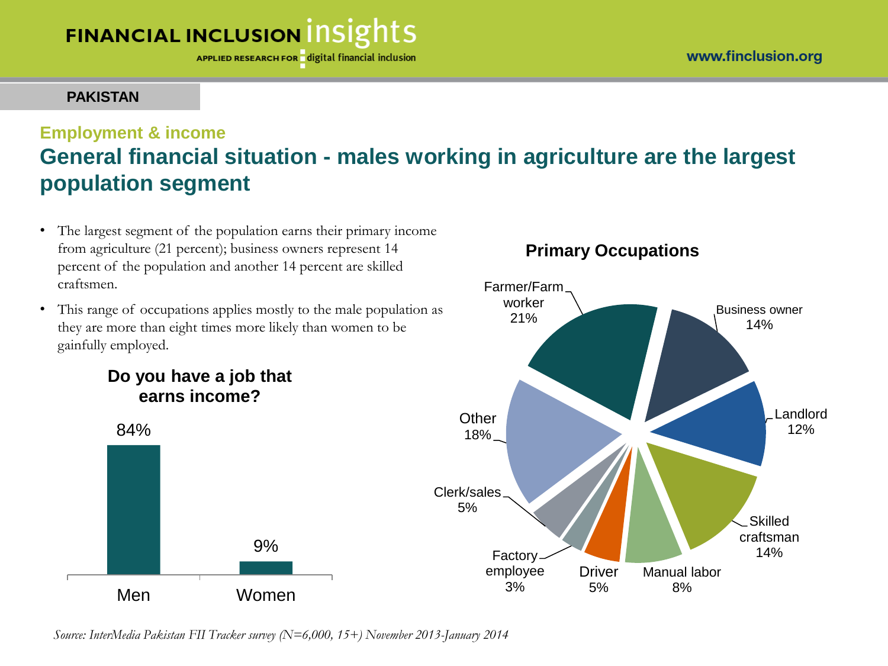**PAKISTAN**

## Employment & income

# General financial situation - males working in agriculture are the largest population segment

- The largest segment of the population earns their primary income from agriculture (21 percent); business owners represent 14 percent of the population and another 14 percent are skilled craftsmen.
- This range of occupations applies mostly to the male population as they are more than eight times more likely than women to be gainfully employed.

**Do you have a job that earns income?**

| | Percent |
|---|---|
| Men | 84% |
| Women | 9% |

**Primary Occupations**

| Occupation | Percent |
|---|---|
| Farmer/Farm worker | 21% |
| Business owner | 14% |
| Landlord | 12% |
| Skilled craftsman | 14% |
| Manual labor | 8% |
| Driver | 5% |
| Factory employee | 3% |
| Clerk/sales | 5% |
| Other | 18% |

*Source: InterMedia Pakistan FII Tracker survey (N=6,000, 15+) November 2013-January 2014*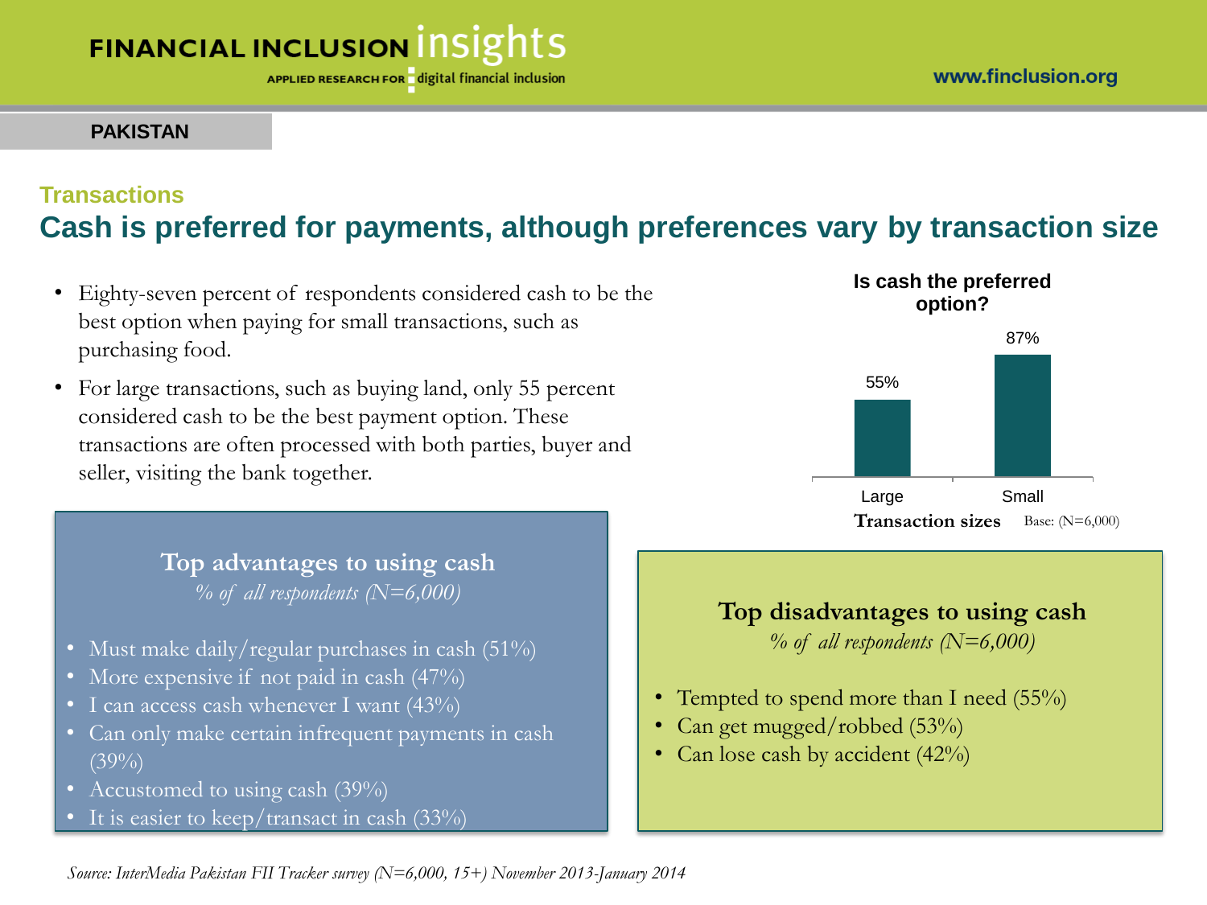**PAKISTAN**

## Transactions

# Cash is preferred for payments, although preferences vary by transaction size

- Eighty-seven percent of respondents considered cash to be the best option when paying for small transactions, such as purchasing food.
- For large transactions, such as buying land, only 55 percent considered cash to be the best payment option. These transactions are often processed with both parties, buyer and seller, visiting the bank together.

**Is cash the preferred option?**

| Transaction sizes | % |
|---|---|
| Large | 55% |
| Small | 87% |

Base: (N=6,000)

### Top advantages to using cash

*% of all respondents (N=6,000)*

- Must make daily/regular purchases in cash (51%)
- More expensive if not paid in cash (47%)
- I can access cash whenever I want (43%)
- Can only make certain infrequent payments in cash (39%)
- Accustomed to using cash (39%)
- It is easier to keep/transact in cash (33%)

### Top disadvantages to using cash

*% of all respondents (N=6,000)*

- Tempted to spend more than I need (55%)
- Can get mugged/robbed (53%)
- Can lose cash by accident (42%)

*Source: InterMedia Pakistan FII Tracker survey (N=6,000, 15+) November 2013-January 2014*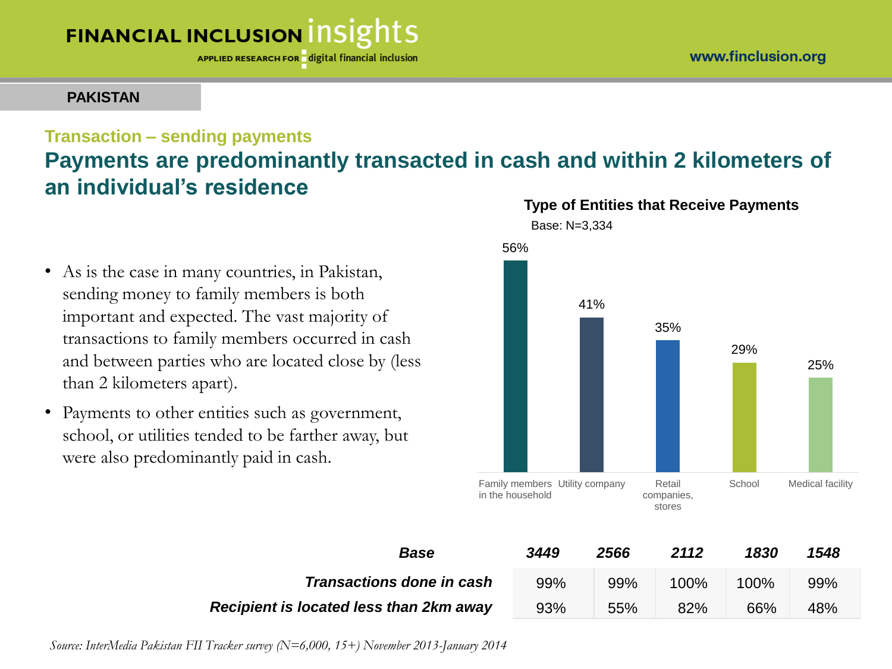PAKISTAN

### Transaction – sending payments

## Payments are predominantly transacted in cash and within 2 kilometers of an individual's residence

- As is the case in many countries, in Pakistan, sending money to family members is both important and expected. The vast majority of transactions to family members occurred in cash and between parties who are located close by (less than 2 kilometers apart).
- Payments to other entities such as government, school, or utilities tended to be farther away, but were also predominantly paid in cash.

**Type of Entities that Receive Payments**

Base: N=3,334

| Entity | % |
|---|---|
| Family members in the household | 56% |
| Utility company | 41% |
| Retail companies, stores | 35% |
| School | 29% |
| Medical facility | 25% |

| | Family members in the household | Utility company | Retail companies, stores | School | Medical facility |
|---|---|---|---|---|---|
| ***Base*** | *3449* | *2566* | *2112* | *1830* | *1548* |
| ***Transactions done in cash*** | 99% | 99% | 100% | 100% | 99% |
| ***Recipient is located less than 2km away*** | 93% | 55% | 82% | 66% | 48% |

*Source: InterMedia Pakistan FII Tracker survey (N=6,000, 15+) November 2013-January 2014*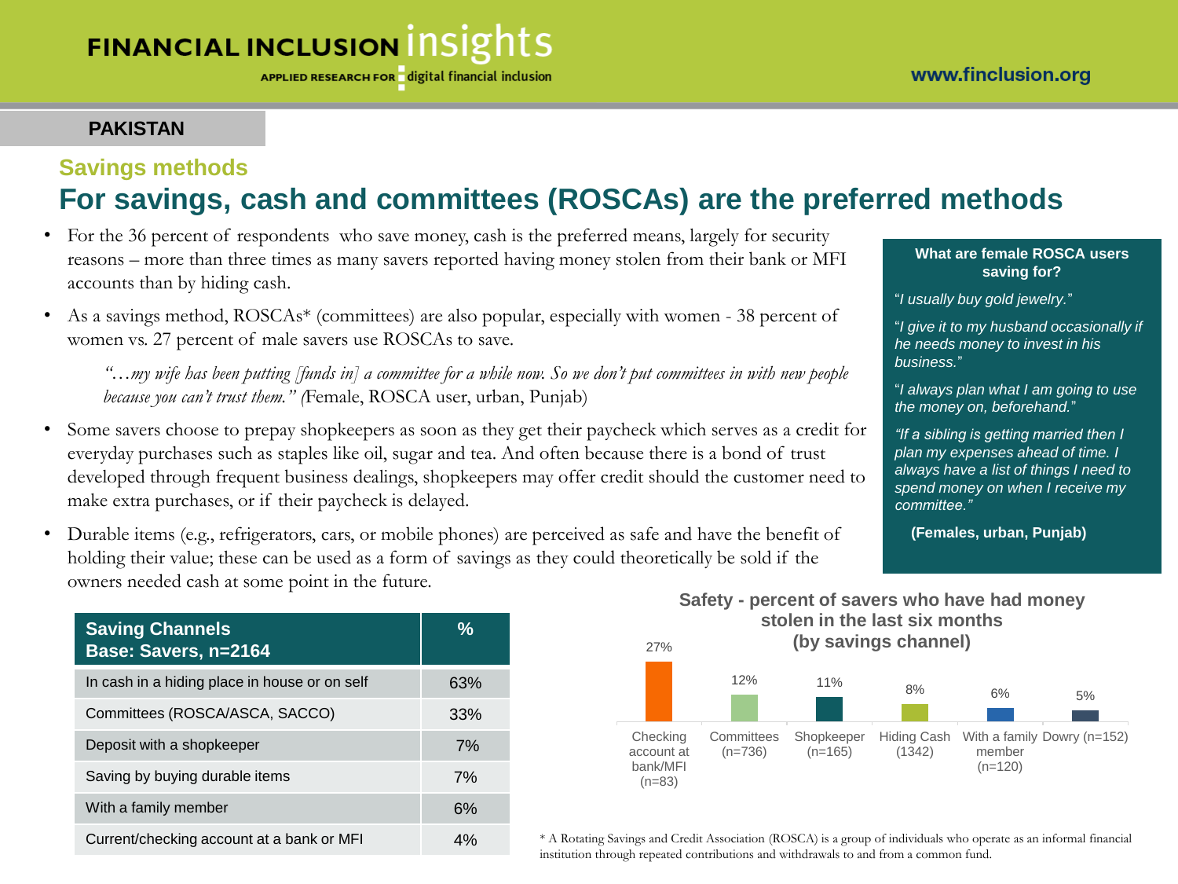**PAKISTAN**

## Savings methods

# For savings, cash and committees (ROSCAs) are the preferred methods

- For the 36 percent of respondents who save money, cash is the preferred means, largely for security reasons – more than three times as many savers reported having money stolen from their bank or MFI accounts than by hiding cash.
- As a savings method, ROSCAs* (committees) are also popular, especially with women - 38 percent of women vs. 27 percent of male savers use ROSCAs to save.

  *"…my wife has been putting [funds in] a committee for a while now. So we don't put committees in with new people because you can't trust them." (*Female, ROSCA user, urban, Punjab)

- Some savers choose to prepay shopkeepers as soon as they get their paycheck which serves as a credit for everyday purchases such as staples like oil, sugar and tea. And often because there is a bond of trust developed through frequent business dealings, shopkeepers may offer credit should the customer need to make extra purchases, or if their paycheck is delayed.
- Durable items (e.g., refrigerators, cars, or mobile phones) are perceived as safe and have the benefit of holding their value; these can be used as a form of savings as they could theoretically be sold if the owners needed cash at some point in the future.

**What are female ROSCA users saving for?**

"*I usually buy gold jewelry.*"

"*I give it to my husband occasionally if he needs money to invest in his business.*"

"*I always plan what I am going to use the money on, beforehand.*"

*"If a sibling is getting married then I plan my expenses ahead of time. I always have a list of things I need to spend money on when I receive my committee."*

**(Females, urban, Punjab)**

| Saving Channels<br>Base: Savers, n=2164 | % |
|---|---|
| In cash in a hiding place in house or on self | 63% |
| Committees (ROSCA/ASCA, SACCO) | 33% |
| Deposit with a shopkeeper | 7% |
| Saving by buying durable items | 7% |
| With a family member | 6% |
| Current/checking account at a bank or MFI | 4% |

**Safety - percent of savers who have had money stolen in the last six months (by savings channel)**

| Savings channel | % |
|---|---|
| Checking account at bank/MFI (n=83) | 27% |
| Committees (n=736) | 12% |
| Shopkeeper (n=165) | 11% |
| Hiding Cash (1342) | 8% |
| With a family member (n=120) | 6% |
| Dowry (n=152) | 5% |

* A Rotating Savings and Credit Association (ROSCA) is a group of individuals who operate as an informal financial institution through repeated contributions and withdrawals to and from a common fund.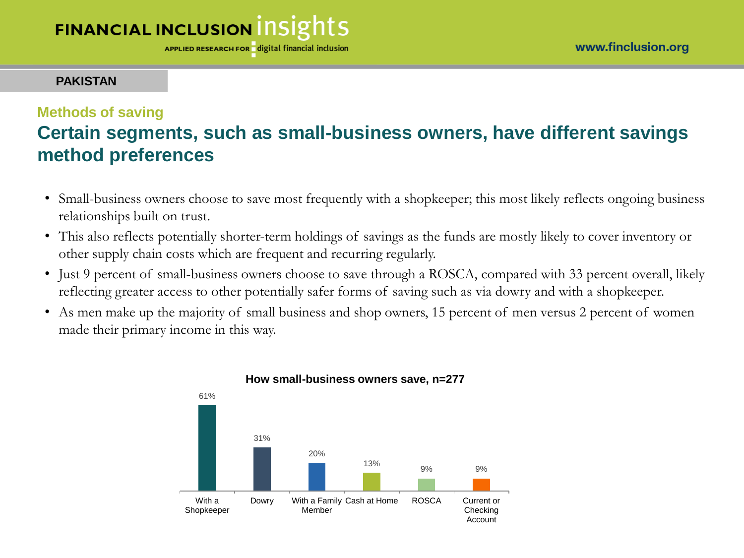**PAKISTAN**

### Methods of saving

## Certain segments, such as small-business owners, have different savings method preferences

- Small-business owners choose to save most frequently with a shopkeeper; this most likely reflects ongoing business relationships built on trust.
- This also reflects potentially shorter-term holdings of savings as the funds are mostly likely to cover inventory or other supply chain costs which are frequent and recurring regularly.
- Just 9 percent of small-business owners choose to save through a ROSCA, compared with 33 percent overall, likely reflecting greater access to other potentially safer forms of saving such as via dowry and with a shopkeeper.
- As men make up the majority of small business and shop owners, 15 percent of men versus 2 percent of women made their primary income in this way.

**How small-business owners save, n=277**

| Method | Percent |
| --- | --- |
| With a Shopkeeper | 61% |
| Dowry | 31% |
| With a Family Member | 20% |
| Cash at Home | 13% |
| ROSCA | 9% |
| Current or Checking Account | 9% |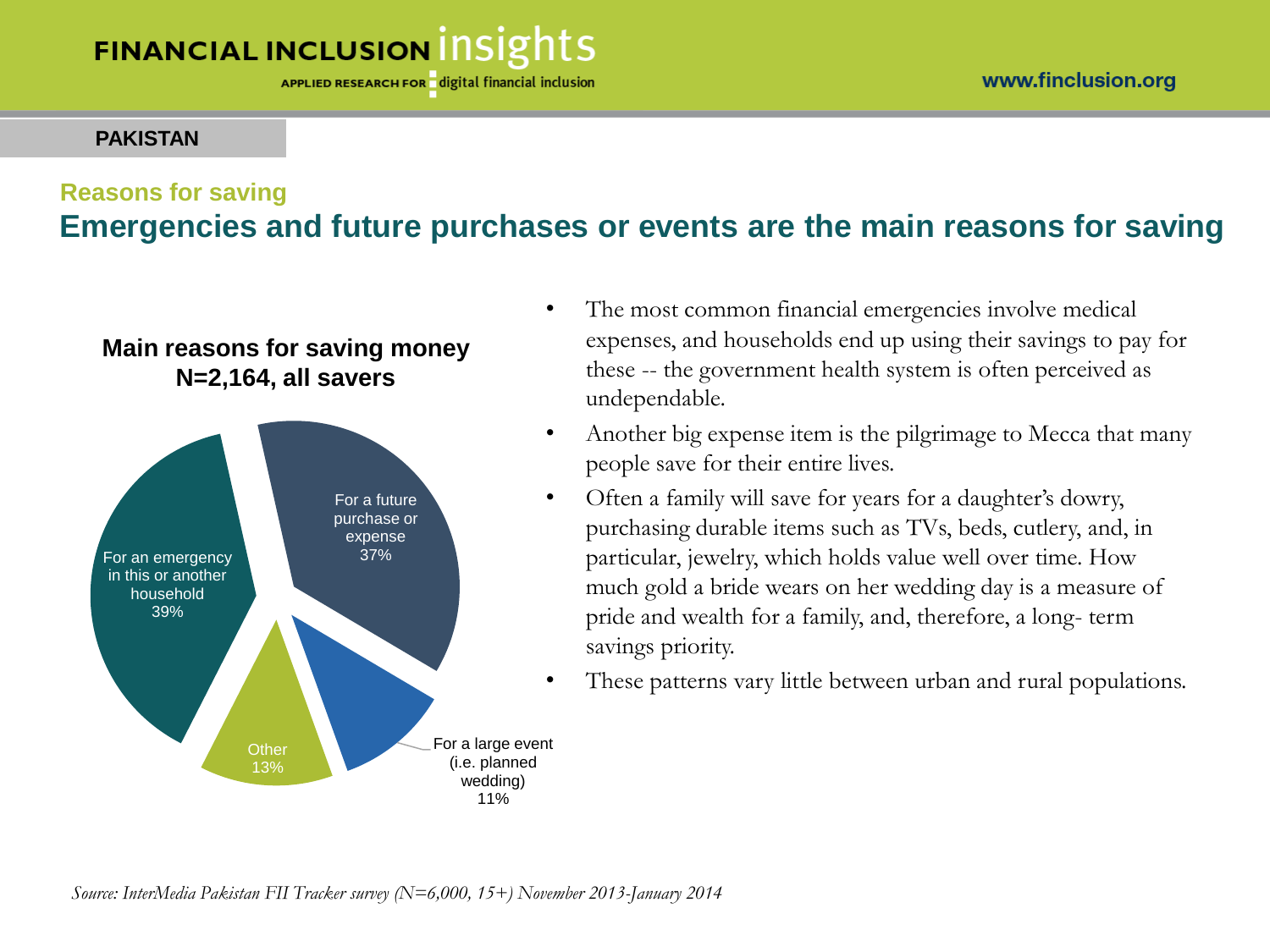PAKISTAN

## Reasons for saving

# Emergencies and future purchases or events are the main reasons for saving

**Main reasons for saving money**
**N=2,164, all savers**

| Reason | Percentage |
|---|---|
| For an emergency in this or another household | 39% |
| For a future purchase or expense | 37% |
| For a large event (i.e. planned wedding) | 11% |
| Other | 13% |

- The most common financial emergencies involve medical expenses, and households end up using their savings to pay for these -- the government health system is often perceived as undependable.
- Another big expense item is the pilgrimage to Mecca that many people save for their entire lives.
- Often a family will save for years for a daughter's dowry, purchasing durable items such as TVs, beds, cutlery, and, in particular, jewelry, which holds value well over time. How much gold a bride wears on her wedding day is a measure of pride and wealth for a family, and, therefore, a long- term savings priority.
- These patterns vary little between urban and rural populations.

*Source: InterMedia Pakistan FII Tracker survey (N=6,000, 15+) November 2013-January 2014*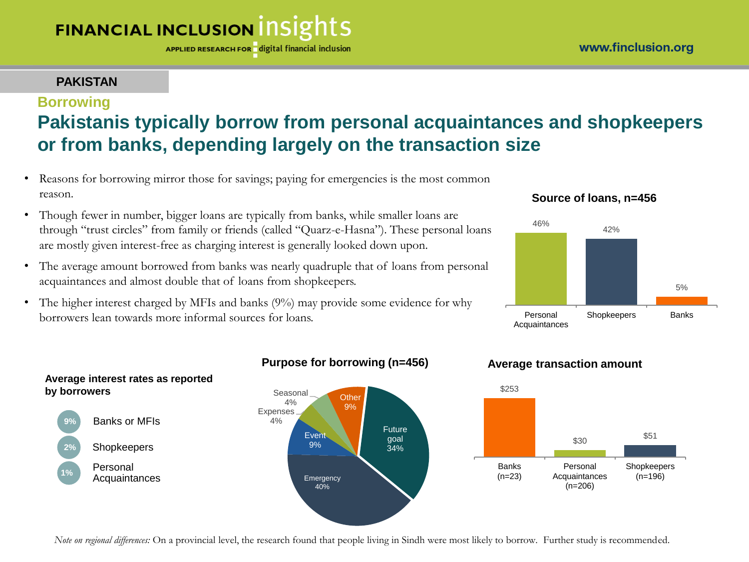PAKISTAN

## Borrowing

# Pakistanis typically borrow from personal acquaintances and shopkeepers or from banks, depending largely on the transaction size

- Reasons for borrowing mirror those for savings; paying for emergencies is the most common reason.
- Though fewer in number, bigger loans are typically from banks, while smaller loans are through "trust circles" from family or friends (called "Quarz-e-Hasna"). These personal loans are mostly given interest-free as charging interest is generally looked down upon.
- The average amount borrowed from banks was nearly quadruple that of loans from personal acquaintances and almost double that of loans from shopkeepers.
- The higher interest charged by MFIs and banks (9%) may provide some evidence for why borrowers lean towards more informal sources for loans.

**Source of loans, n=456**

| Source | Share |
|---|---|
| Personal Acquaintances | 46% |
| Shopkeepers | 42% |
| Banks | 5% |

**Average interest rates as reported by borrowers**

| Rate | Source |
|---|---|
| 9% | Banks or MFIs |
| 2% | Shopkeepers |
| 1% | Personal Acquaintances |

**Purpose for borrowing (n=456)**

| Purpose | Share |
|---|---|
| Emergency | 40% |
| Future goal | 34% |
| Event | 9% |
| Other | 9% |
| Seasonal | 4% |
| Expenses | 4% |

**Average transaction amount**

| Source | Amount |
|---|---|
| Banks (n=23) | $253 |
| Personal Acquaintances (n=206) | $30 |
| Shopkeepers (n=196) | $51 |

*Note on regional differences:* On a provincial level, the research found that people living in Sindh were most likely to borrow. Further study is recommended.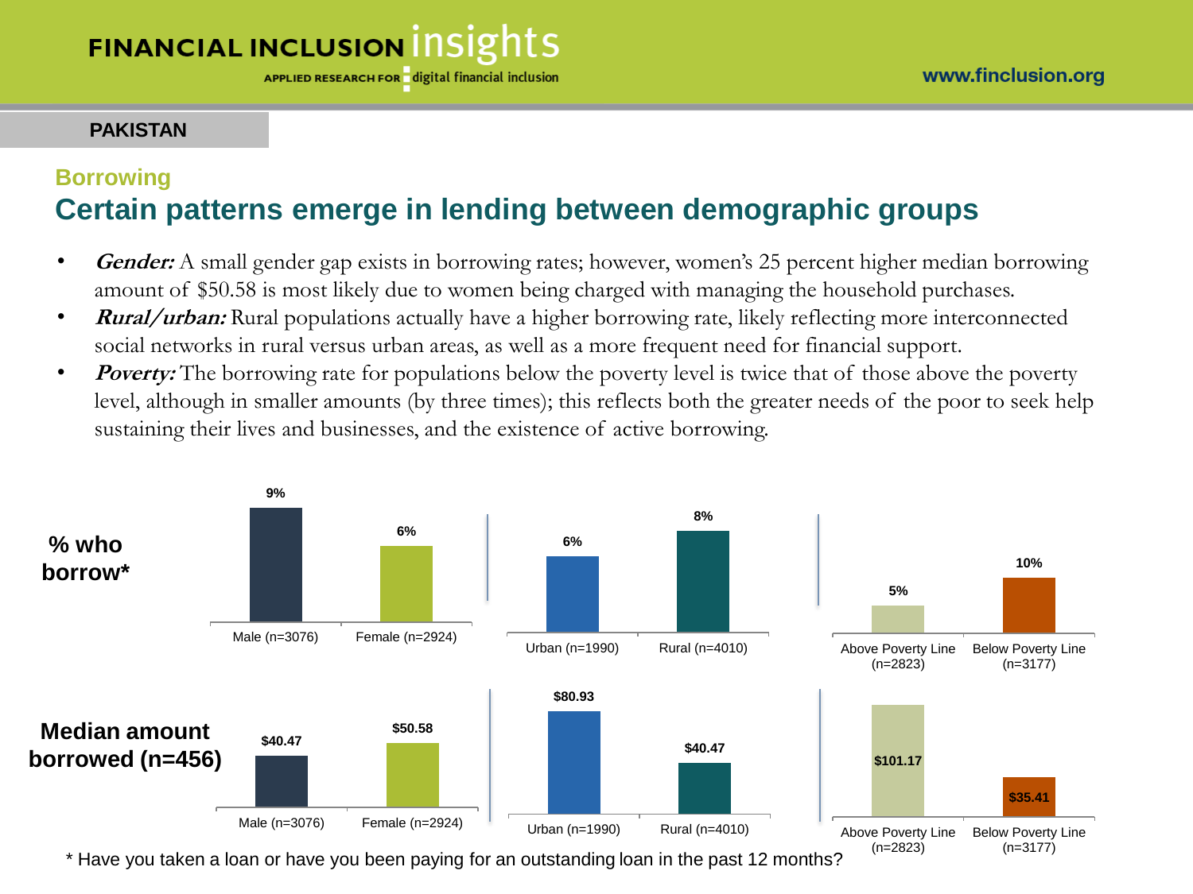PAKISTAN

## Borrowing

# Certain patterns emerge in lending between demographic groups

- ***Gender:*** A small gender gap exists in borrowing rates; however, women's 25 percent higher median borrowing amount of $50.58 is most likely due to women being charged with managing the household purchases.
- ***Rural/urban:*** Rural populations actually have a higher borrowing rate, likely reflecting more interconnected social networks in rural versus urban areas, as well as a more frequent need for financial support.
- ***Poverty:*** The borrowing rate for populations below the poverty level is twice that of those above the poverty level, although in smaller amounts (by three times); this reflects both the greater needs of the poor to seek help sustaining their lives and businesses, and the existence of active borrowing.

| | Male (n=3076) | Female (n=2924) | Urban (n=1990) | Rural (n=4010) | Above Poverty Line (n=2823) | Below Poverty Line (n=3177) |
|---|---|---|---|---|---|---|
| % who borrow* | 9% | 6% | 6% | 8% | 5% | 10% |
| Median amount borrowed (n=456) | $40.47 | $50.58 | $80.93 | $40.47 | $101.17 | $35.41 |

* Have you taken a loan or have you been paying for an outstanding loan in the past 12 months?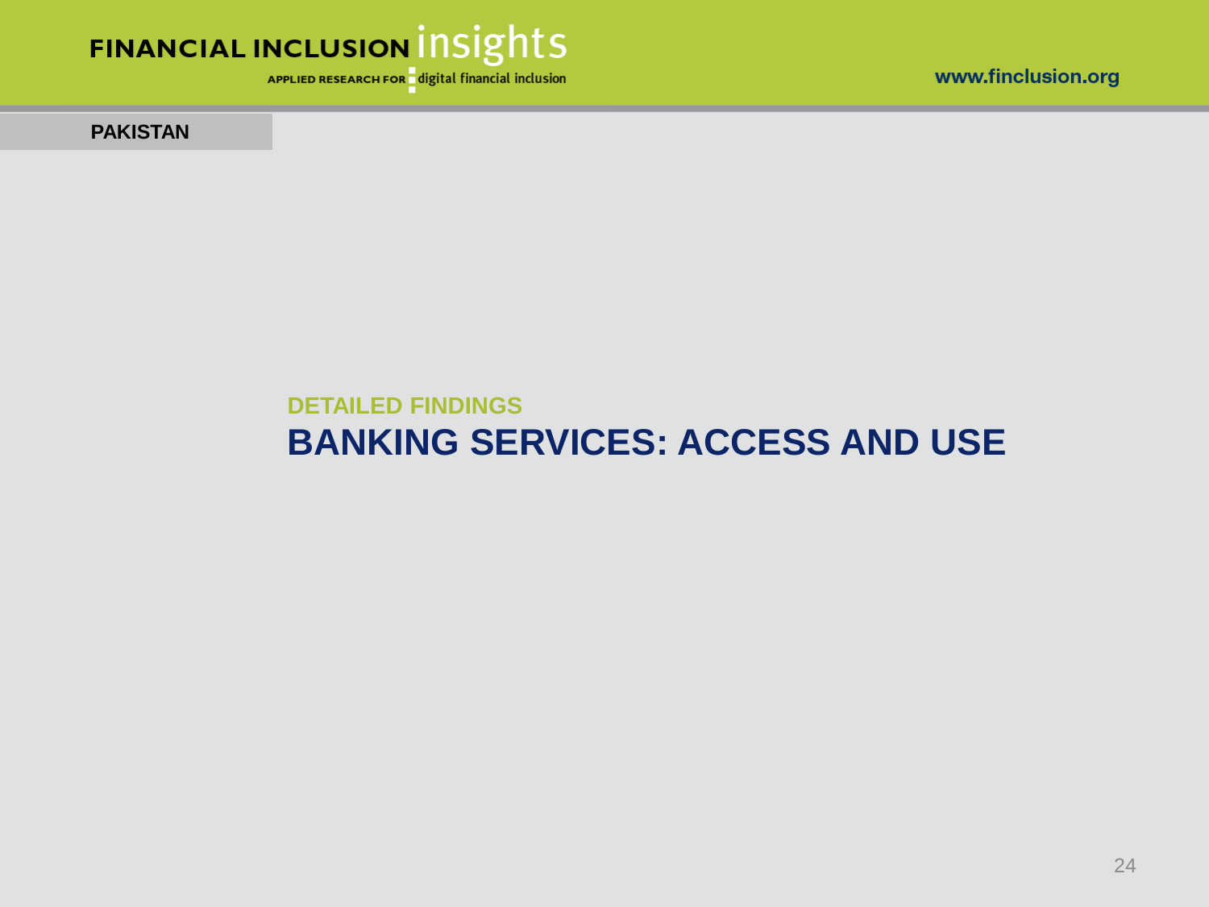PAKISTAN

DETAILED FINDINGS

# BANKING SERVICES: ACCESS AND USE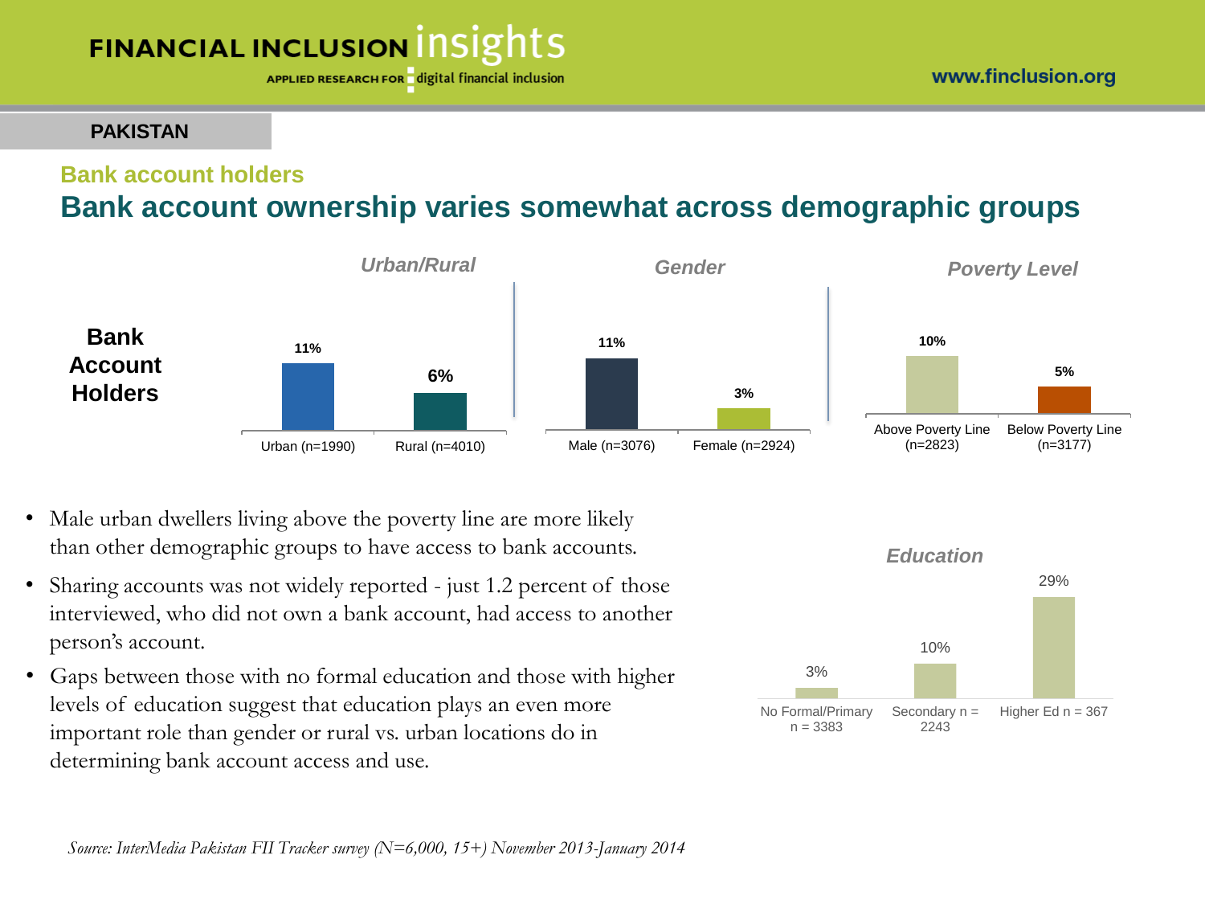**PAKISTAN**

## Bank account holders

# Bank account ownership varies somewhat across demographic groups

**Bank Account Holders**

| Urban/Rural | | Gender | | Poverty Level | |
|---|---|---|---|---|---|
| Urban (n=1990) | Rural (n=4010) | Male (n=3076) | Female (n=2924) | Above Poverty Line (n=2823) | Below Poverty Line (n=3177) |
| 11% | 6% | 11% | 3% | 10% | 5% |

- Male urban dwellers living above the poverty line are more likely than other demographic groups to have access to bank accounts.
- Sharing accounts was not widely reported - just 1.2 percent of those interviewed, who did not own a bank account, had access to another person's account.
- Gaps between those with no formal education and those with higher levels of education suggest that education plays an even more important role than gender or rural vs. urban locations do in determining bank account access and use.

**Education**

| No Formal/Primary n = 3383 | Secondary n = 2243 | Higher Ed n = 367 |
|---|---|---|
| 3% | 10% | 29% |

*Source: InterMedia Pakistan FII Tracker survey (N=6,000, 15+) November 2013-January 2014*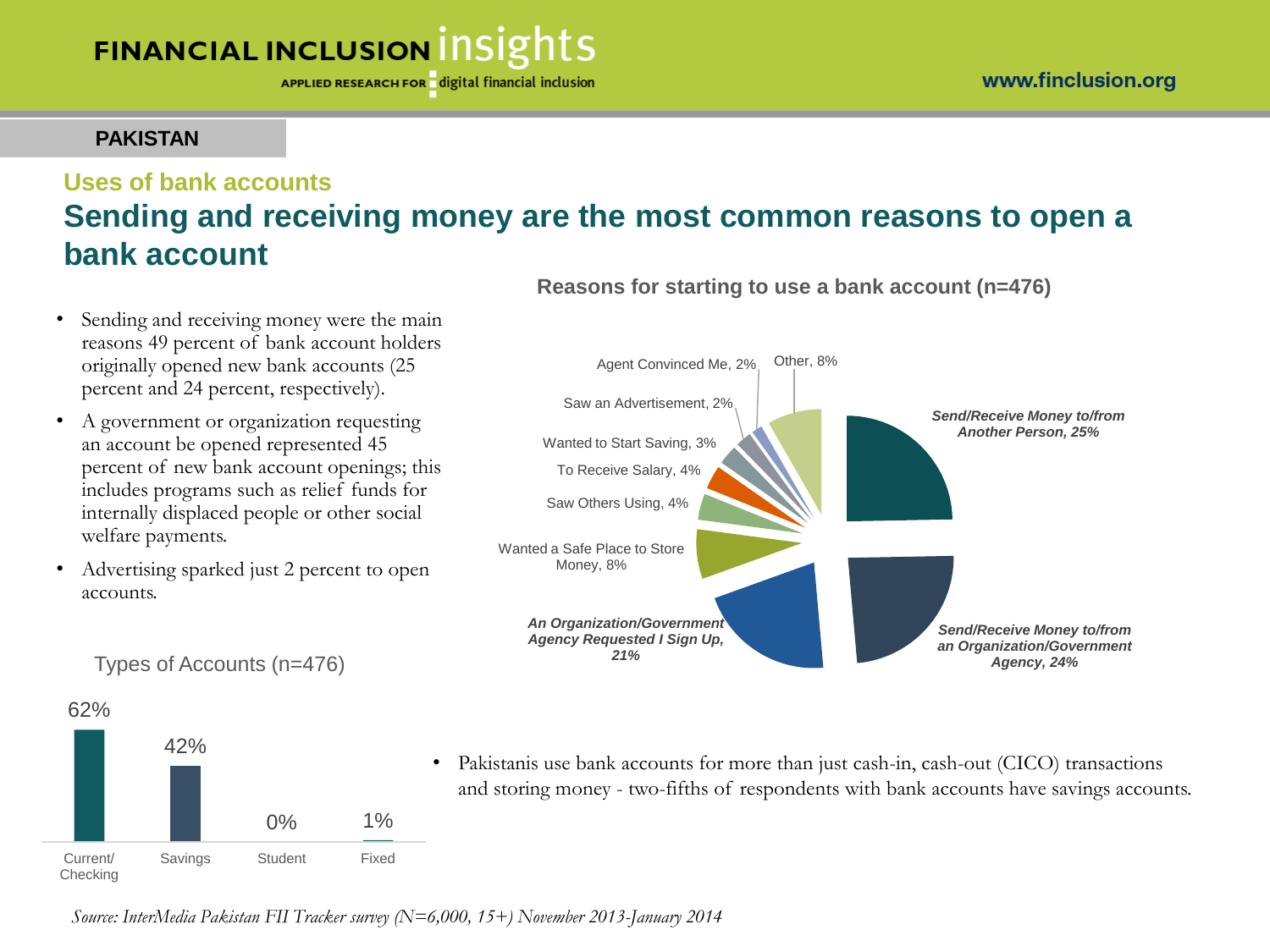**PAKISTAN**

## Uses of bank accounts

# Sending and receiving money are the most common reasons to open a bank account

- Sending and receiving money were the main reasons 49 percent of bank account holders originally opened new bank accounts (25 percent and 24 percent, respectively).
- A government or organization requesting an account be opened represented 45 percent of new bank account openings; this includes programs such as relief funds for internally displaced people or other social welfare payments.
- Advertising sparked just 2 percent to open accounts.

**Reasons for starting to use a bank account (n=476)**

| Reason | Percent |
|---|---|
| Send/Receive Money to/from Another Person | 25% |
| Send/Receive Money to/from an Organization/Government Agency | 24% |
| An Organization/Government Agency Requested I Sign Up | 21% |
| Wanted a Safe Place to Store Money | 8% |
| Saw Others Using | 4% |
| To Receive Salary | 4% |
| Wanted to Start Saving | 3% |
| Saw an Advertisement | 2% |
| Agent Convinced Me | 2% |
| Other | 8% |

**Types of Accounts (n=476)**

| Current/ Checking | Savings | Student | Fixed |
|---|---|---|---|
| 62% | 42% | 0% | 1% |

- Pakistanis use bank accounts for more than just cash-in, cash-out (CICO) transactions and storing money - two-fifths of respondents with bank accounts have savings accounts.

*Source: InterMedia Pakistan FII Tracker survey (N=6,000, 15+) November 2013-January 2014*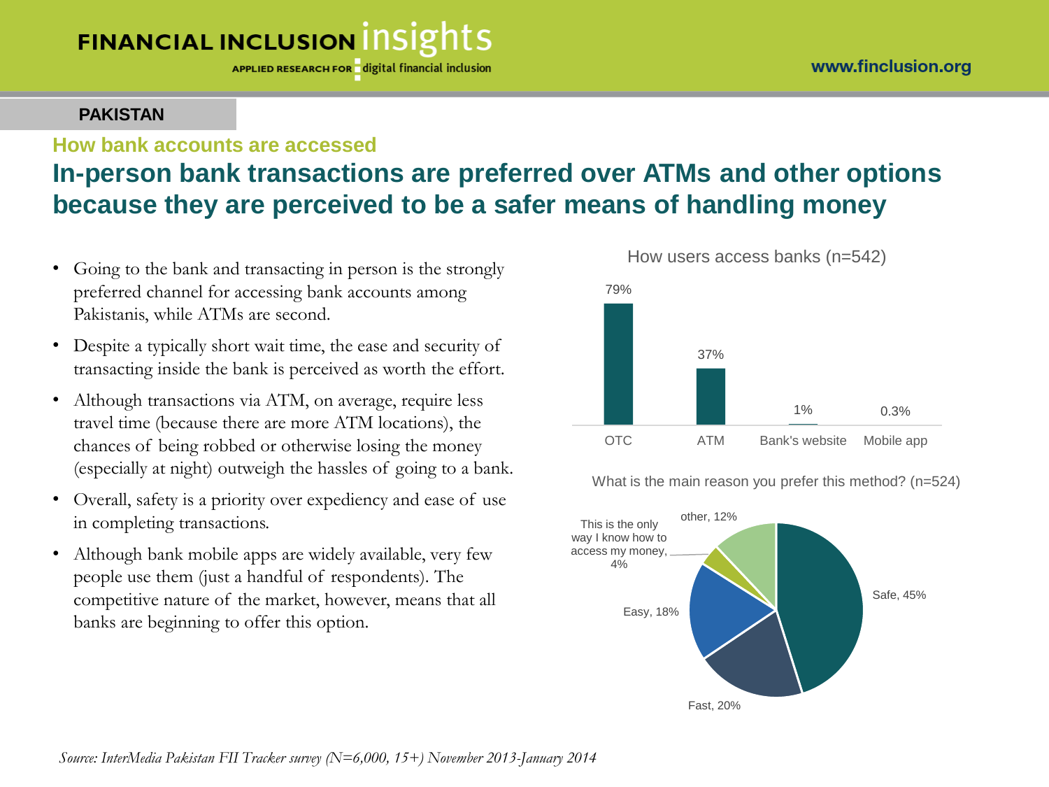## PAKISTAN

### How bank accounts are accessed

# In-person bank transactions are preferred over ATMs and other options because they are perceived to be a safer means of handling money

- Going to the bank and transacting in person is the strongly preferred channel for accessing bank accounts among Pakistanis, while ATMs are second.
- Despite a typically short wait time, the ease and security of transacting inside the bank is perceived as worth the effort.
- Although transactions via ATM, on average, require less travel time (because there are more ATM locations), the chances of being robbed or otherwise losing the money (especially at night) outweigh the hassles of going to a bank.
- Overall, safety is a priority over expediency and ease of use in completing transactions.
- Although bank mobile apps are widely available, very few people use them (just a handful of respondents). The competitive nature of the market, however, means that all banks are beginning to offer this option.

How users access banks (n=542)

| Channel | % |
| --- | --- |
| OTC | 79% |
| ATM | 37% |
| Bank's website | 1% |
| Mobile app | 0.3% |

What is the main reason you prefer this method? (n=524)

| Reason | % |
| --- | --- |
| Safe | 45% |
| Fast | 20% |
| Easy | 18% |
| This is the only way I know how to access my money | 4% |
| other | 12% |

*Source: InterMedia Pakistan FII Tracker survey (N=6,000, 15+) November 2013-January 2014*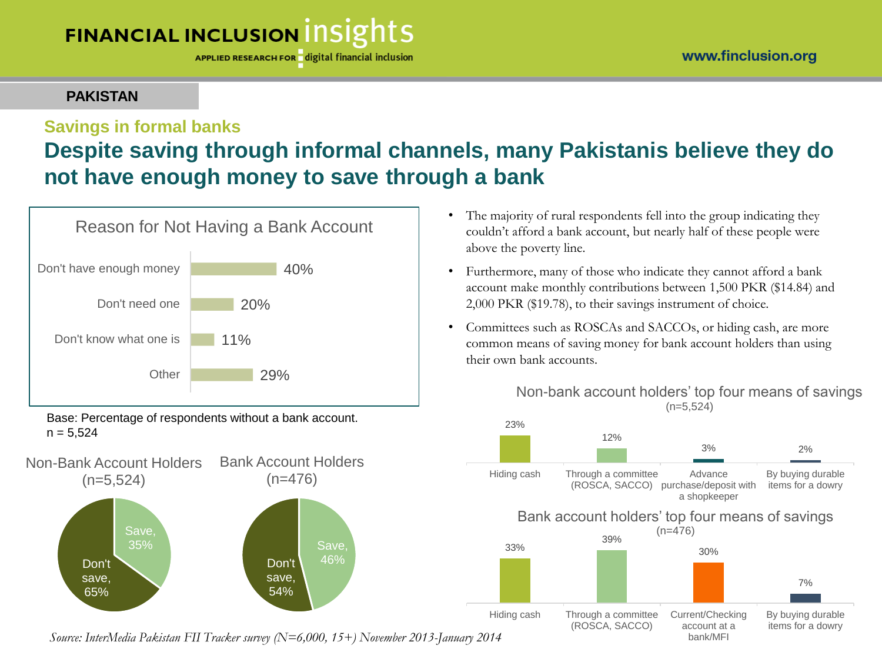## PAKISTAN

### Savings in formal banks

# Despite saving through informal channels, many Pakistanis believe they do not have enough money to save through a bank

**Reason for Not Having a Bank Account**

| Reason | % |
|---|---|
| Don't have enough money | 40% |
| Don't need one | 20% |
| Don't know what one is | 11% |
| Other | 29% |

Base: Percentage of respondents without a bank account.
n = 5,524

| | Non-Bank Account Holders (n=5,524) | Bank Account Holders (n=476) |
|---|---|---|
| Save | 35% | 46% |
| Don't save | 65% | 54% |

- The majority of rural respondents fell into the group indicating they couldn't afford a bank account, but nearly half of these people were above the poverty line.
- Furthermore, many of those who indicate they cannot afford a bank account make monthly contributions between 1,500 PKR ($14.84) and 2,000 PKR ($19.78), to their savings instrument of choice.
- Committees such as ROSCAs and SACCOs, or hiding cash, are more common means of saving money for bank account holders than using their own bank accounts.

**Non-bank account holders' top four means of savings** (n=5,524)

| Means | % |
|---|---|
| Hiding cash | 23% |
| Through a committee (ROSCA, SACCO) | 12% |
| Advance purchase/deposit with a shopkeeper | 3% |
| By buying durable items for a dowry | 2% |

**Bank account holders' top four means of savings** (n=476)

| Means | % |
|---|---|
| Hiding cash | 33% |
| Through a committee (ROSCA, SACCO) | 39% |
| Current/Checking account at a bank/MFI | 30% |
| By buying durable items for a dowry | 7% |

*Source: InterMedia Pakistan FII Tracker survey (N=6,000, 15+) November 2013-January 2014*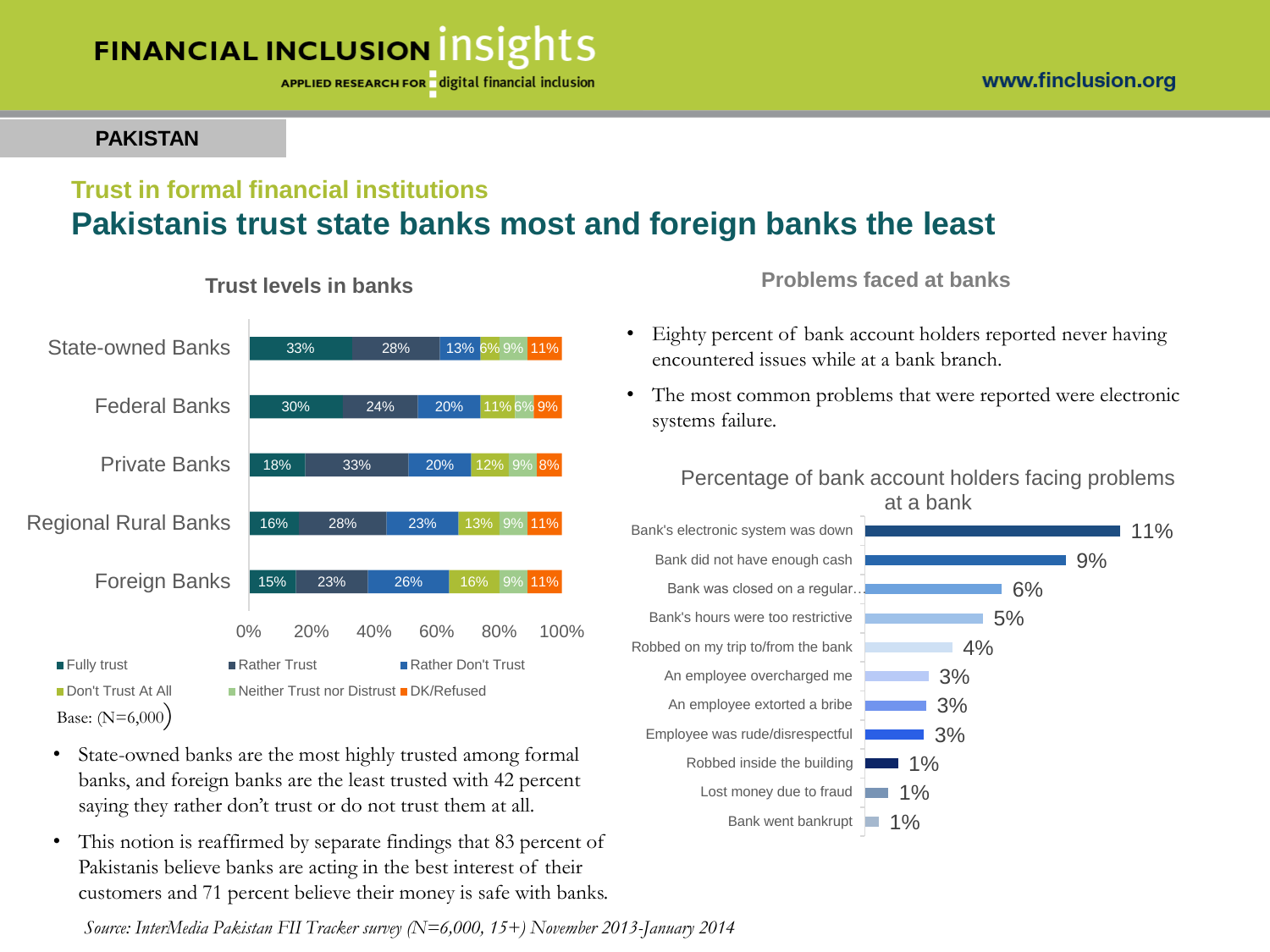FINANCIAL INCLUSION insights
APPLIED RESEARCH FOR digital financial inclusion

www.finclusion.org

**PAKISTAN**

## Trust in formal financial institutions

# Pakistanis trust state banks most and foreign banks the least

### Trust levels in banks

| | Fully trust | Rather Trust | Rather Don't Trust | Don't Trust At All | Neither Trust nor Distrust | DK/Refused |
|---|---|---|---|---|---|---|
| State-owned Banks | 33% | 28% | 13% | 6% | 9% | 11% |
| Federal Banks | 30% | 24% | 20% | 11% | 6% | 9% |
| Private Banks | 18% | 33% | 20% | 12% | 9% | 8% |
| Regional Rural Banks | 16% | 28% | 23% | 13% | 9% | 11% |
| Foreign Banks | 15% | 23% | 26% | 16% | 9% | 11% |

Base: (N=6,000)

- State-owned banks are the most highly trusted among formal banks, and foreign banks are the least trusted with 42 percent saying they rather don't trust or do not trust them at all.
- This notion is reaffirmed by separate findings that 83 percent of Pakistanis believe banks are acting in the best interest of their customers and 71 percent believe their money is safe with banks.

### Problems faced at banks

- Eighty percent of bank account holders reported never having encountered issues while at a bank branch.
- The most common problems that were reported were electronic systems failure.

**Percentage of bank account holders facing problems at a bank**

| Problem | % |
|---|---|
| Bank's electronic system was down | 11% |
| Bank did not have enough cash | 9% |
| Bank was closed on a regular… | 6% |
| Bank's hours were too restrictive | 5% |
| Robbed on my trip to/from the bank | 4% |
| An employee overcharged me | 3% |
| An employee extorted a bribe | 3% |
| Employee was rude/disrespectful | 3% |
| Robbed inside the building | 1% |
| Lost money due to fraud | 1% |
| Bank went bankrupt | 1% |

*Source: InterMedia Pakistan FII Tracker survey (N=6,000, 15+) November 2013-January 2014*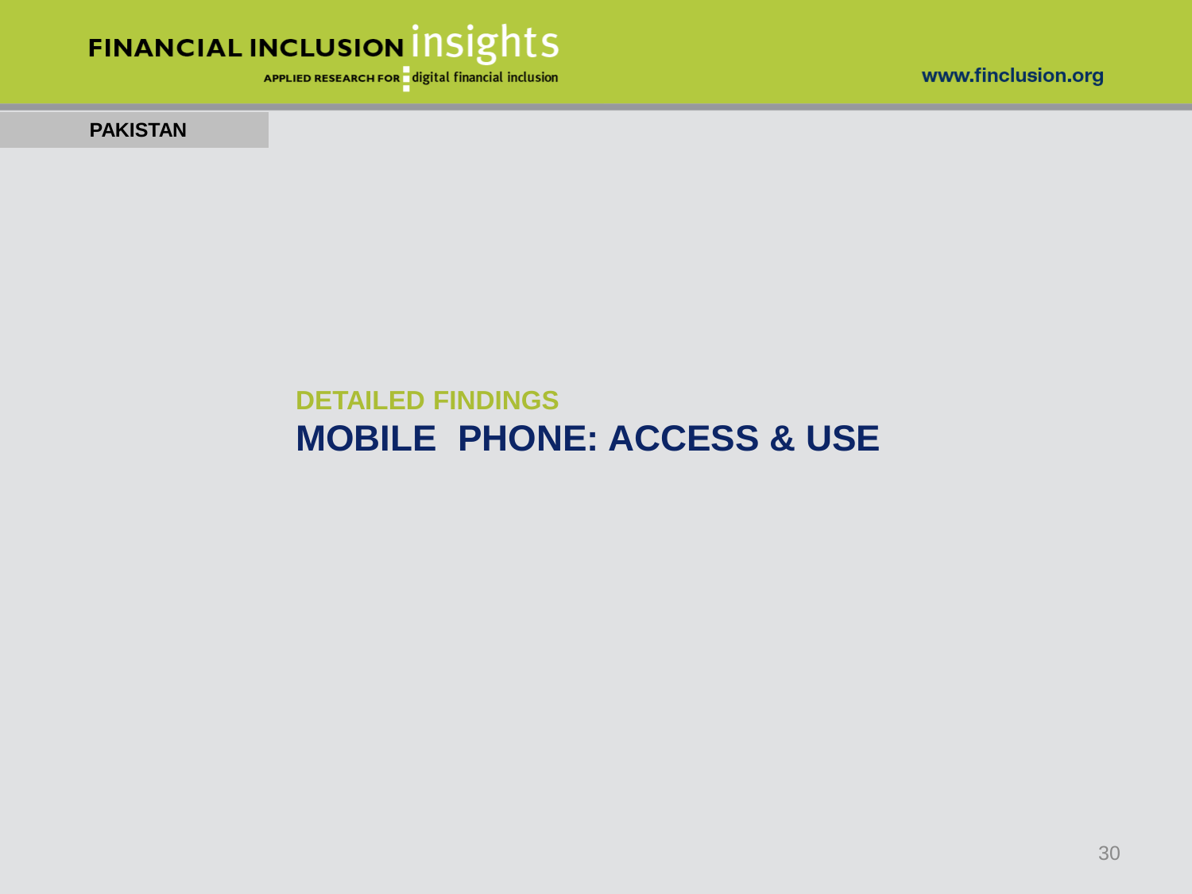PAKISTAN

## DETAILED FINDINGS

# MOBILE PHONE: ACCESS & USE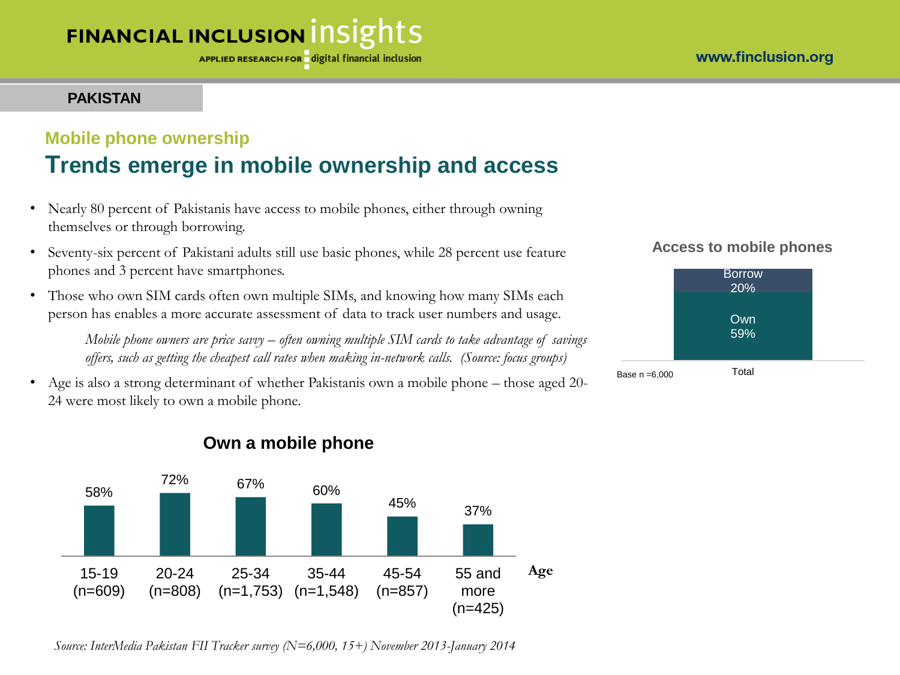**PAKISTAN**

## Mobile phone ownership

# Trends emerge in mobile ownership and access

- Nearly 80 percent of Pakistanis have access to mobile phones, either through owning themselves or through borrowing.
- Seventy-six percent of Pakistani adults still use basic phones, while 28 percent use feature phones and 3 percent have smartphones.
- Those who own SIM cards often own multiple SIMs, and knowing how many SIMs each person has enables a more accurate assessment of data to track user numbers and usage.

  *Mobile phone owners are price savvy – often owning multiple SIM cards to take advantage of savings offers, such as getting the cheapest call rates when making in-network calls. (Source: focus groups)*

- Age is also a strong determinant of whether Pakistanis own a mobile phone – those aged 20-24 were most likely to own a mobile phone.

### Access to mobile phones

| | Total |
|---|---|
| Borrow | 20% |
| Own | 59% |

Base n =6,000

### Own a mobile phone

| Age | Own a mobile phone |
|---|---|
| 15-19 (n=609) | 58% |
| 20-24 (n=808) | 72% |
| 25-34 (n=1,753) | 67% |
| 35-44 (n=1,548) | 60% |
| 45-54 (n=857) | 45% |
| 55 and more (n=425) | 37% |

*Source: InterMedia Pakistan FII Tracker survey (N=6,000, 15+) November 2013-January 2014*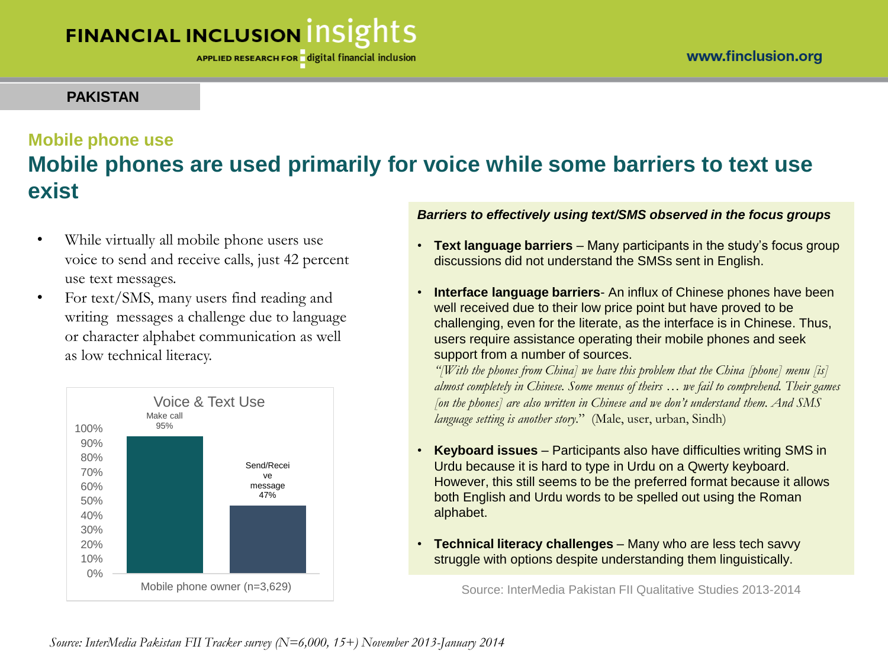PAKISTAN

## Mobile phone use

# Mobile phones are used primarily for voice while some barriers to text use exist

- While virtually all mobile phone users use voice to send and receive calls, just 42 percent use text messages.
- For text/SMS, many users find reading and writing messages a challenge due to language or character alphabet communication as well as low technical literacy.

**Voice & Text Use**

| Mobile phone owner (n=3,629) | |
|---|---|
| Make call | 95% |
| Send/Receive message | 47% |

***Barriers to effectively using text/SMS observed in the focus groups***

- **Text language barriers** – Many participants in the study's focus group discussions did not understand the SMSs sent in English.
- **Interface language barriers**- An influx of Chinese phones have been well received due to their low price point but have proved to be challenging, even for the literate, as the interface is in Chinese. Thus, users require assistance operating their mobile phones and seek support from a number of sources.
  *"[With the phones from China] we have this problem that the China [phone] menu [is] almost completely in Chinese. Some menus of theirs … we fail to comprehend. Their games [on the phones] are also written in Chinese and we don't understand them. And SMS language setting is another story.*" (Male, user, urban, Sindh)
- **Keyboard issues** – Participants also have difficulties writing SMS in Urdu because it is hard to type in Urdu on a Qwerty keyboard. However, this still seems to be the preferred format because it allows both English and Urdu words to be spelled out using the Roman alphabet.
- **Technical literacy challenges** – Many who are less tech savvy struggle with options despite understanding them linguistically.

Source: InterMedia Pakistan FII Qualitative Studies 2013-2014

*Source: InterMedia Pakistan FII Tracker survey (N=6,000, 15+) November 2013-January 2014*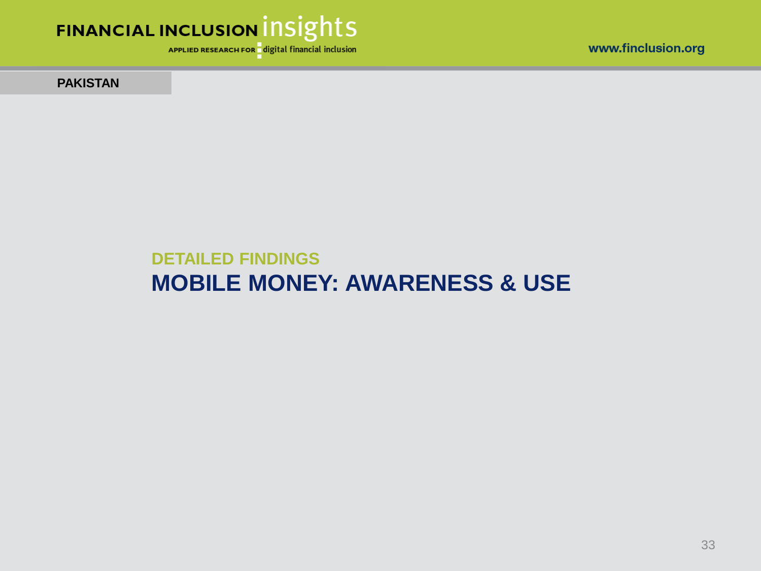PAKISTAN

## DETAILED FINDINGS

# MOBILE MONEY: AWARENESS & USE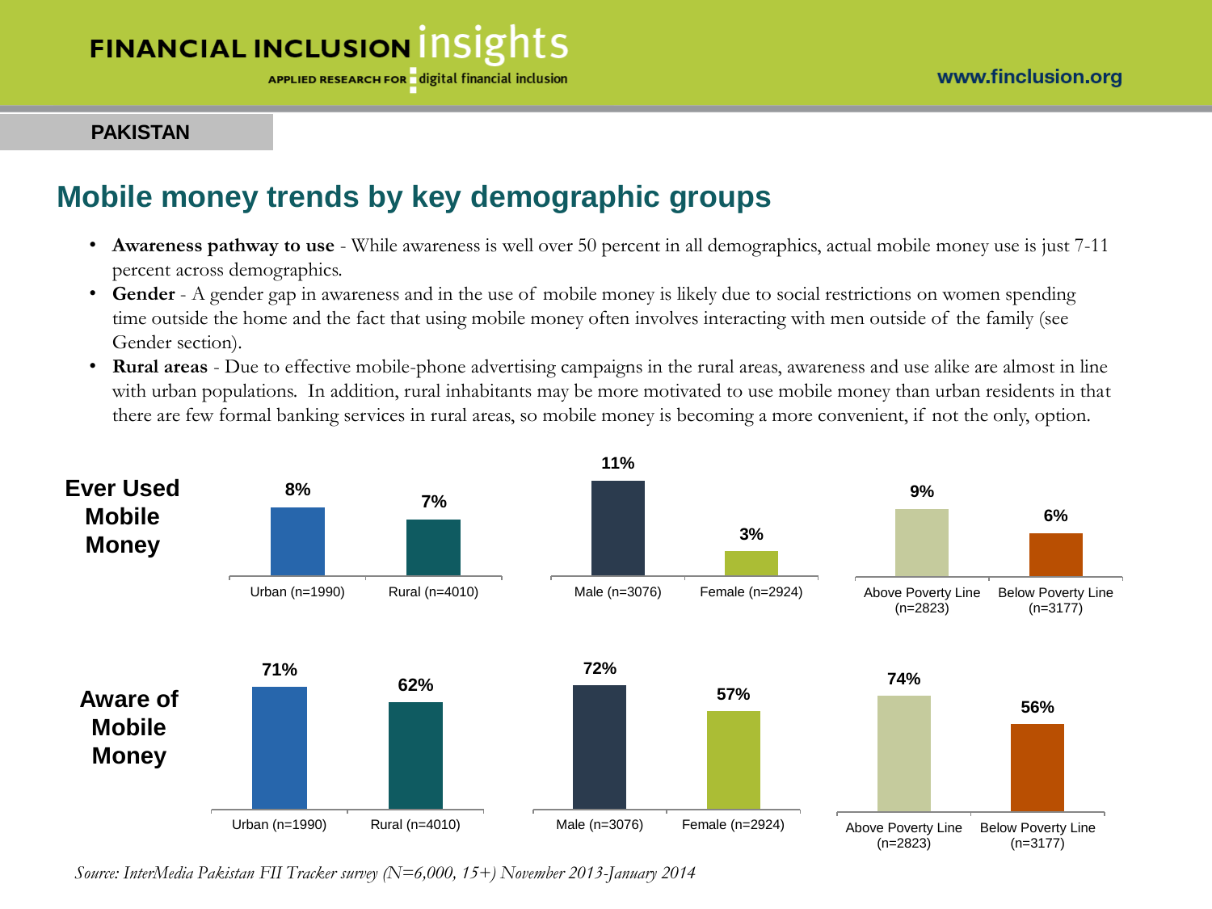**PAKISTAN**

## Mobile money trends by key demographic groups

- **Awareness pathway to use** - While awareness is well over 50 percent in all demographics, actual mobile money use is just 7-11 percent across demographics.
- **Gender** - A gender gap in awareness and in the use of mobile money is likely due to social restrictions on women spending time outside the home and the fact that using mobile money often involves interacting with men outside of the family (see Gender section).
- **Rural areas** - Due to effective mobile-phone advertising campaigns in the rural areas, awareness and use alike are almost in line with urban populations. In addition, rural inhabitants may be more motivated to use mobile money than urban residents in that there are few formal banking services in rural areas, so mobile money is becoming a more convenient, if not the only, option.

| | Urban (n=1990) | Rural (n=4010) | Male (n=3076) | Female (n=2924) | Above Poverty Line (n=2823) | Below Poverty Line (n=3177) |
|---|---|---|---|---|---|---|
| Ever Used Mobile Money | 8% | 7% | 11% | 3% | 9% | 6% |
| Aware of Mobile Money | 71% | 62% | 72% | 57% | 74% | 56% |

*Source: InterMedia Pakistan FII Tracker survey (N=6,000, 15+) November 2013-January 2014*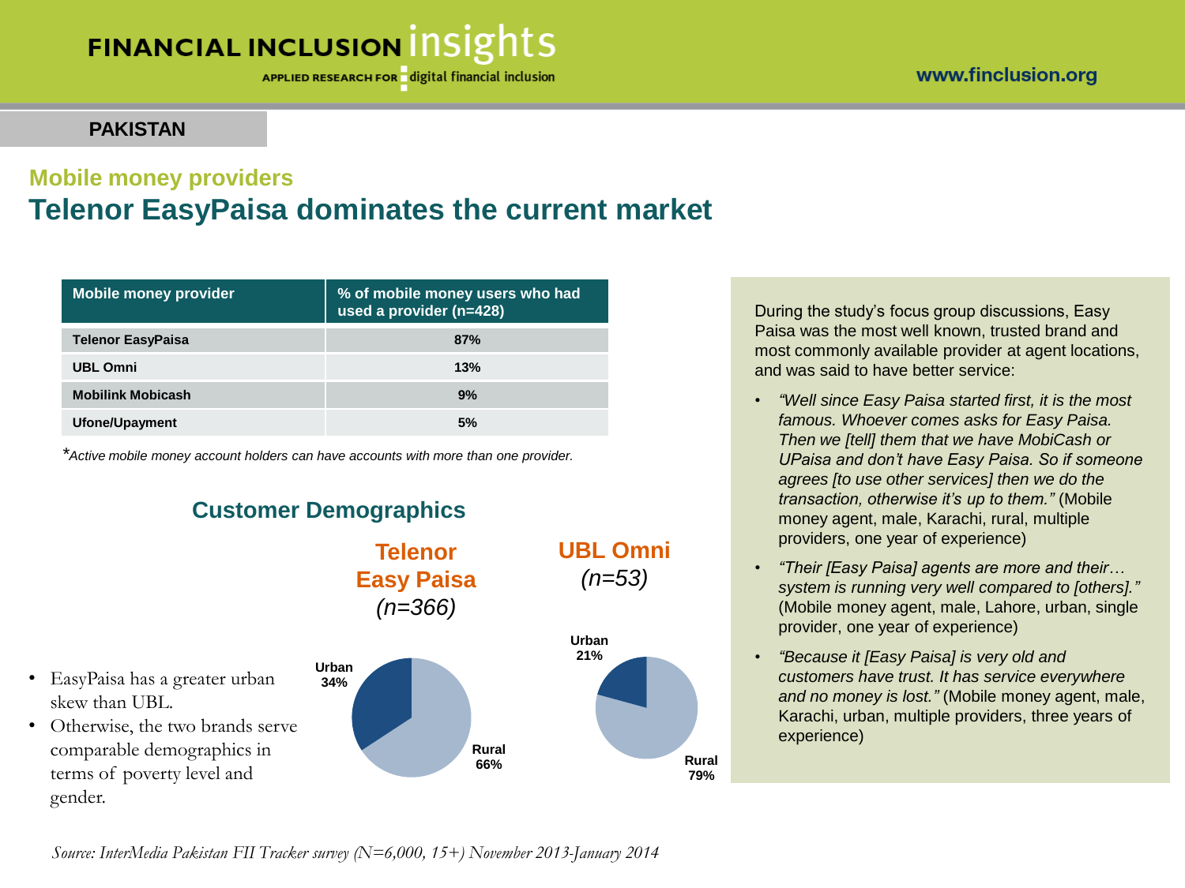**PAKISTAN**

## Mobile money providers

# Telenor EasyPaisa dominates the current market

| Mobile money provider | % of mobile money users who had used a provider (n=428) |
|---|---|
| Telenor EasyPaisa | 87% |
| UBL Omni | 13% |
| Mobilink Mobicash | 9% |
| Ufone/Upayment | 5% |

*Active mobile money account holders can have accounts with more than one provider.*

### Customer Demographics

**Telenor Easy Paisa** *(n=366)*

Urban 34%
Rural 66%

**UBL Omni** *(n=53)*

Urban 21%
Rural 79%

- EasyPaisa has a greater urban skew than UBL.
- Otherwise, the two brands serve comparable demographics in terms of poverty level and gender.

During the study's focus group discussions, Easy Paisa was the most well known, trusted brand and most commonly available provider at agent locations, and was said to have better service:

- *"Well since Easy Paisa started first, it is the most famous. Whoever comes asks for Easy Paisa. Then we [tell] them that we have MobiCash or UPaisa and don't have Easy Paisa. So if someone agrees [to use other services] then we do the transaction, otherwise it's up to them."* (Mobile money agent, male, Karachi, rural, multiple providers, one year of experience)
- *"Their [Easy Paisa] agents are more and their… system is running very well compared to [others]."* (Mobile money agent, male, Lahore, urban, single provider, one year of experience)
- *"Because it [Easy Paisa] is very old and customers have trust. It has service everywhere and no money is lost."* (Mobile money agent, male, Karachi, urban, multiple providers, three years of experience)

*Source: InterMedia Pakistan FII Tracker survey (N=6,000, 15+) November 2013-January 2014*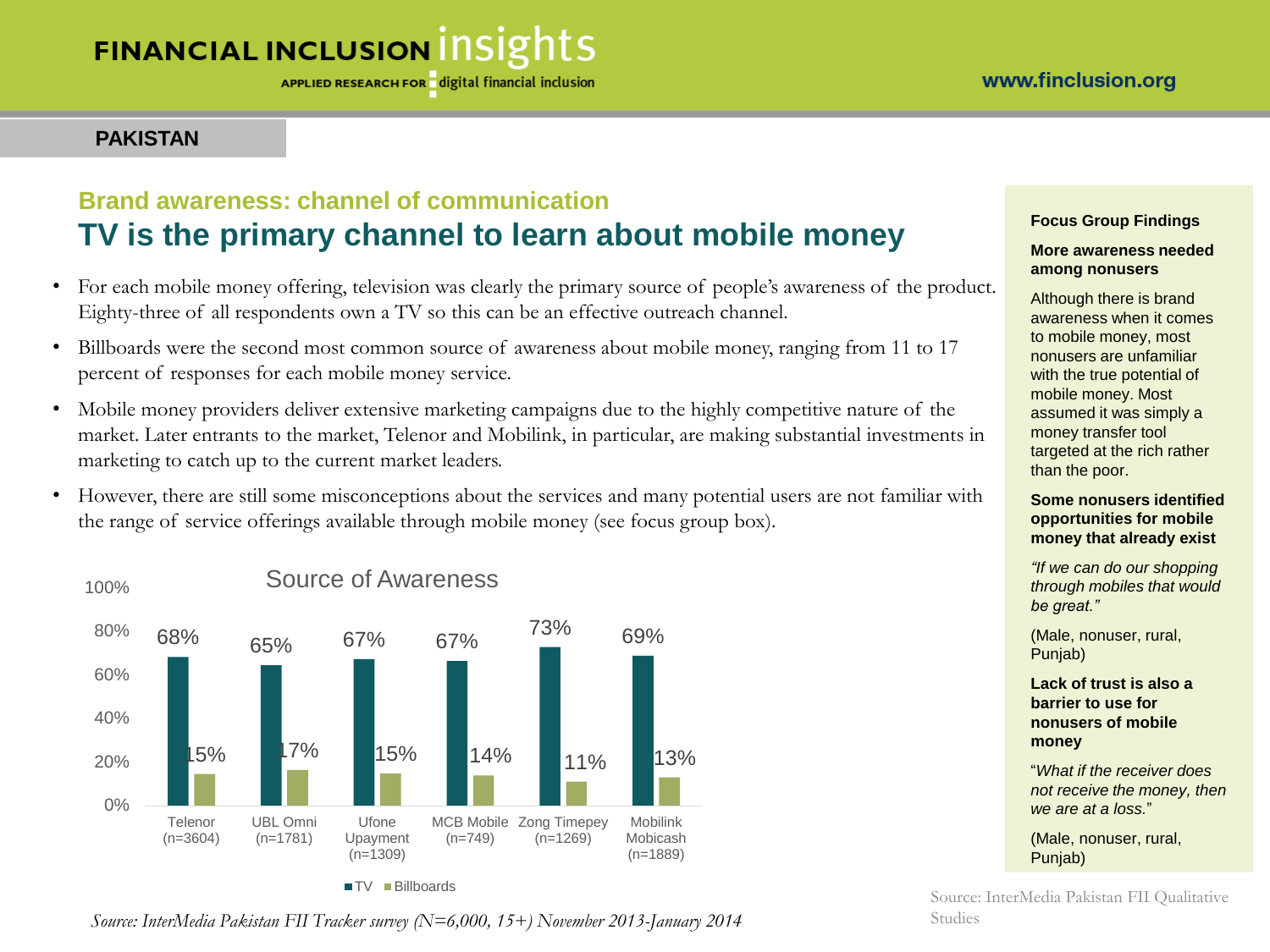**PAKISTAN**

## Brand awareness: channel of communication

# TV is the primary channel to learn about mobile money

- For each mobile money offering, television was clearly the primary source of people's awareness of the product. Eighty-three of all respondents own a TV so this can be an effective outreach channel.
- Billboards were the second most common source of awareness about mobile money, ranging from 11 to 17 percent of responses for each mobile money service.
- Mobile money providers deliver extensive marketing campaigns due to the highly competitive nature of the market. Later entrants to the market, Telenor and Mobilink, in particular, are making substantial investments in marketing to catch up to the current market leaders.
- However, there are still some misconceptions about the services and many potential users are not familiar with the range of service offerings available through mobile money (see focus group box).

**Source of Awareness**

| | TV | Billboards |
|---|---|---|
| Telenor (n=3604) | 68% | 15% |
| UBL Omni (n=1781) | 65% | 17% |
| Ufone Upaymen (n=1309) | 67% | 15% |
| MCB Mobile (n=749) | 67% | 14% |
| Zong Timepey (n=1269) | 73% | 11% |
| Mobilink Mobicash (n=1889) | 69% | 13% |

*Source: InterMedia Pakistan FII Tracker survey (N=6,000, 15+) November 2013-January 2014*

**Focus Group Findings**

**More awareness needed among nonusers**

Although there is brand awareness when it comes to mobile money, most nonusers are unfamiliar with the true potential of mobile money. Most assumed it was simply a money transfer tool targeted at the rich rather than the poor.

**Some nonusers identified opportunities for mobile money that already exist**

*"If we can do our shopping through mobiles that would be great."*

(Male, nonuser, rural, Punjab)

**Lack of trust is also a barrier to use for nonusers of mobile money**

"*What if the receiver does not receive the money, then we are at a loss.*"

(Male, nonuser, rural, Punjab)

Source: InterMedia Pakistan FII Qualitative Studies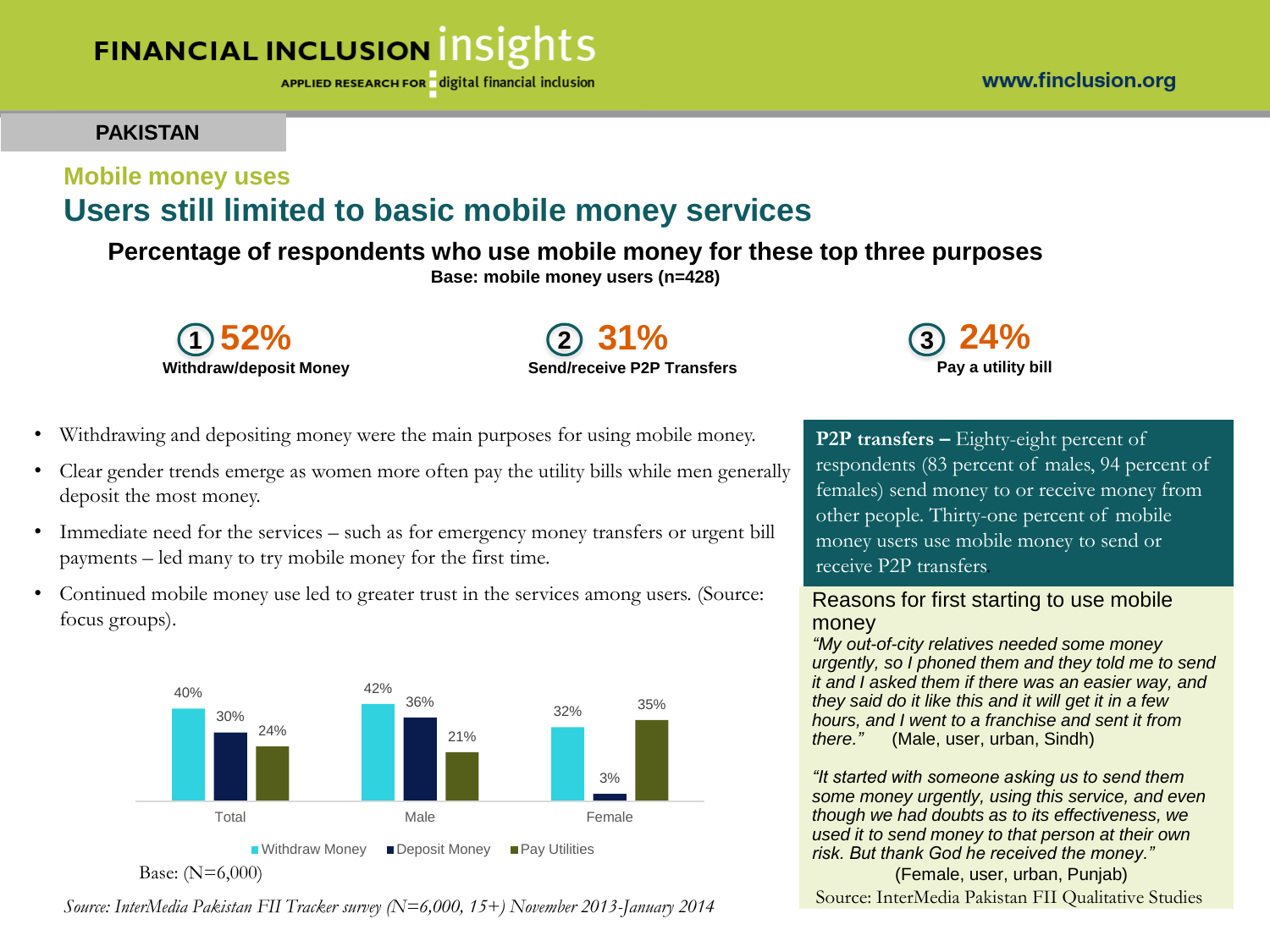**PAKISTAN**

## Mobile money uses

# Users still limited to basic mobile money services

### Percentage of respondents who use mobile money for these top three purposes

**Base: mobile money users (n=428)**

1. **52%** Withdraw/deposit Money
2. **31%** Send/receive P2P Transfers
3. **24%** Pay a utility bill

- Withdrawing and depositing money were the main purposes for using mobile money.
- Clear gender trends emerge as women more often pay the utility bills while men generally deposit the most money.
- Immediate need for the services – such as for emergency money transfers or urgent bill payments – led many to try mobile money for the first time.
- Continued mobile money use led to greater trust in the services among users. (Source: focus groups).

| | Withdraw Money | Deposit Money | Pay Utilities |
|---|---|---|---|
| Total | 40% | 30% | 24% |
| Male | 42% | 36% | 21% |
| Female | 32% | 3% | 35% |

Base: (N=6,000)

*Source: InterMedia Pakistan FII Tracker survey (N=6,000, 15+) November 2013-January 2014*

**P2P transfers –** Eighty-eight percent of respondents (83 percent of males, 94 percent of females) send money to or receive money from other people. Thirty-one percent of mobile money users use mobile money to send or receive P2P transfers.

### Reasons for first starting to use mobile money

*"My out-of-city relatives needed some money urgently, so I phoned them and they told me to send it and I asked them if there was an easier way, and they said do it like this and it will get it in a few hours, and I went to a franchise and sent it from there."* (Male, user, urban, Sindh)

*"It started with someone asking us to send them some money urgently, using this service, and even though we had doubts as to its effectiveness, we used it to send money to that person at their own risk. But thank God he received the money."* (Female, user, urban, Punjab)

Source: InterMedia Pakistan FII Qualitative Studies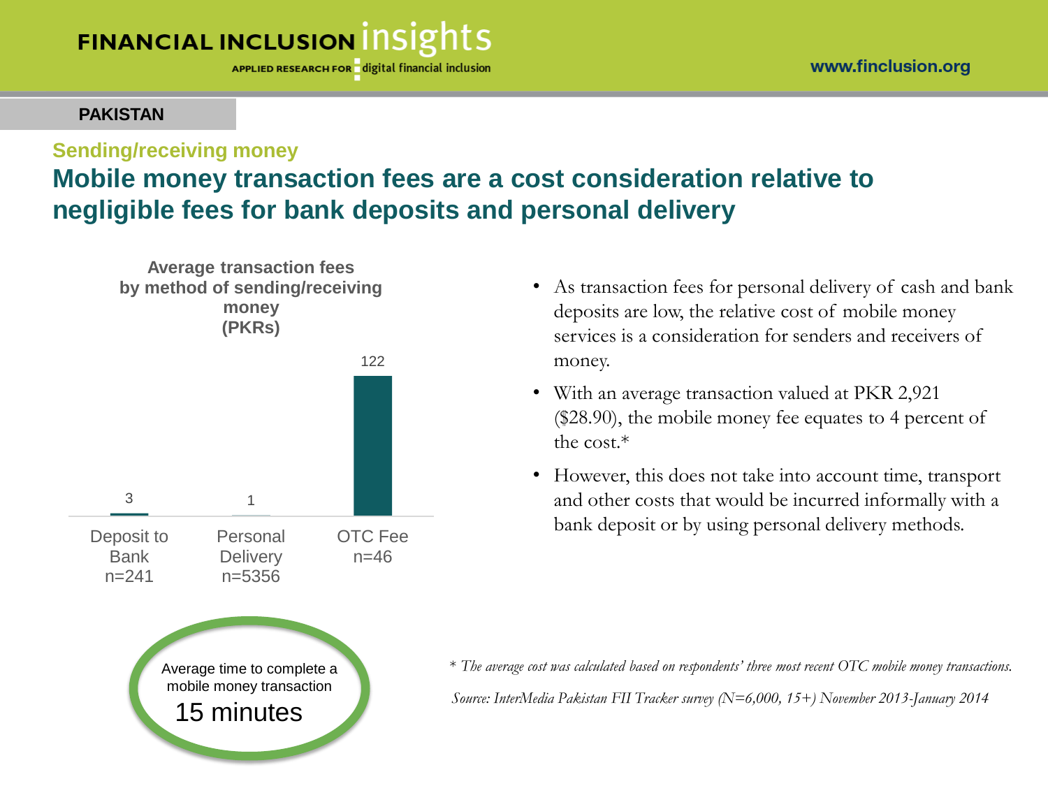PAKISTAN

### Sending/receiving money

## Mobile money transaction fees are a cost consideration relative to negligible fees for bank deposits and personal delivery

**Average transaction fees by method of sending/receiving money (PKRs)**

| Method | Average fee (PKRs) |
|---|---|
| Deposit to Bank n=241 | 3 |
| Personal Delivery n=5356 | 1 |
| OTC Fee n=46 | 122 |

Average time to complete a mobile money transaction
15 minutes

- As transaction fees for personal delivery of cash and bank deposits are low, the relative cost of mobile money services is a consideration for senders and receivers of money.
- With an average transaction valued at PKR 2,921 ($28.90), the mobile money fee equates to 4 percent of the cost.*
- However, this does not take into account time, transport and other costs that would be incurred informally with a bank deposit or by using personal delivery methods.

*\* The average cost was calculated based on respondents' three most recent OTC mobile money transactions.*

*Source: InterMedia Pakistan FII Tracker survey (N=6,000, 15+) November 2013-January 2014*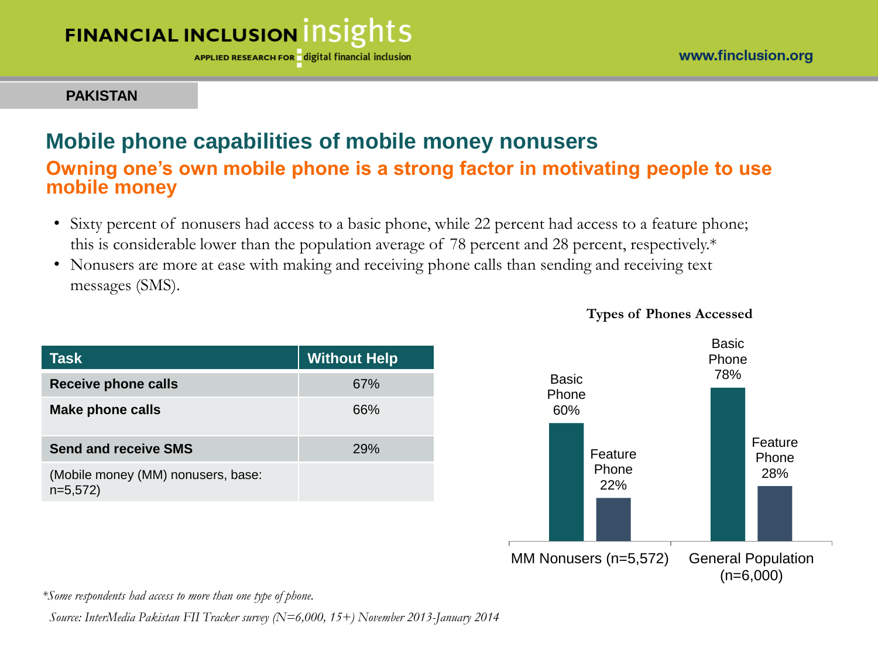PAKISTAN

## Mobile phone capabilities of mobile money nonusers

### Owning one's own mobile phone is a strong factor in motivating people to use mobile money

- Sixty percent of nonusers had access to a basic phone, while 22 percent had access to a feature phone; this is considerable lower than the population average of 78 percent and 28 percent, respectively.*
- Nonusers are more at ease with making and receiving phone calls than sending and receiving text messages (SMS).

| Task | Without Help |
|---|---|
| **Receive phone calls** | 67% |
| **Make phone calls** | 66% |
| **Send and receive SMS** | 29% |
| (Mobile money (MM) nonusers, base: n=5,572) | |

**Types of Phones Accessed**

| | Basic Phone | Feature Phone |
|---|---|---|
| MM Nonusers (n=5,572) | 60% | 22% |
| General Population (n=6,000) | 78% | 28% |

*\*Some respondents had access to more than one type of phone.*

*Source: InterMedia Pakistan FII Tracker survey (N=6,000, 15+) November 2013-January 2014*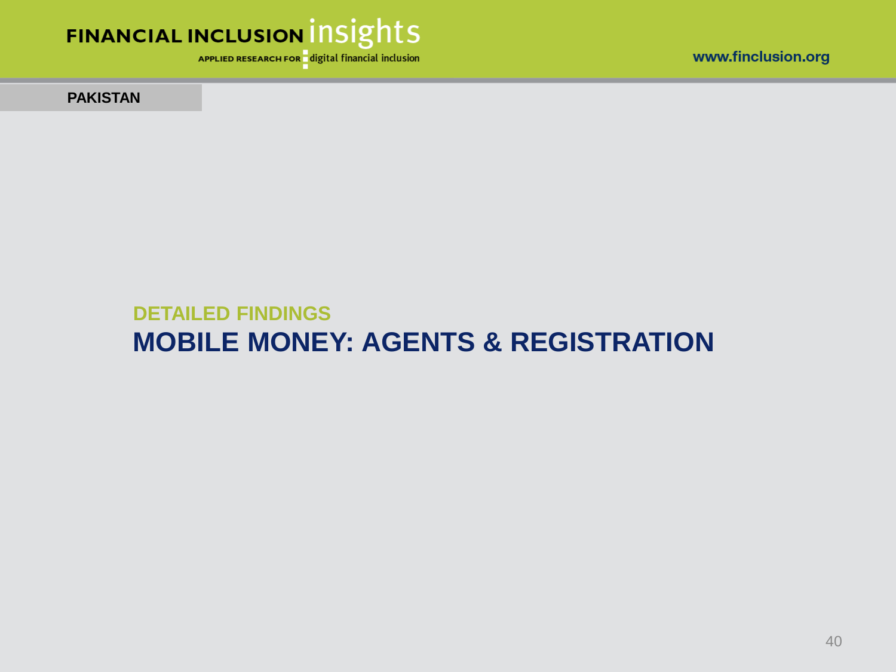PAKISTAN

## DETAILED FINDINGS

# MOBILE MONEY: AGENTS & REGISTRATION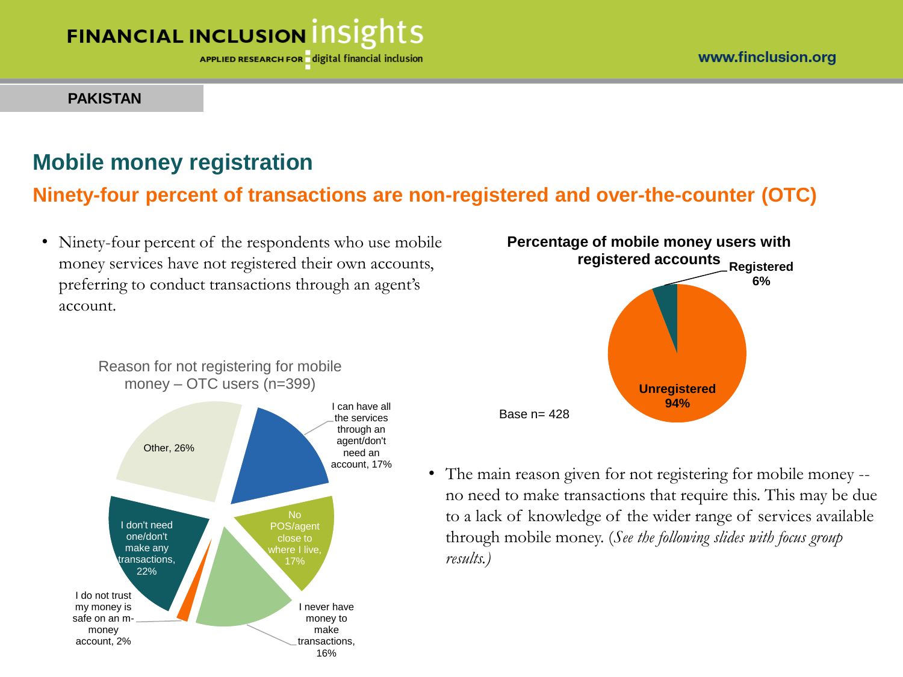PAKISTAN

## Mobile money registration

### Ninety-four percent of transactions are non-registered and over-the-counter (OTC)

- Ninety-four percent of the respondents who use mobile money services have not registered their own accounts, preferring to conduct transactions through an agent's account.

**Percentage of mobile money users with registered accounts**

| Category | Percentage |
| --- | --- |
| Registered | 6% |
| Unregistered | 94% |

Base n= 428

Reason for not registering for mobile money – OTC users (n=399)

| Reason | Percentage |
| --- | --- |
| I can have all the services through an agent/don't need an account | 17% |
| No POS/agent close to where I live | 17% |
| I never have money to make transactions | 16% |
| I do not trust my money is safe on an m-money account | 2% |
| I don't need one/don't make any transactions | 22% |
| Other | 26% |

- The main reason given for not registering for mobile money -- no need to make transactions that require this. This may be due to a lack of knowledge of the wider range of services available through mobile money. (*See the following slides with focus group results.*)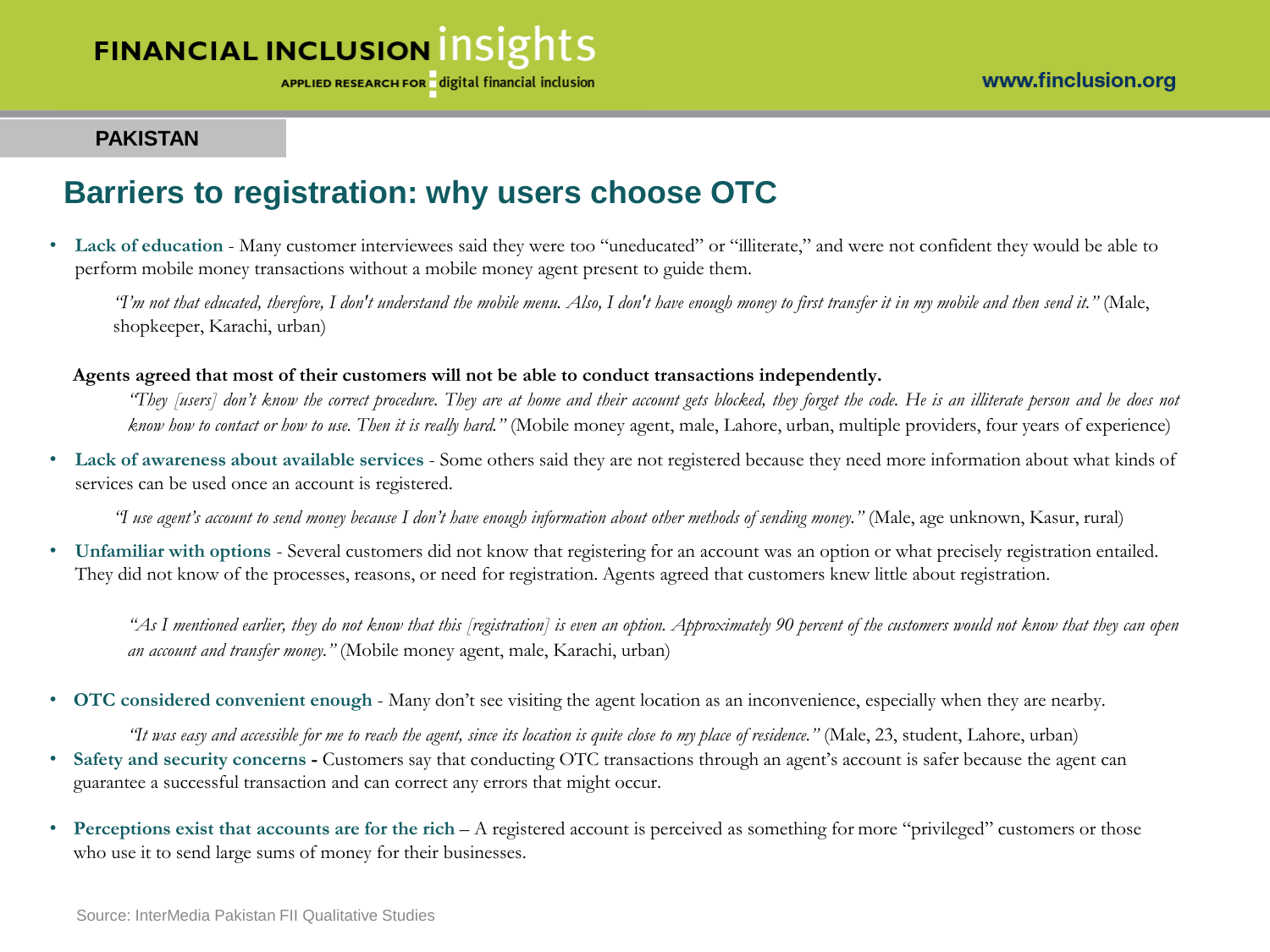**PAKISTAN**

## Barriers to registration: why users choose OTC

- **Lack of education** - Many customer interviewees said they were too "uneducated" or "illiterate," and were not confident they would be able to perform mobile money transactions without a mobile money agent present to guide them.

  *"I'm not that educated, therefore, I don't understand the mobile menu. Also, I don't have enough money to first transfer it in my mobile and then send it."* (Male, shopkeeper, Karachi, urban)

  **Agents agreed that most of their customers will not be able to conduct transactions independently.**

  *"They [users] don't know the correct procedure. They are at home and their account gets blocked, they forget the code. He is an illiterate person and he does not know how to contact or how to use. Then it is really hard."* (Mobile money agent, male, Lahore, urban, multiple providers, four years of experience)

- **Lack of awareness about available services** - Some others said they are not registered because they need more information about what kinds of services can be used once an account is registered.

  *"I use agent's account to send money because I don't have enough information about other methods of sending money."* (Male, age unknown, Kasur, rural)

- **Unfamiliar with options** - Several customers did not know that registering for an account was an option or what precisely registration entailed. They did not know of the processes, reasons, or need for registration. Agents agreed that customers knew little about registration.

  *"As I mentioned earlier, they do not know that this [registration] is even an option. Approximately 90 percent of the customers would not know that they can open an account and transfer money."* (Mobile money agent, male, Karachi, urban)

- **OTC considered convenient enough** - Many don't see visiting the agent location as an inconvenience, especially when they are nearby.

  *"It was easy and accessible for me to reach the agent, since its location is quite close to my place of residence."* (Male, 23, student, Lahore, urban)

- **Safety and security concerns -** Customers say that conducting OTC transactions through an agent's account is safer because the agent can guarantee a successful transaction and can correct any errors that might occur.

- **Perceptions exist that accounts are for the rich** – A registered account is perceived as something for more "privileged" customers or those who use it to send large sums of money for their businesses.

Source: InterMedia Pakistan FII Qualitative Studies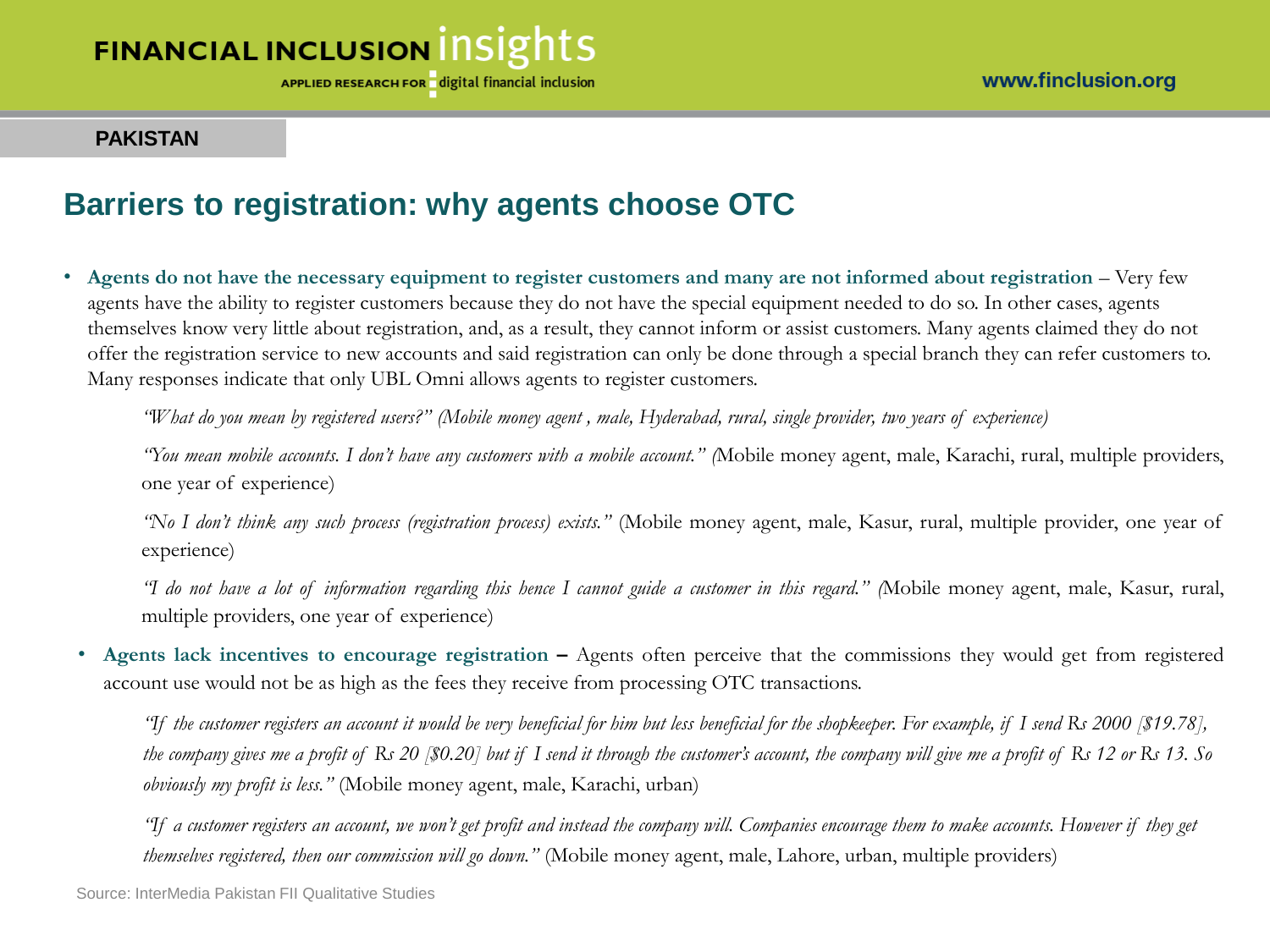PAKISTAN

## Barriers to registration: why agents choose OTC

- **Agents do not have the necessary equipment to register customers and many are not informed about registration** – Very few agents have the ability to register customers because they do not have the special equipment needed to do so. In other cases, agents themselves know very little about registration, and, as a result, they cannot inform or assist customers. Many agents claimed they do not offer the registration service to new accounts and said registration can only be done through a special branch they can refer customers to. Many responses indicate that only UBL Omni allows agents to register customers.

  *"What do you mean by registered users?" (Mobile money agent , male, Hyderabad, rural, single provider, two years of experience)*

  *"You mean mobile accounts. I don't have any customers with a mobile account." (*Mobile money agent, male, Karachi, rural, multiple providers, one year of experience)

  *"No I don't think any such process (registration process) exists."* (Mobile money agent, male, Kasur, rural, multiple provider, one year of experience)

  *"I do not have a lot of information regarding this hence I cannot guide a customer in this regard." (*Mobile money agent, male, Kasur, rural, multiple providers, one year of experience)

- **Agents lack incentives to encourage registration –** Agents often perceive that the commissions they would get from registered account use would not be as high as the fees they receive from processing OTC transactions.

  *"If the customer registers an account it would be very beneficial for him but less beneficial for the shopkeeper. For example, if I send Rs 2000 [$19.78], the company gives me a profit of Rs 20 [$0.20] but if I send it through the customer's account, the company will give me a profit of Rs 12 or Rs 13. So obviously my profit is less."* (Mobile money agent, male, Karachi, urban)

  *"If a customer registers an account, we won't get profit and instead the company will. Companies encourage them to make accounts. However if they get themselves registered, then our commission will go down."* (Mobile money agent, male, Lahore, urban, multiple providers)

Source: InterMedia Pakistan FII Qualitative Studies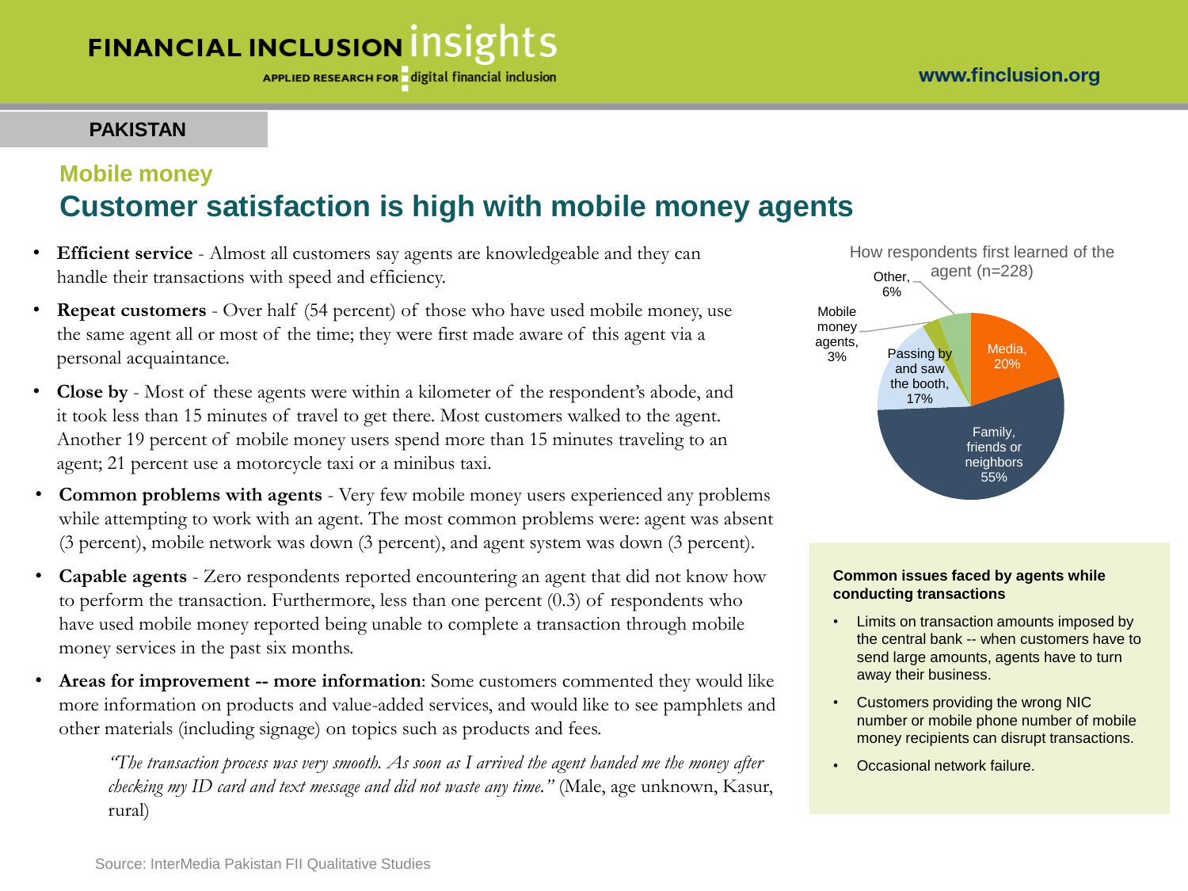PAKISTAN

## Mobile money

# Customer satisfaction is high with mobile money agents

- **Efficient service** - Almost all customers say agents are knowledgeable and they can handle their transactions with speed and efficiency.
- **Repeat customers** - Over half (54 percent) of those who have used mobile money, use the same agent all or most of the time; they were first made aware of this agent via a personal acquaintance.
- **Close by** - Most of these agents were within a kilometer of the respondent's abode, and it took less than 15 minutes of travel to get there. Most customers walked to the agent. Another 19 percent of mobile money users spend more than 15 minutes traveling to an agent; 21 percent use a motorcycle taxi or a minibus taxi.
- **Common problems with agents** - Very few mobile money users experienced any problems while attempting to work with an agent. The most common problems were: agent was absent (3 percent), mobile network was down (3 percent), and agent system was down (3 percent).
- **Capable agents** - Zero respondents reported encountering an agent that did not know how to perform the transaction. Furthermore, less than one percent (0.3) of respondents who have used mobile money reported being unable to complete a transaction through mobile money services in the past six months.
- **Areas for improvement -- more information**: Some customers commented they would like more information on products and value-added services, and would like to see pamphlets and other materials (including signage) on topics such as products and fees.

> *"The transaction process was very smooth. As soon as I arrived the agent handed me the money after checking my ID card and text message and did not waste any time."* (Male, age unknown, Kasur, rural)

How respondents first learned of the agent (n=228)

| Source | Percent |
|---|---|
| Family, friends or neighbors | 55% |
| Media | 20% |
| Passing by and saw the booth | 17% |
| Other | 6% |
| Mobile money agents | 3% |

**Common issues faced by agents while conducting transactions**

- Limits on transaction amounts imposed by the central bank -- when customers have to send large amounts, agents have to turn away their business.
- Customers providing the wrong NIC number or mobile phone number of mobile money recipients can disrupt transactions.
- Occasional network failure.

Source: InterMedia Pakistan FII Qualitative Studies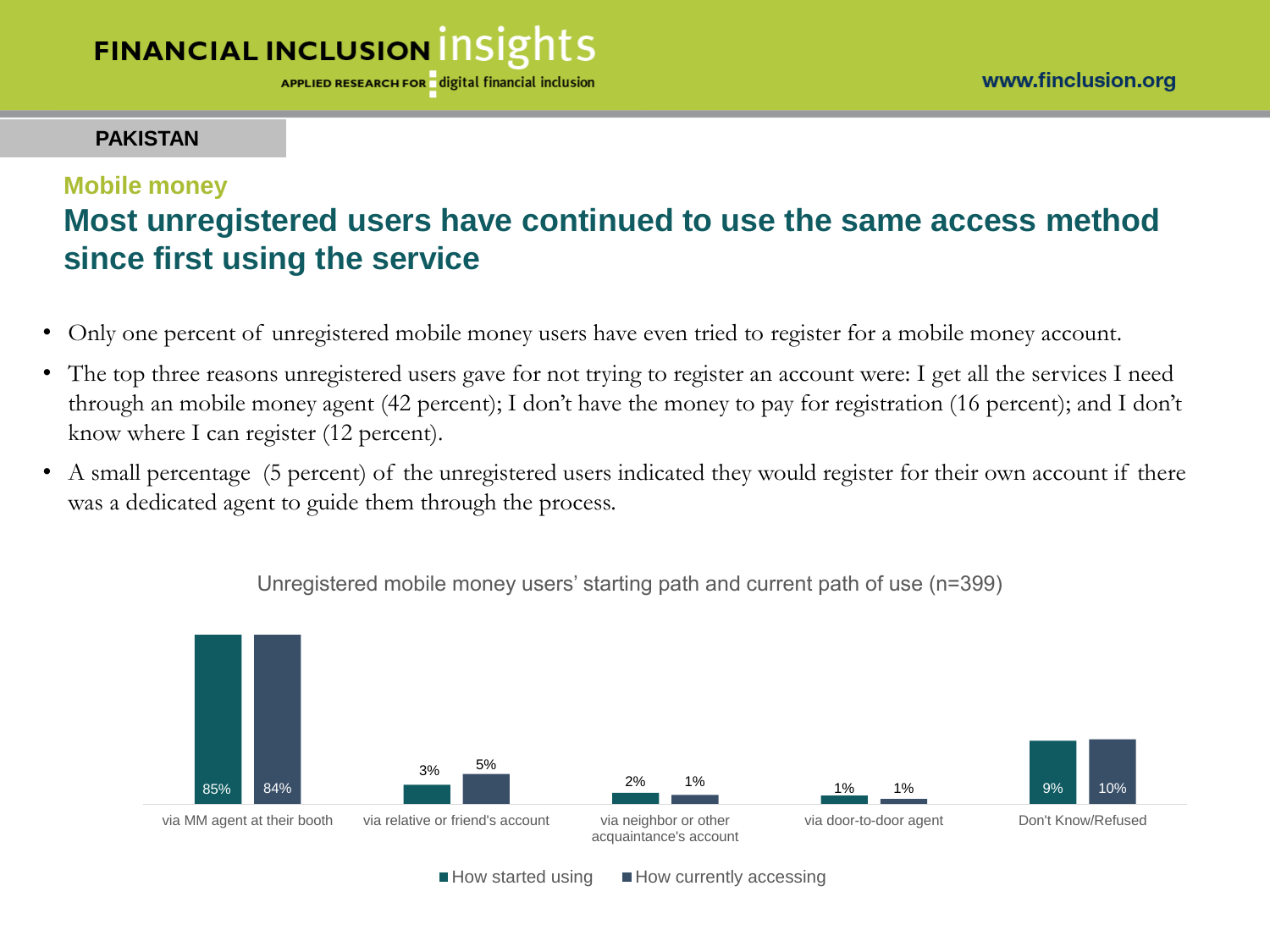PAKISTAN

### Mobile money

## Most unregistered users have continued to use the same access method since first using the service

- Only one percent of unregistered mobile money users have even tried to register for a mobile money account.
- The top three reasons unregistered users gave for not trying to register an account were: I get all the services I need through an mobile money agent (42 percent); I don't have the money to pay for registration (16 percent); and I don't know where I can register (12 percent).
- A small percentage (5 percent) of the unregistered users indicated they would register for their own account if there was a dedicated agent to guide them through the process.

Unregistered mobile money users' starting path and current path of use (n=399)

| | How started using | How currently accessing |
| --- | --- | --- |
| via MM agent at their booth | 85% | 84% |
| via relative or friend's account | 3% | 5% |
| via neighbor or other acquaintance's account | 2% | 1% |
| via door-to-door agent | 1% | 1% |
| Don't Know/Refused | 9% | 10% |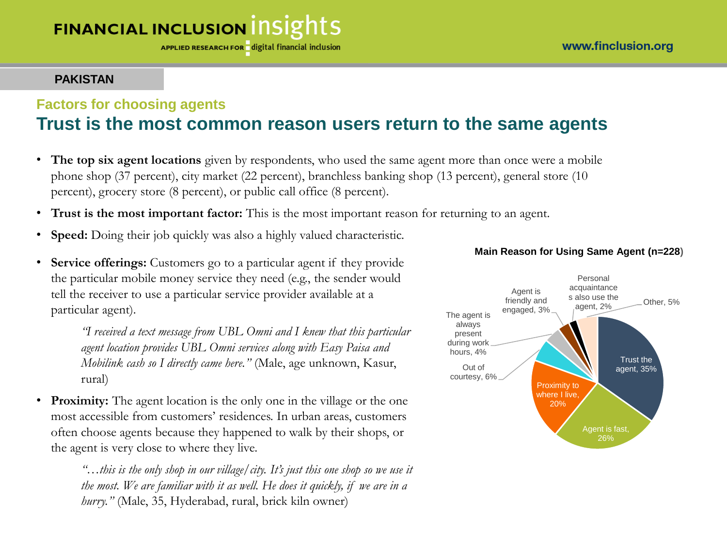**PAKISTAN**

### Factors for choosing agents

## Trust is the most common reason users return to the same agents

- **The top six agent locations** given by respondents, who used the same agent more than once were a mobile phone shop (37 percent), city market (22 percent), branchless banking shop (13 percent), general store (10 percent), grocery store (8 percent), or public call office (8 percent).
- **Trust is the most important factor:** This is the most important reason for returning to an agent.
- **Speed:** Doing their job quickly was also a highly valued characteristic.
- **Service offerings:** Customers go to a particular agent if they provide the particular mobile money service they need (e.g., the sender would tell the receiver to use a particular service provider available at a particular agent).

  > *"I received a text message from UBL Omni and I knew that this particular agent location provides UBL Omni services along with Easy Paisa and Mobilink cash so I directly came here."* (Male, age unknown, Kasur, rural)

- **Proximity:** The agent location is the only one in the village or the one most accessible from customers' residences. In urban areas, customers often choose agents because they happened to walk by their shops, or the agent is very close to where they live.

  > *"…this is the only shop in our village/city. It's just this one shop so we use it the most. We are familiar with it as well. He does it quickly, if we are in a hurry."* (Male, 35, Hyderabad, rural, brick kiln owner)

**Main Reason for Using Same Agent (n=228)**

| Reason | Percent |
|---|---|
| Trust the agent | 35% |
| Agent is fast | 26% |
| Proximity to where I live | 20% |
| Out of courtesy | 6% |
| The agent is always present during work hours | 4% |
| Agent is friendly and engaged | 3% |
| Personal acquaintances also use the agent | 2% |
| Other | 5% |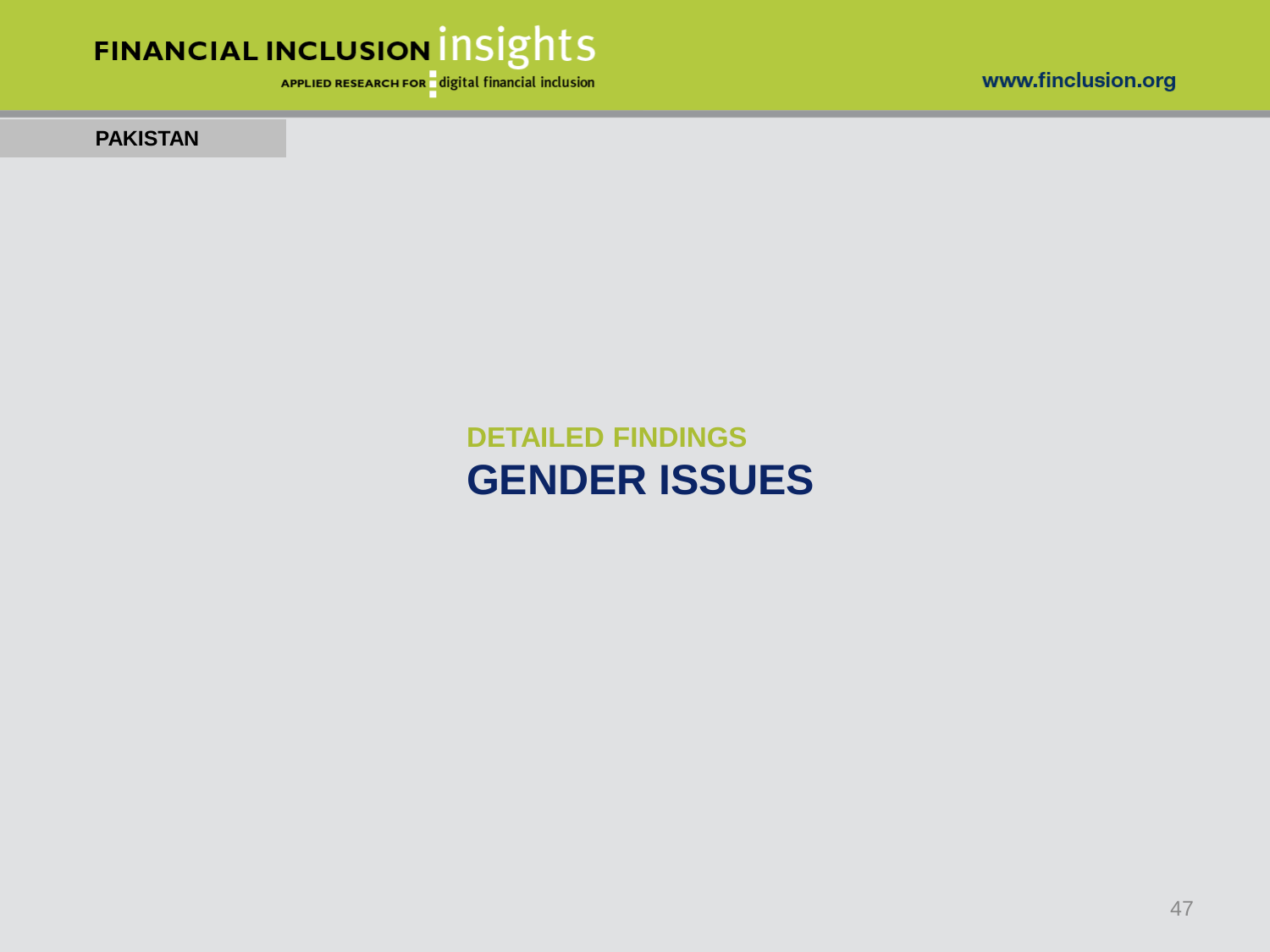PAKISTAN

## DETAILED FINDINGS

# GENDER ISSUES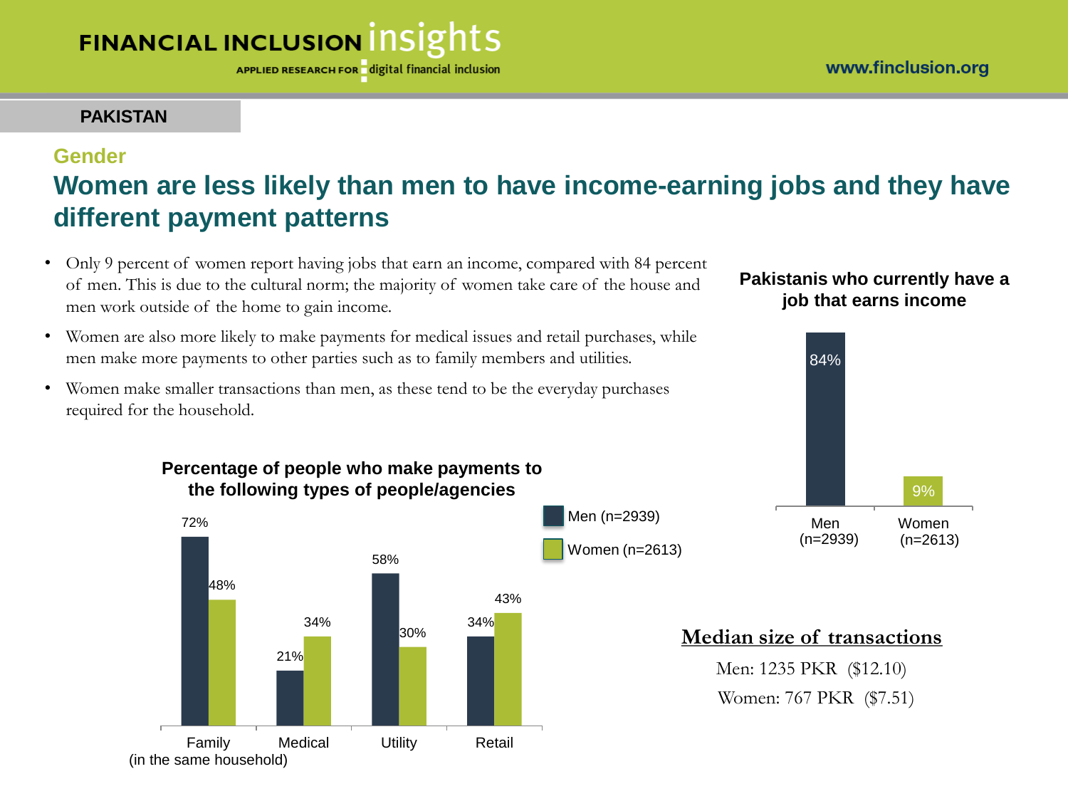**PAKISTAN**

## Gender

# Women are less likely than men to have income-earning jobs and they have different payment patterns

- Only 9 percent of women report having jobs that earn an income, compared with 84 percent of men. This is due to the cultural norm; the majority of women take care of the house and men work outside of the home to gain income.
- Women are also more likely to make payments for medical issues and retail purchases, while men make more payments to other parties such as to family members and utilities.
- Women make smaller transactions than men, as these tend to be the everyday purchases required for the household.

**Pakistanis who currently have a job that earns income**

| | Men (n=2939) | Women (n=2613) |
|---|---|---|
| Have a job that earns income | 84% | 9% |

**Percentage of people who make payments to the following types of people/agencies**

| | Men (n=2939) | Women (n=2613) |
|---|---|---|
| Family (in the same household) | 72% | 48% |
| Medical | 21% | 34% |
| Utility | 58% | 30% |
| Retail | 34% | 43% |

**Median size of transactions**

Men: 1235 PKR ($12.10)

Women: 767 PKR ($7.51)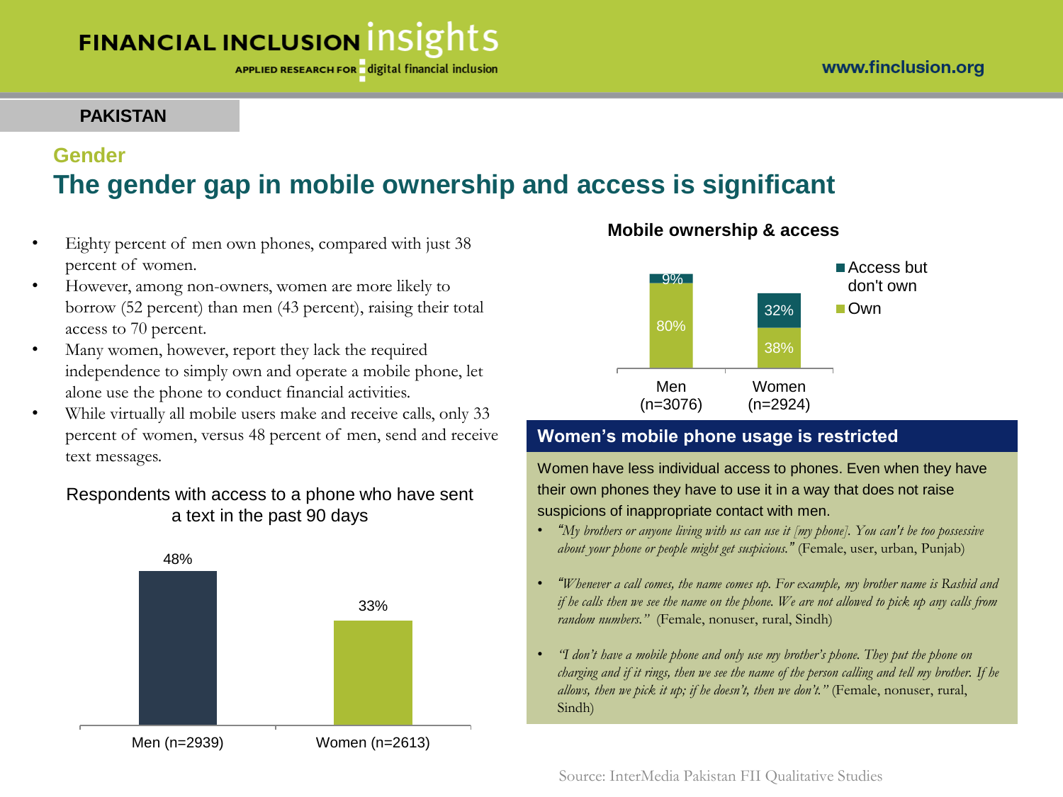PAKISTAN

## Gender

# The gender gap in mobile ownership and access is significant

- Eighty percent of men own phones, compared with just 38 percent of women.
- However, among non-owners, women are more likely to borrow (52 percent) than men (43 percent), raising their total access to 70 percent.
- Many women, however, report they lack the required independence to simply own and operate a mobile phone, let alone use the phone to conduct financial activities.
- While virtually all mobile users make and receive calls, only 33 percent of women, versus 48 percent of men, send and receive text messages.

**Respondents with access to a phone who have sent a text in the past 90 days**

| | Men (n=2939) | Women (n=2613) |
|---|---|---|
| Sent a text | 48% | 33% |

**Mobile ownership & access**

| | Men (n=3076) | Women (n=2924) |
|---|---|---|
| Own | 80% | 38% |
| Access but don't own | 9% | 32% |

## Women's mobile phone usage is restricted

Women have less individual access to phones. Even when they have their own phones they have to use it in a way that does not raise suspicions of inappropriate contact with men.

- *"My brothers or anyone living with us can use it [my phone]. You can't be too possessive about your phone or people might get suspicious."* (Female, user, urban, Punjab)
- *"Whenever a call comes, the name comes up. For example, my brother name is Rashid and if he calls then we see the name on the phone. We are not allowed to pick up any calls from random numbers."* (Female, nonuser, rural, Sindh)
- *"I don't have a mobile phone and only use my brother's phone. They put the phone on charging and if it rings, then we see the name of the person calling and tell my brother. If he allows, then we pick it up; if he doesn't, then we don't."* (Female, nonuser, rural, Sindh)

Source: InterMedia Pakistan FII Qualitative Studies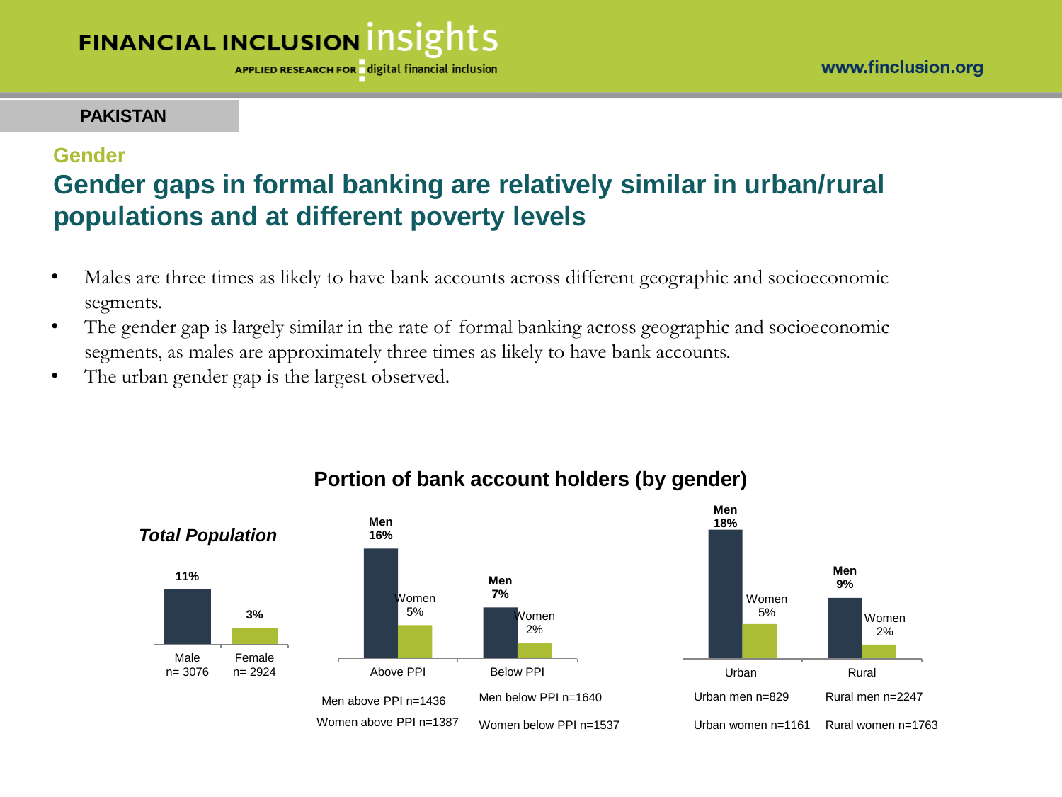PAKISTAN

## Gender

# Gender gaps in formal banking are relatively similar in urban/rural populations and at different poverty levels

- Males are three times as likely to have bank accounts across different geographic and socioeconomic segments.
- The gender gap is largely similar in the rate of formal banking across geographic and socioeconomic segments, as males are approximately three times as likely to have bank accounts.
- The urban gender gap is the largest observed.

### Portion of bank account holders (by gender)

***Total Population***

| | Male (n= 3076) | Female (n= 2924) |
|---|---|---|
| Total Population | 11% | 3% |

| | Men | Women |
|---|---|---|
| Above PPI | 16% | 5% |
| Below PPI | 7% | 2% |

Men above PPI n=1436
Women above PPI n=1387
Men below PPI n=1640
Women below PPI n=1537

| | Men | Women |
|---|---|---|
| Urban | 18% | 5% |
| Rural | 9% | 2% |

Urban men n=829
Urban women n=1161
Rural men n=2247
Rural women n=1763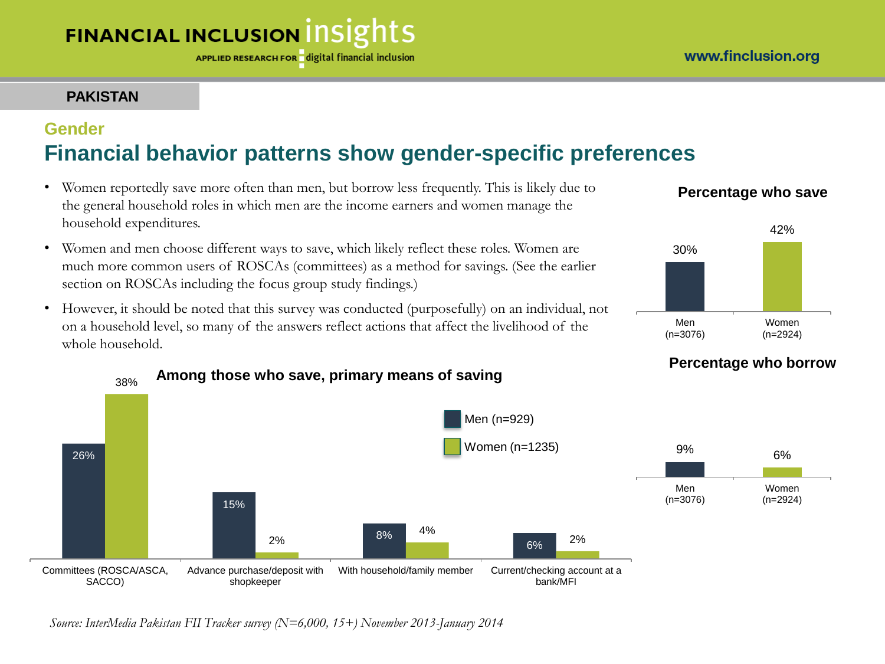**PAKISTAN**

## Gender

# Financial behavior patterns show gender-specific preferences

- Women reportedly save more often than men, but borrow less frequently. This is likely due to the general household roles in which men are the income earners and women manage the household expenditures.
- Women and men choose different ways to save, which likely reflect these roles. Women are much more common users of ROSCAs (committees) as a method for savings. (See the earlier section on ROSCAs including the focus group study findings.)
- However, it should be noted that this survey was conducted (purposefully) on an individual, not on a household level, so many of the answers reflect actions that affect the livelihood of the whole household.

**Percentage who save**

| | Men (n=3076) | Women (n=2924) |
|---|---|---|
| Percentage who save | 30% | 42% |

**Percentage who borrow**

| | Men (n=3076) | Women (n=2924) |
|---|---|---|
| Percentage who borrow | 9% | 6% |

**Among those who save, primary means of saving**

| | Men (n=929) | Women (n=1235) |
|---|---|---|
| Committees (ROSCA/ASCA, SACCO) | 26% | 38% |
| Advance purchase/deposit with shopkeeper | 15% | 2% |
| With household/family member | 8% | 4% |
| Current/checking account at a bank/MFI | 6% | 2% |

*Source: InterMedia Pakistan FII Tracker survey (N=6,000, 15+) November 2013-January 2014*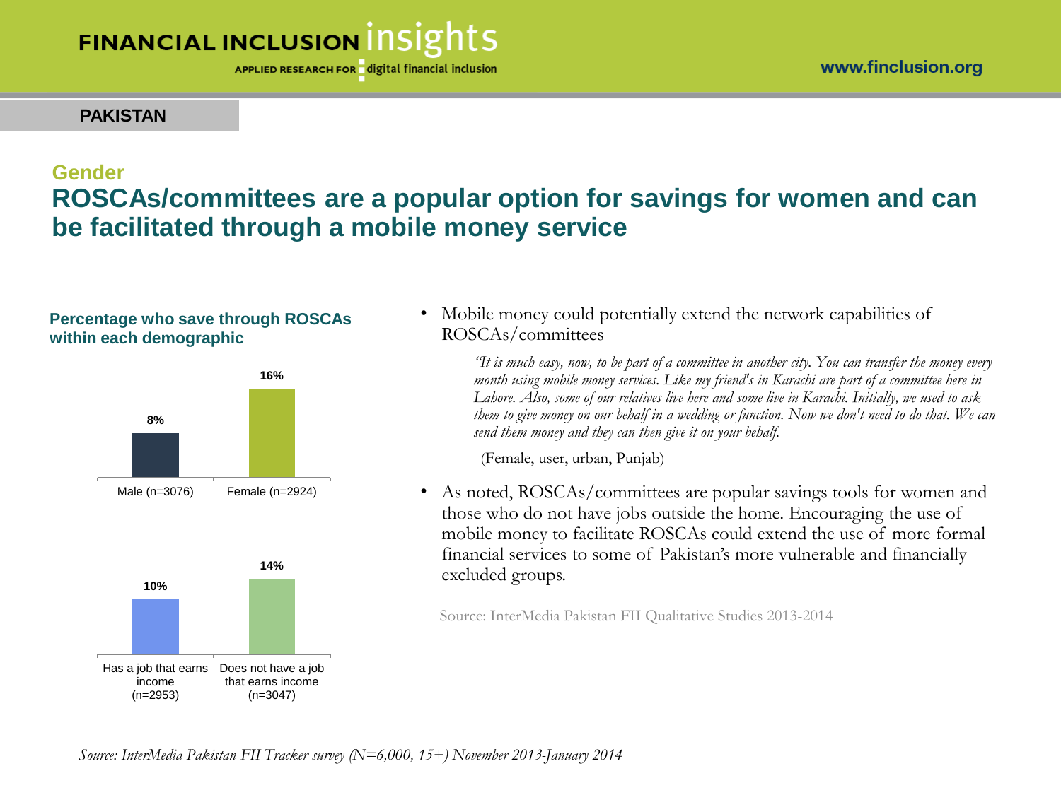PAKISTAN

## Gender

# ROSCAs/committees are a popular option for savings for women and can be facilitated through a mobile money service

**Percentage who save through ROSCAs within each demographic**

| Demographic | Percentage |
|---|---|
| Male (n=3076) | 8% |
| Female (n=2924) | 16% |

| Demographic | Percentage |
|---|---|
| Has a job that earns income (n=2953) | 10% |
| Does not have a job that earns income (n=3047) | 14% |

- Mobile money could potentially extend the network capabilities of ROSCAs/committees

  *"It is much easy, now, to be part of a committee in another city. You can transfer the money every month using mobile money services. Like my friend's in Karachi are part of a committee here in Lahore. Also, some of our relatives live here and some live in Karachi. Initially, we used to ask them to give money on our behalf in a wedding or function. Now we don't need to do that. We can send them money and they can then give it on your behalf.*

  (Female, user, urban, Punjab)

- As noted, ROSCAs/committees are popular savings tools for women and those who do not have jobs outside the home. Encouraging the use of mobile money to facilitate ROSCAs could extend the use of more formal financial services to some of Pakistan's more vulnerable and financially excluded groups.

Source: InterMedia Pakistan FII Qualitative Studies 2013-2014

*Source: InterMedia Pakistan FII Tracker survey (N=6,000, 15+) November 2013-January 2014*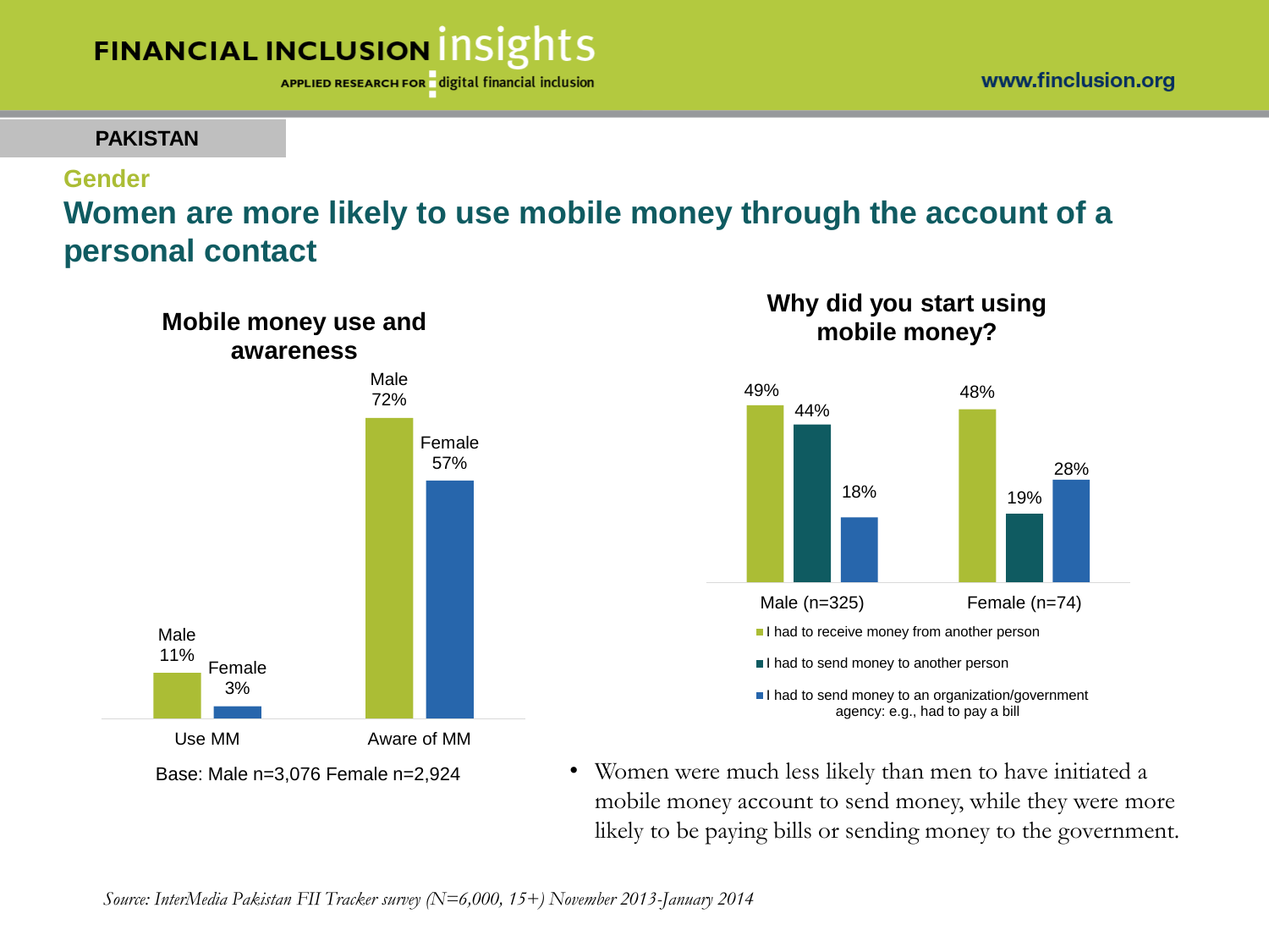**PAKISTAN**

### Gender

## Women are more likely to use mobile money through the account of a personal contact

**Mobile money use and awareness**

| | Male | Female |
|---|---|---|
| Use MM | 11% | 3% |
| Aware of MM | 72% | 57% |

Base: Male n=3,076 Female n=2,924

**Why did you start using mobile money?**

| | Male (n=325) | Female (n=74) |
|---|---|---|
| I had to receive money from another person | 49% | 48% |
| I had to send money to another person | 44% | 19% |
| I had to send money to an organization/government agency: e.g., had to pay a bill | 18% | 28% |

- Women were much less likely than men to have initiated a mobile money account to send money, while they were more likely to be paying bills or sending money to the government.

*Source: InterMedia Pakistan FII Tracker survey (N=6,000, 15+) November 2013-January 2014*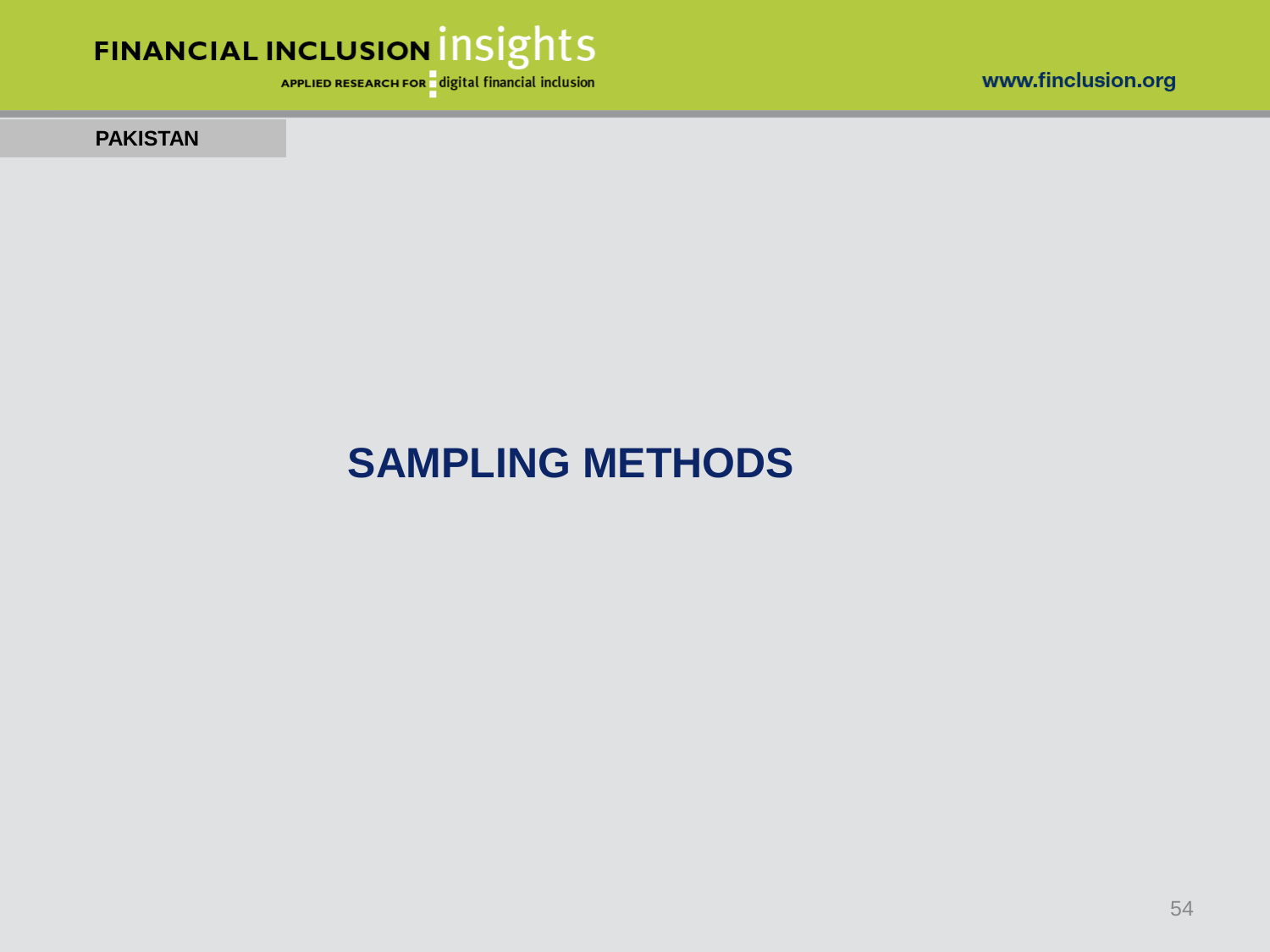PAKISTAN

# SAMPLING METHODS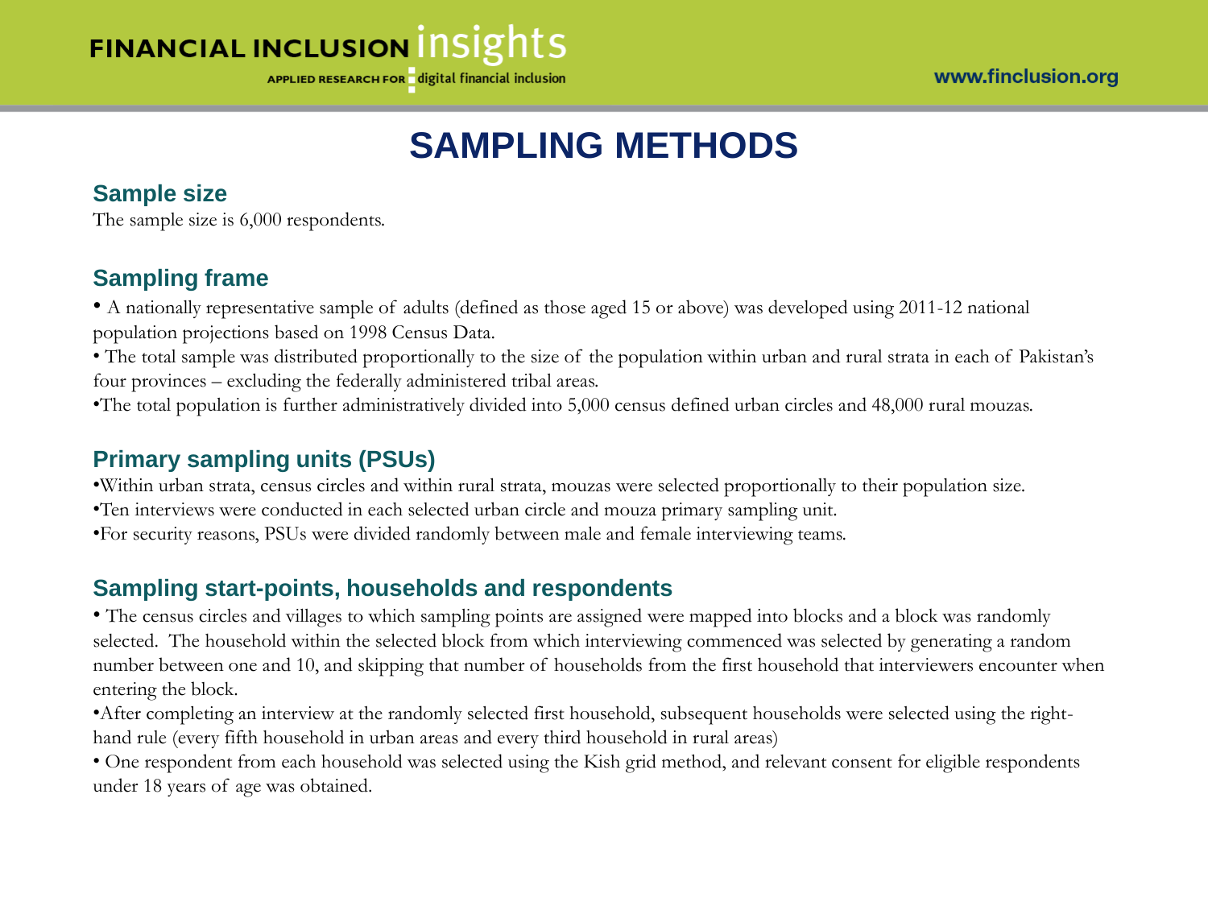# SAMPLING METHODS

## Sample size

The sample size is 6,000 respondents.

## Sampling frame

- A nationally representative sample of adults (defined as those aged 15 or above) was developed using 2011-12 national population projections based on 1998 Census Data.
- The total sample was distributed proportionally to the size of the population within urban and rural strata in each of Pakistan's four provinces – excluding the federally administered tribal areas.
- The total population is further administratively divided into 5,000 census defined urban circles and 48,000 rural mouzas.

## Primary sampling units (PSUs)

- Within urban strata, census circles and within rural strata, mouzas were selected proportionally to their population size.
- Ten interviews were conducted in each selected urban circle and mouza primary sampling unit.
- For security reasons, PSUs were divided randomly between male and female interviewing teams.

## Sampling start-points, households and respondents

- The census circles and villages to which sampling points are assigned were mapped into blocks and a block was randomly selected. The household within the selected block from which interviewing commenced was selected by generating a random number between one and 10, and skipping that number of households from the first household that interviewers encounter when entering the block.
- After completing an interview at the randomly selected first household, subsequent households were selected using the right-hand rule (every fifth household in urban areas and every third household in rural areas)
- One respondent from each household was selected using the Kish grid method, and relevant consent for eligible respondents under 18 years of age was obtained.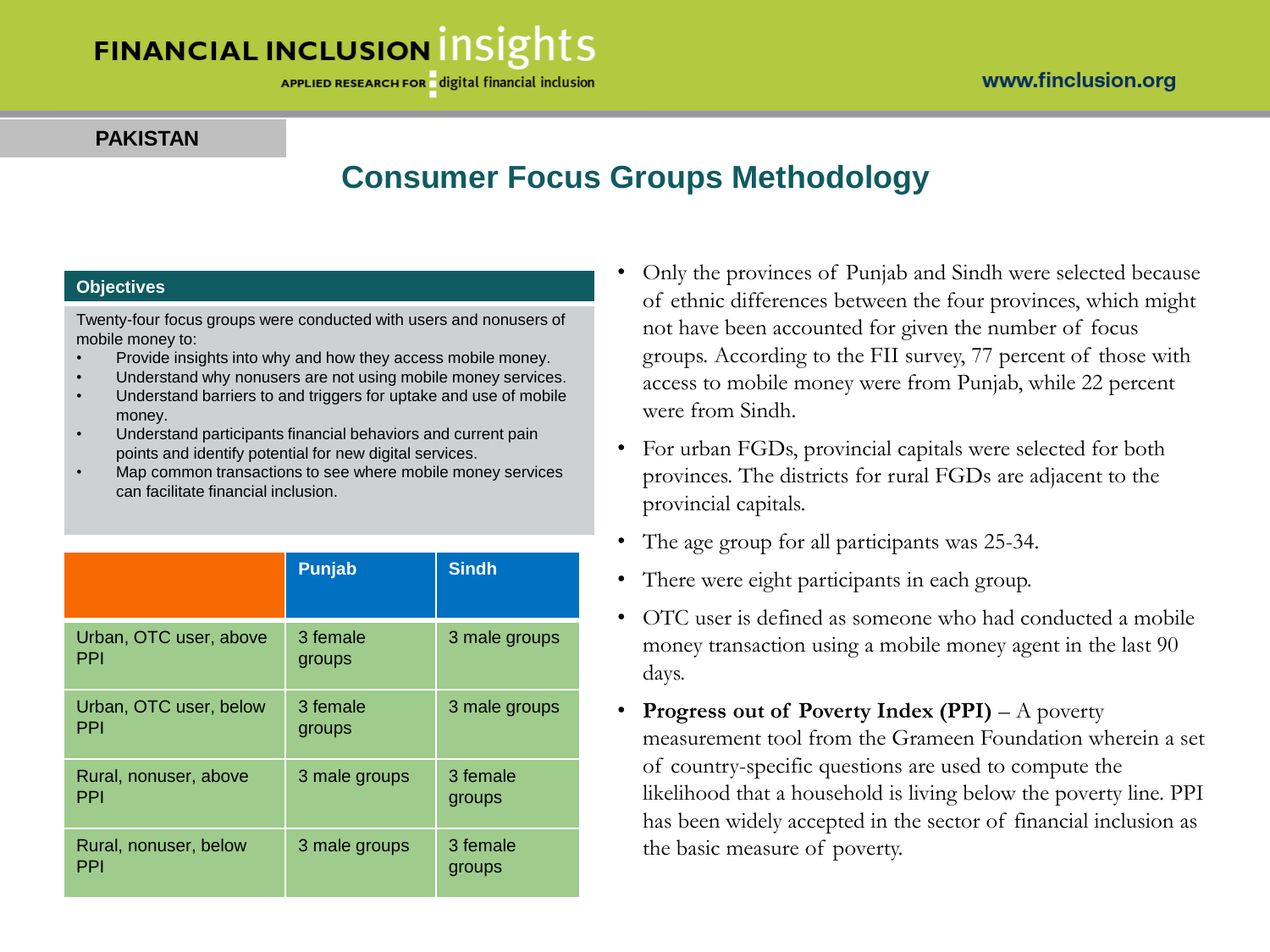PAKISTAN

# Consumer Focus Groups Methodology

## Objectives

Twenty-four focus groups were conducted with users and nonusers of mobile money to:

- Provide insights into why and how they access mobile money.
- Understand why nonusers are not using mobile money services.
- Understand barriers to and triggers for uptake and use of mobile money.
- Understand participants financial behaviors and current pain points and identify potential for new digital services.
- Map common transactions to see where mobile money services can facilitate financial inclusion.

| | Punjab | Sindh |
|---|---|---|
| Urban, OTC user, above PPI | 3 female groups | 3 male groups |
| Urban, OTC user, below PPI | 3 female groups | 3 male groups |
| Rural, nonuser, above PPI | 3 male groups | 3 female groups |
| Rural, nonuser, below PPI | 3 male groups | 3 female groups |

- Only the provinces of Punjab and Sindh were selected because of ethnic differences between the four provinces, which might not have been accounted for given the number of focus groups. According to the FII survey, 77 percent of those with access to mobile money were from Punjab, while 22 percent were from Sindh.
- For urban FGDs, provincial capitals were selected for both provinces. The districts for rural FGDs are adjacent to the provincial capitals.
- The age group for all participants was 25-34.
- There were eight participants in each group.
- OTC user is defined as someone who had conducted a mobile money transaction using a mobile money agent in the last 90 days.
- **Progress out of Poverty Index (PPI)** – A poverty measurement tool from the Grameen Foundation wherein a set of country-specific questions are used to compute the likelihood that a household is living below the poverty line. PPI has been widely accepted in the sector of financial inclusion as the basic measure of poverty.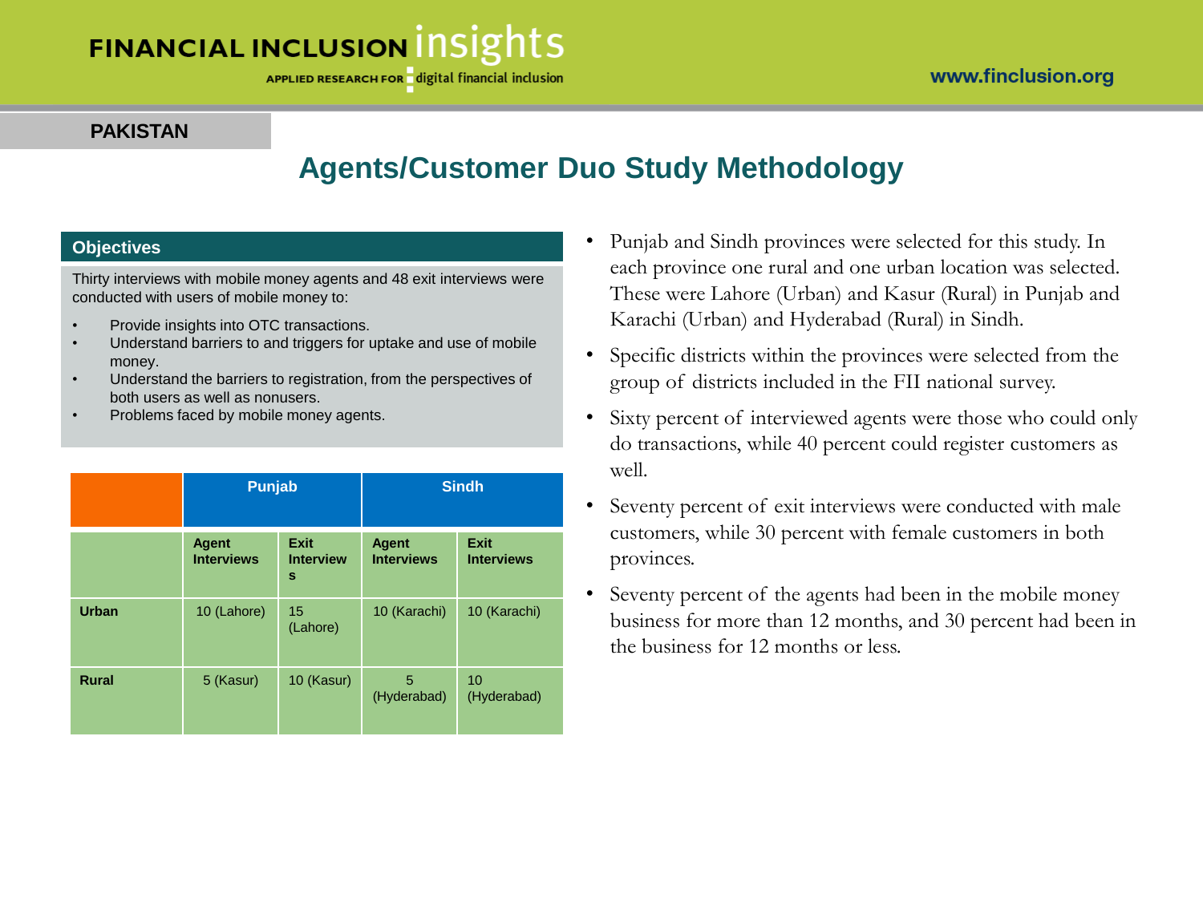PAKISTAN

# Agents/Customer Duo Study Methodology

## Objectives

Thirty interviews with mobile money agents and 48 exit interviews were conducted with users of mobile money to:

- Provide insights into OTC transactions.
- Understand barriers to and triggers for uptake and use of mobile money.
- Understand the barriers to registration, from the perspectives of both users as well as nonusers.
- Problems faced by mobile money agents.

| | Punjab | | Sindh | |
|---|---|---|---|---|
| | **Agent Interviews** | **Exit Interviews** | **Agent Interviews** | **Exit Interviews** |
| **Urban** | 10 (Lahore) | 15 (Lahore) | 10 (Karachi) | 10 (Karachi) |
| **Rural** | 5 (Kasur) | 10 (Kasur) | 5 (Hyderabad) | 10 (Hyderabad) |

- Punjab and Sindh provinces were selected for this study. In each province one rural and one urban location was selected. These were Lahore (Urban) and Kasur (Rural) in Punjab and Karachi (Urban) and Hyderabad (Rural) in Sindh.
- Specific districts within the provinces were selected from the group of districts included in the FII national survey.
- Sixty percent of interviewed agents were those who could only do transactions, while 40 percent could register customers as well.
- Seventy percent of exit interviews were conducted with male customers, while 30 percent with female customers in both provinces.
- Seventy percent of the agents had been in the mobile money business for more than 12 months, and 30 percent had been in the business for 12 months or less.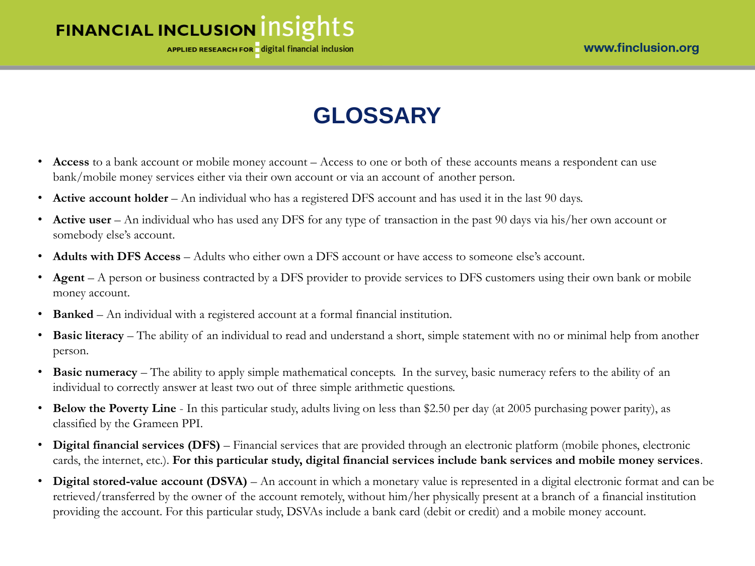# GLOSSARY

- **Access** to a bank account or mobile money account – Access to one or both of these accounts means a respondent can use bank/mobile money services either via their own account or via an account of another person.
- **Active account holder** – An individual who has a registered DFS account and has used it in the last 90 days.
- **Active user** – An individual who has used any DFS for any type of transaction in the past 90 days via his/her own account or somebody else's account.
- **Adults with DFS Access** – Adults who either own a DFS account or have access to someone else's account.
- **Agent** – A person or business contracted by a DFS provider to provide services to DFS customers using their own bank or mobile money account.
- **Banked** – An individual with a registered account at a formal financial institution.
- **Basic literacy** – The ability of an individual to read and understand a short, simple statement with no or minimal help from another person.
- **Basic numeracy** – The ability to apply simple mathematical concepts. In the survey, basic numeracy refers to the ability of an individual to correctly answer at least two out of three simple arithmetic questions.
- **Below the Poverty Line** - In this particular study, adults living on less than $2.50 per day (at 2005 purchasing power parity), as classified by the Grameen PPI.
- **Digital financial services (DFS)** – Financial services that are provided through an electronic platform (mobile phones, electronic cards, the internet, etc.). **For this particular study, digital financial services include bank services and mobile money services**.
- **Digital stored-value account (DSVA)** – An account in which a monetary value is represented in a digital electronic format and can be retrieved/transferred by the owner of the account remotely, without him/her physically present at a branch of a financial institution providing the account. For this particular study, DSVAs include a bank card (debit or credit) and a mobile money account.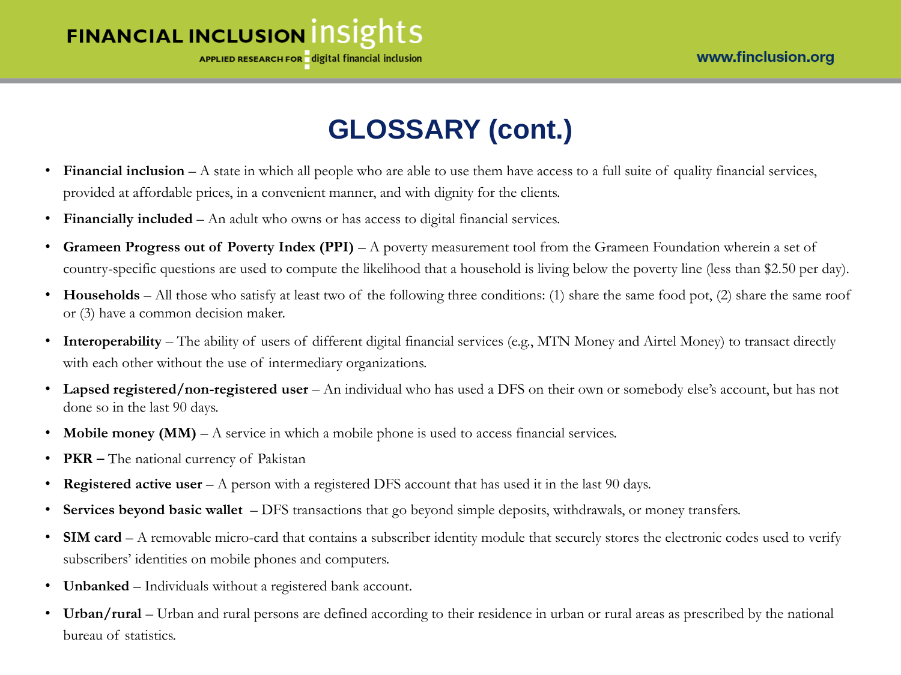# GLOSSARY (cont.)

- **Financial inclusion** – A state in which all people who are able to use them have access to a full suite of quality financial services, provided at affordable prices, in a convenient manner, and with dignity for the clients.
- **Financially included** – An adult who owns or has access to digital financial services.
- **Grameen Progress out of Poverty Index (PPI)** – A poverty measurement tool from the Grameen Foundation wherein a set of country-specific questions are used to compute the likelihood that a household is living below the poverty line (less than $2.50 per day).
- **Households** – All those who satisfy at least two of the following three conditions: (1) share the same food pot, (2) share the same roof or (3) have a common decision maker.
- **Interoperability** – The ability of users of different digital financial services (e.g., MTN Money and Airtel Money) to transact directly with each other without the use of intermediary organizations.
- **Lapsed registered/non-registered user** – An individual who has used a DFS on their own or somebody else's account, but has not done so in the last 90 days.
- **Mobile money (MM)** – A service in which a mobile phone is used to access financial services.
- **PKR –** The national currency of Pakistan
- **Registered active user** – A person with a registered DFS account that has used it in the last 90 days.
- **Services beyond basic wallet** – DFS transactions that go beyond simple deposits, withdrawals, or money transfers.
- **SIM card** – A removable micro-card that contains a subscriber identity module that securely stores the electronic codes used to verify subscribers' identities on mobile phones and computers.
- **Unbanked** – Individuals without a registered bank account.
- **Urban/rural** – Urban and rural persons are defined according to their residence in urban or rural areas as prescribed by the national bureau of statistics.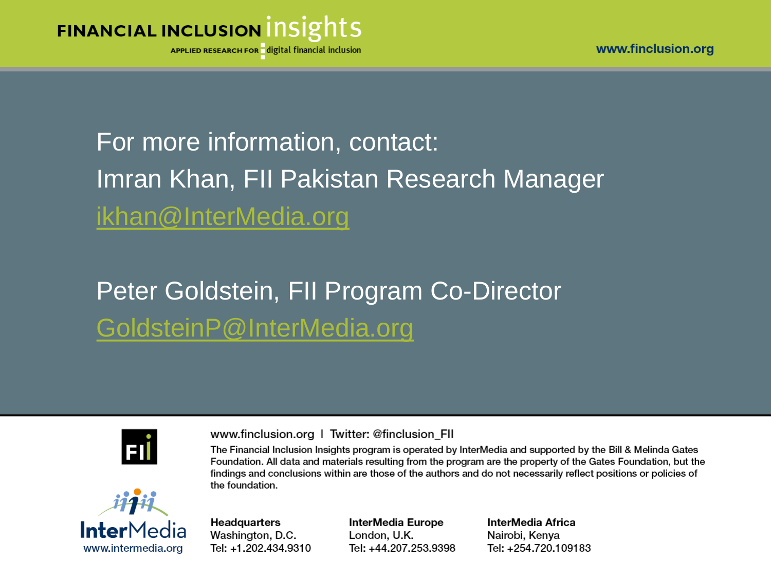FINANCIAL INCLUSION insights

APPLIED RESEARCH FOR digital financial inclusion

www.finclusion.org

For more information, contact:

Imran Khan, FII Pakistan Research Manager

ikhan@InterMedia.org

Peter Goldstein, FII Program Co-Director

GoldsteinP@InterMedia.org

FIi

InterMedia

www.intermedia.org

www.finclusion.org | Twitter: @finclusion_FII

The Financial Inclusion Insights program is operated by InterMedia and supported by the Bill & Melinda Gates Foundation. All data and materials resulting from the program are the property of the Gates Foundation, but the findings and conclusions within are those of the authors and do not necessarily reflect positions or policies of the foundation.

**Headquarters**
Washington, D.C.
Tel: +1.202.434.9310

**InterMedia Europe**
London, U.K.
Tel: +44.207.253.9398

**InterMedia Africa**
Nairobi, Kenya
Tel: +254.720.109183